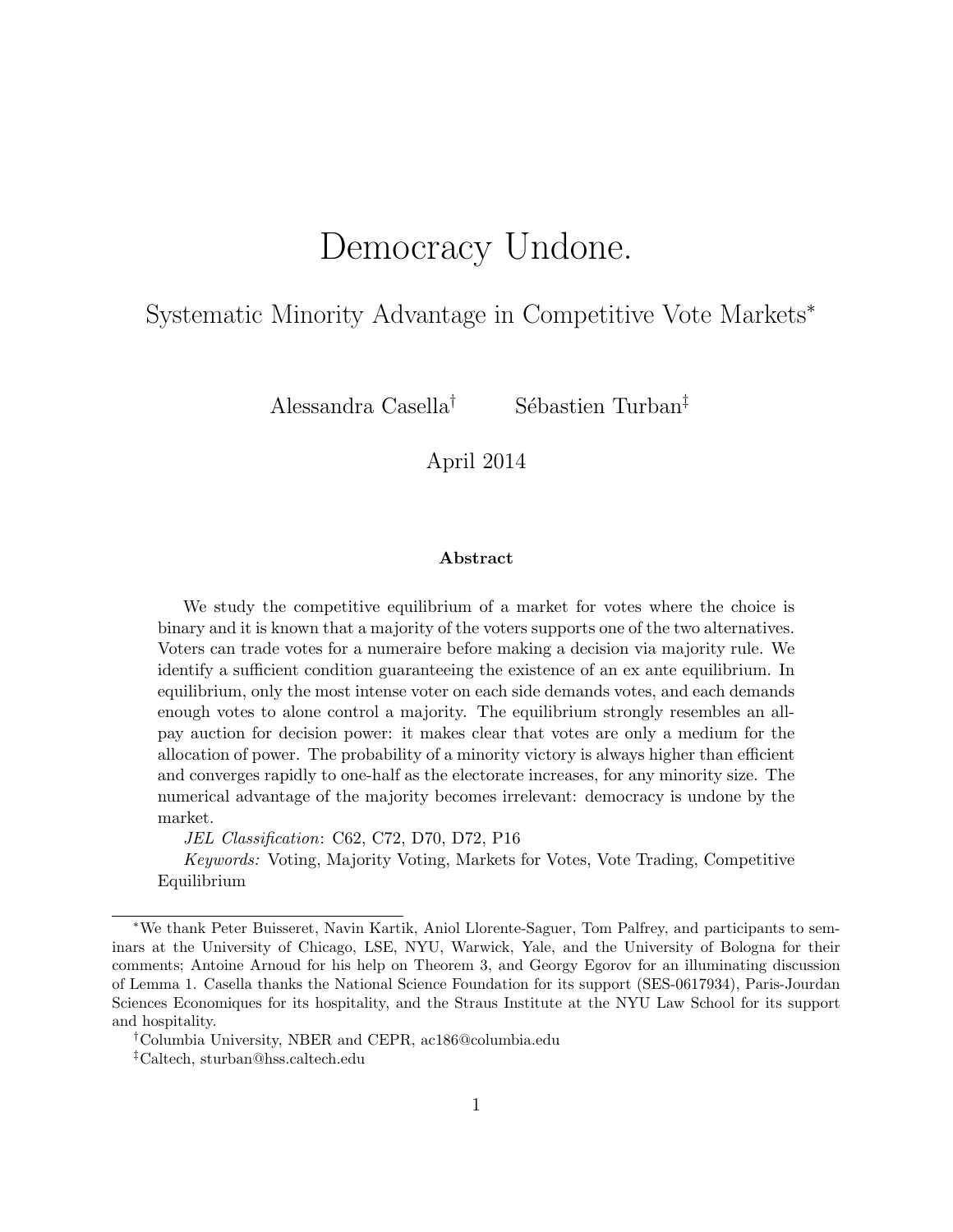# Democracy Undone.

## Systematic Minority Advantage in Competitive Vote Markets*

Alessandra Casella[†] Sébastien Turban[‡]

April 2014

### Abstract

We study the competitive equilibrium of a market for votes where the choice is binary and it is known that a majority of the voters supports one of the two alternatives. Voters can trade votes for a numeraire before making a decision via majority rule. We identify a sufficient condition guaranteeing the existence of an ex ante equilibrium. In equilibrium, only the most intense voter on each side demands votes, and each demands enough votes to alone control a majority. The equilibrium strongly resembles an all-pay auction for decision power: it makes clear that votes are only a medium for the allocation of power. The probability of a minority victory is always higher than efficient and converges rapidly to one-half as the electorate increases, for any minority size. The numerical advantage of the majority becomes irrelevant: democracy is undone by the market.

*JEL Classification*: C62, C72, D70, D72, P16

*Keywords:* Voting, Majority Voting, Markets for Votes, Vote Trading, Competitive Equilibrium

---

*We thank Peter Buisseret, Navin Kartik, Aniol Llorente-Saguer, Tom Palfrey, and participants to seminars at the University of Chicago, LSE, NYU, Warwick, Yale, and the University of Bologna for their comments; Antoine Arnoud for his help on Theorem 3, and Georgy Egorov for an illuminating discussion of Lemma 1. Casella thanks the National Science Foundation for its support (SES-0617934), Paris-Jourdan Sciences Economiques for its hospitality, and the Straus Institute at the NYU Law School for its support and hospitality.

[†]Columbia University, NBER and CEPR, ac186@columbia.edu

[‡]Caltech, sturban@hss.caltech.edu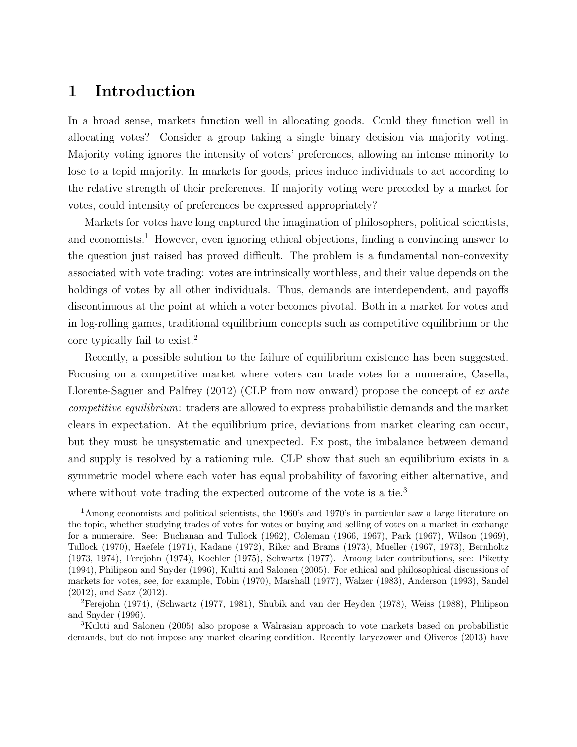# 1 Introduction

In a broad sense, markets function well in allocating goods. Could they function well in allocating votes? Consider a group taking a single binary decision via majority voting. Majority voting ignores the intensity of voters' preferences, allowing an intense minority to lose to a tepid majority. In markets for goods, prices induce individuals to act according to the relative strength of their preferences. If majority voting were preceded by a market for votes, could intensity of preferences be expressed appropriately?

Markets for votes have long captured the imagination of philosophers, political scientists, and economists.[1] However, even ignoring ethical objections, finding a convincing answer to the question just raised has proved difficult. The problem is a fundamental non-convexity associated with vote trading: votes are intrinsically worthless, and their value depends on the holdings of votes by all other individuals. Thus, demands are interdependent, and payoffs discontinuous at the point at which a voter becomes pivotal. Both in a market for votes and in log-rolling games, traditional equilibrium concepts such as competitive equilibrium or the core typically fail to exist.[2]

Recently, a possible solution to the failure of equilibrium existence has been suggested. Focusing on a competitive market where voters can trade votes for a numeraire, Casella, Llorente-Saguer and Palfrey (2012) (CLP from now onward) propose the concept of *ex ante competitive equilibrium*: traders are allowed to express probabilistic demands and the market clears in expectation. At the equilibrium price, deviations from market clearing can occur, but they must be unsystematic and unexpected. Ex post, the imbalance between demand and supply is resolved by a rationing rule. CLP show that such an equilibrium exists in a symmetric model where each voter has equal probability of favoring either alternative, and where without vote trading the expected outcome of the vote is a tie.[3]

[1] Among economists and political scientists, the 1960's and 1970's in particular saw a large literature on the topic, whether studying trades of votes for votes or buying and selling of votes on a market in exchange for a numeraire. See: Buchanan and Tullock (1962), Coleman (1966, 1967), Park (1967), Wilson (1969), Tullock (1970), Haefele (1971), Kadane (1972), Riker and Brams (1973), Mueller (1967, 1973), Bernholtz (1973, 1974), Ferejohn (1974), Koehler (1975), Schwartz (1977). Among later contributions, see: Piketty (1994), Philipson and Snyder (1996), Kultti and Salonen (2005). For ethical and philosophical discussions of markets for votes, see, for example, Tobin (1970), Marshall (1977), Walzer (1983), Anderson (1993), Sandel (2012), and Satz (2012).

[2] Ferejohn (1974), (Schwartz (1977, 1981), Shubik and van der Heyden (1978), Weiss (1988), Philipson and Snyder (1996).

[3] Kultti and Salonen (2005) also propose a Walrasian approach to vote markets based on probabilistic demands, but do not impose any market clearing condition. Recently Iaryczower and Oliveros (2013) have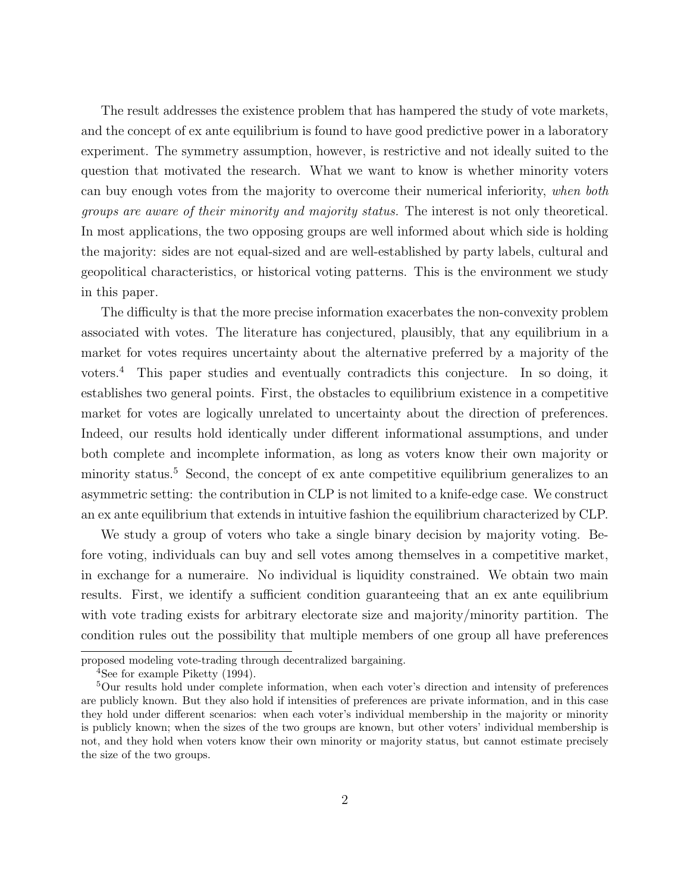The result addresses the existence problem that has hampered the study of vote markets, and the concept of ex ante equilibrium is found to have good predictive power in a laboratory experiment. The symmetry assumption, however, is restrictive and not ideally suited to the question that motivated the research. What we want to know is whether minority voters can buy enough votes from the majority to overcome their numerical inferiority, *when both groups are aware of their minority and majority status.* The interest is not only theoretical. In most applications, the two opposing groups are well informed about which side is holding the majority: sides are not equal-sized and are well-established by party labels, cultural and geopolitical characteristics, or historical voting patterns. This is the environment we study in this paper.

The difficulty is that the more precise information exacerbates the non-convexity problem associated with votes. The literature has conjectured, plausibly, that any equilibrium in a market for votes requires uncertainty about the alternative preferred by a majority of the voters.[4] This paper studies and eventually contradicts this conjecture. In so doing, it establishes two general points. First, the obstacles to equilibrium existence in a competitive market for votes are logically unrelated to uncertainty about the direction of preferences. Indeed, our results hold identically under different informational assumptions, and under both complete and incomplete information, as long as voters know their own majority or minority status.[5] Second, the concept of ex ante competitive equilibrium generalizes to an asymmetric setting: the contribution in CLP is not limited to a knife-edge case. We construct an ex ante equilibrium that extends in intuitive fashion the equilibrium characterized by CLP.

We study a group of voters who take a single binary decision by majority voting. Before voting, individuals can buy and sell votes among themselves in a competitive market, in exchange for a numeraire. No individual is liquidity constrained. We obtain two main results. First, we identify a sufficient condition guaranteeing that an ex ante equilibrium with vote trading exists for arbitrary electorate size and majority/minority partition. The condition rules out the possibility that multiple members of one group all have preferences

proposed modeling vote-trading through decentralized bargaining.

[4] See for example Piketty (1994).

[5] Our results hold under complete information, when each voter's direction and intensity of preferences are publicly known. But they also hold if intensities of preferences are private information, and in this case they hold under different scenarios: when each voter's individual membership in the majority or minority is publicly known; when the sizes of the two groups are known, but other voters' individual membership is not, and they hold when voters know their own minority or majority status, but cannot estimate precisely the size of the two groups.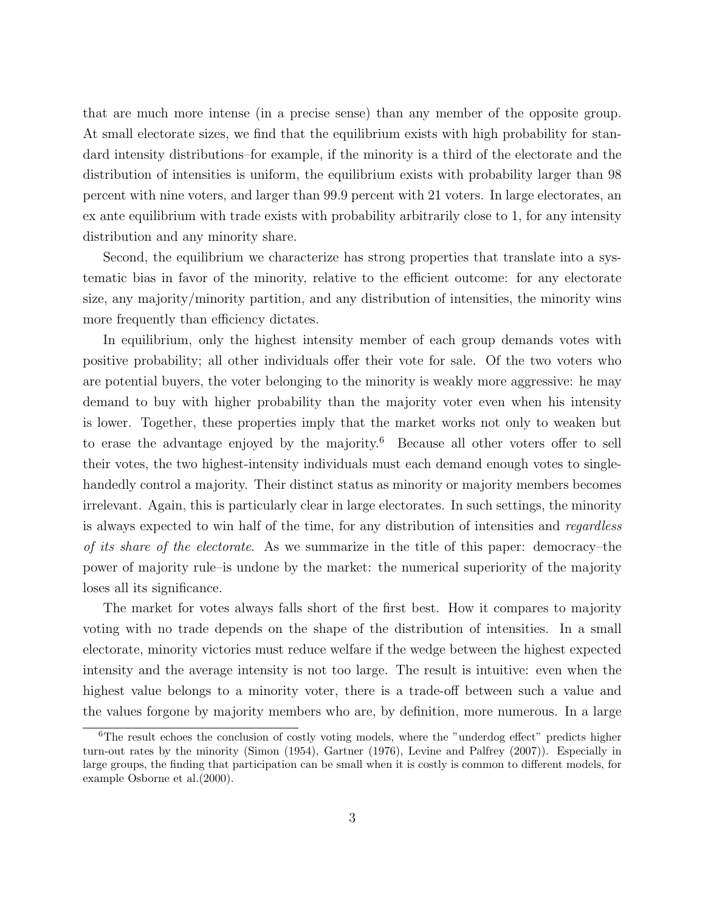that are much more intense (in a precise sense) than any member of the opposite group. At small electorate sizes, we find that the equilibrium exists with high probability for standard intensity distributions–for example, if the minority is a third of the electorate and the distribution of intensities is uniform, the equilibrium exists with probability larger than 98 percent with nine voters, and larger than 99.9 percent with 21 voters. In large electorates, an ex ante equilibrium with trade exists with probability arbitrarily close to 1, for any intensity distribution and any minority share.

Second, the equilibrium we characterize has strong properties that translate into a systematic bias in favor of the minority, relative to the efficient outcome: for any electorate size, any majority/minority partition, and any distribution of intensities, the minority wins more frequently than efficiency dictates.

In equilibrium, only the highest intensity member of each group demands votes with positive probability; all other individuals offer their vote for sale. Of the two voters who are potential buyers, the voter belonging to the minority is weakly more aggressive: he may demand to buy with higher probability than the majority voter even when his intensity is lower. Together, these properties imply that the market works not only to weaken but to erase the advantage enjoyed by the majority.[6] Because all other voters offer to sell their votes, the two highest-intensity individuals must each demand enough votes to single-handedly control a majority. Their distinct status as minority or majority members becomes irrelevant. Again, this is particularly clear in large electorates. In such settings, the minority is always expected to win half of the time, for any distribution of intensities and *regardless of its share of the electorate*. As we summarize in the title of this paper: democracy–the power of majority rule–is undone by the market: the numerical superiority of the majority loses all its significance.

The market for votes always falls short of the first best. How it compares to majority voting with no trade depends on the shape of the distribution of intensities. In a small electorate, minority victories must reduce welfare if the wedge between the highest expected intensity and the average intensity is not too large. The result is intuitive: even when the highest value belongs to a minority voter, there is a trade-off between such a value and the values forgone by majority members who are, by definition, more numerous. In a large

[6] The result echoes the conclusion of costly voting models, where the "underdog effect" predicts higher turn-out rates by the minority (Simon (1954), Gartner (1976), Levine and Palfrey (2007)). Especially in large groups, the finding that participation can be small when it is costly is common to different models, for example Osborne et al.(2000).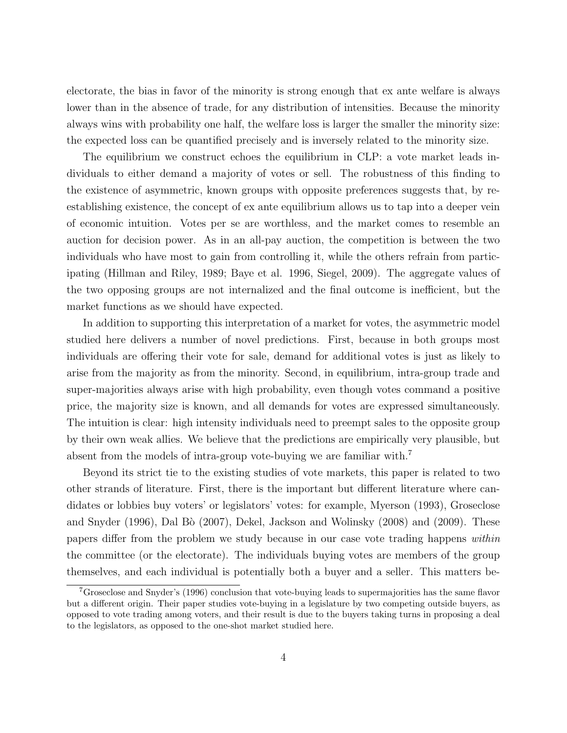electorate, the bias in favor of the minority is strong enough that ex ante welfare is always lower than in the absence of trade, for any distribution of intensities. Because the minority always wins with probability one half, the welfare loss is larger the smaller the minority size: the expected loss can be quantified precisely and is inversely related to the minority size.

The equilibrium we construct echoes the equilibrium in CLP: a vote market leads individuals to either demand a majority of votes or sell. The robustness of this finding to the existence of asymmetric, known groups with opposite preferences suggests that, by reestablishing existence, the concept of ex ante equilibrium allows us to tap into a deeper vein of economic intuition. Votes per se are worthless, and the market comes to resemble an auction for decision power. As in an all-pay auction, the competition is between the two individuals who have most to gain from controlling it, while the others refrain from participating (Hillman and Riley, 1989; Baye et al. 1996, Siegel, 2009). The aggregate values of the two opposing groups are not internalized and the final outcome is inefficient, but the market functions as we should have expected.

In addition to supporting this interpretation of a market for votes, the asymmetric model studied here delivers a number of novel predictions. First, because in both groups most individuals are offering their vote for sale, demand for additional votes is just as likely to arise from the majority as from the minority. Second, in equilibrium, intra-group trade and super-majorities always arise with high probability, even though votes command a positive price, the majority size is known, and all demands for votes are expressed simultaneously. The intuition is clear: high intensity individuals need to preempt sales to the opposite group by their own weak allies. We believe that the predictions are empirically very plausible, but absent from the models of intra-group vote-buying we are familiar with.[7]

Beyond its strict tie to the existing studies of vote markets, this paper is related to two other strands of literature. First, there is the important but different literature where candidates or lobbies buy voters' or legislators' votes: for example, Myerson (1993), Groseclose and Snyder (1996), Dal Bò (2007), Dekel, Jackson and Wolinsky (2008) and (2009). These papers differ from the problem we study because in our case vote trading happens *within* the committee (or the electorate). The individuals buying votes are members of the group themselves, and each individual is potentially both a buyer and a seller. This matters be-

[7] Groseclose and Snyder's (1996) conclusion that vote-buying leads to supermajorities has the same flavor but a different origin. Their paper studies vote-buying in a legislature by two competing outside buyers, as opposed to vote trading among voters, and their result is due to the buyers taking turns in proposing a deal to the legislators, as opposed to the one-shot market studied here.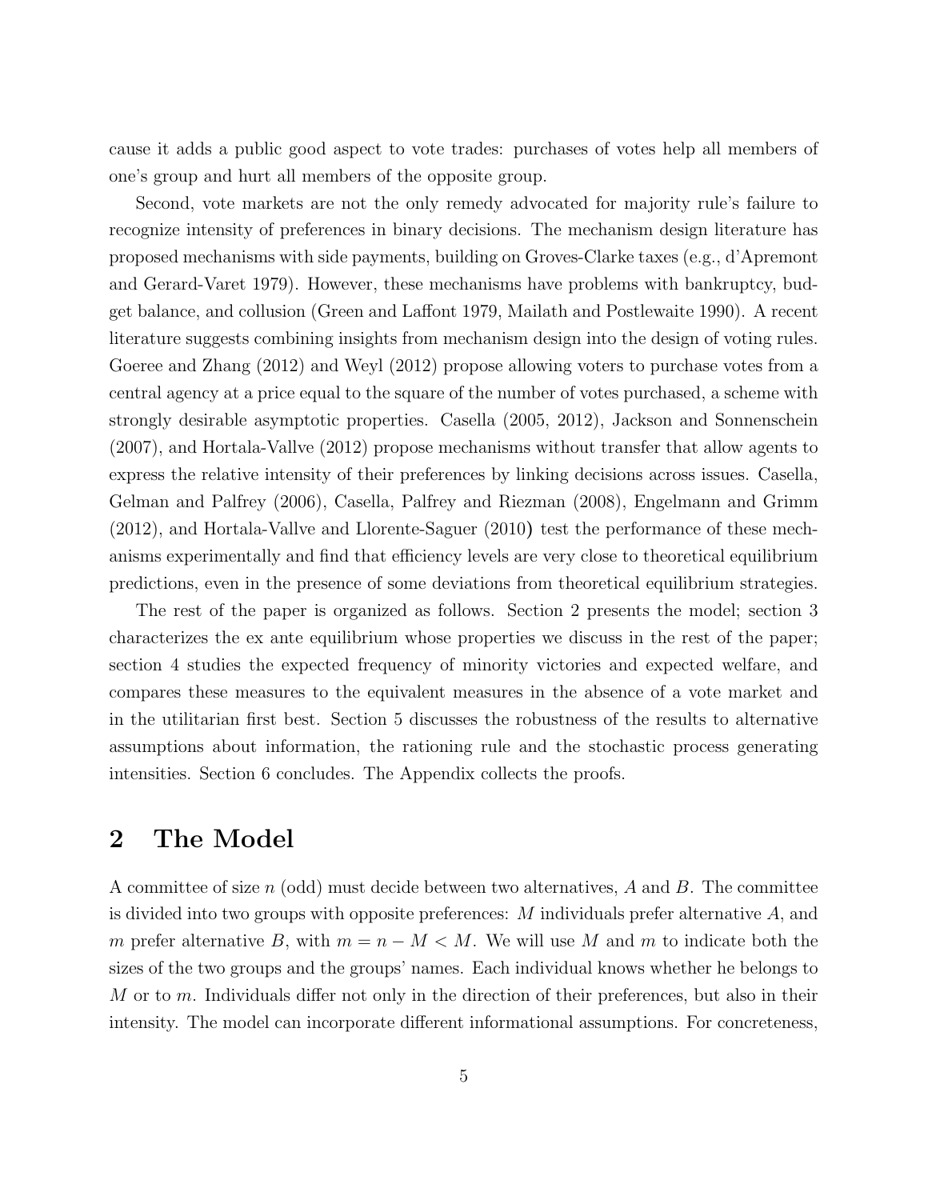cause it adds a public good aspect to vote trades: purchases of votes help all members of one's group and hurt all members of the opposite group.

Second, vote markets are not the only remedy advocated for majority rule's failure to recognize intensity of preferences in binary decisions. The mechanism design literature has proposed mechanisms with side payments, building on Groves-Clarke taxes (e.g., d'Apremont and Gerard-Varet 1979). However, these mechanisms have problems with bankruptcy, budget balance, and collusion (Green and Laffont 1979, Mailath and Postlewaite 1990). A recent literature suggests combining insights from mechanism design into the design of voting rules. Goeree and Zhang (2012) and Weyl (2012) propose allowing voters to purchase votes from a central agency at a price equal to the square of the number of votes purchased, a scheme with strongly desirable asymptotic properties. Casella (2005, 2012), Jackson and Sonnenschein (2007), and Hortala-Vallve (2012) propose mechanisms without transfer that allow agents to express the relative intensity of their preferences by linking decisions across issues. Casella, Gelman and Palfrey (2006), Casella, Palfrey and Riezman (2008), Engelmann and Grimm (2012), and Hortala-Vallve and Llorente-Saguer (2010) test the performance of these mechanisms experimentally and find that efficiency levels are very close to theoretical equilibrium predictions, even in the presence of some deviations from theoretical equilibrium strategies.

The rest of the paper is organized as follows. Section 2 presents the model; section 3 characterizes the ex ante equilibrium whose properties we discuss in the rest of the paper; section 4 studies the expected frequency of minority victories and expected welfare, and compares these measures to the equivalent measures in the absence of a vote market and in the utilitarian first best. Section 5 discusses the robustness of the results to alternative assumptions about information, the rationing rule and the stochastic process generating intensities. Section 6 concludes. The Appendix collects the proofs.

# 2 The Model

A committee of size $n$ (odd) must decide between two alternatives, $A$ and $B$. The committee is divided into two groups with opposite preferences: $M$ individuals prefer alternative $A$, and $m$ prefer alternative $B$, with $m = n - M < M$. We will use $M$ and $m$ to indicate both the sizes of the two groups and the groups' names. Each individual knows whether he belongs to $M$ or to $m$. Individuals differ not only in the direction of their preferences, but also in their intensity. The model can incorporate different informational assumptions. For concreteness,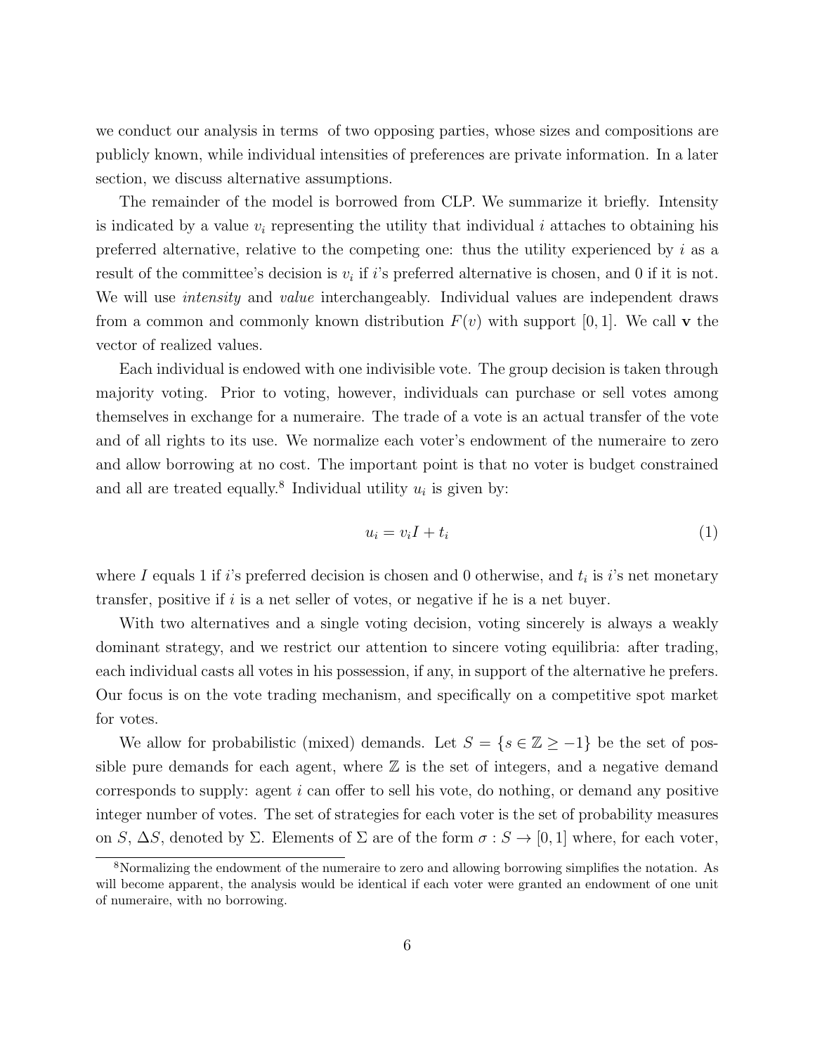we conduct our analysis in terms of two opposing parties, whose sizes and compositions are publicly known, while individual intensities of preferences are private information. In a later section, we discuss alternative assumptions.

The remainder of the model is borrowed from CLP. We summarize it briefly. Intensity is indicated by a value $v_i$ representing the utility that individual $i$ attaches to obtaining his preferred alternative, relative to the competing one: thus the utility experienced by $i$ as a result of the committee's decision is $v_i$ if $i$'s preferred alternative is chosen, and 0 if it is not. We will use *intensity* and *value* interchangeably. Individual values are independent draws from a common and commonly known distribution $F(v)$ with support $[0, 1]$. We call $\mathbf{v}$ the vector of realized values.

Each individual is endowed with one indivisible vote. The group decision is taken through majority voting. Prior to voting, however, individuals can purchase or sell votes among themselves in exchange for a numeraire. The trade of a vote is an actual transfer of the vote and of all rights to its use. We normalize each voter's endowment of the numeraire to zero and allow borrowing at no cost. The important point is that no voter is budget constrained and all are treated equally.[8] Individual utility $u_i$ is given by:

$$u_i = v_i I + t_i \tag{1}$$

where $I$ equals 1 if $i$'s preferred decision is chosen and 0 otherwise, and $t_i$ is $i$'s net monetary transfer, positive if $i$ is a net seller of votes, or negative if he is a net buyer.

With two alternatives and a single voting decision, voting sincerely is always a weakly dominant strategy, and we restrict our attention to sincere voting equilibria: after trading, each individual casts all votes in his possession, if any, in support of the alternative he prefers. Our focus is on the vote trading mechanism, and specifically on a competitive spot market for votes.

We allow for probabilistic (mixed) demands. Let $S = \{s \in \mathbb{Z} \geq -1\}$ be the set of possible pure demands for each agent, where $\mathbb{Z}$ is the set of integers, and a negative demand corresponds to supply: agent $i$ can offer to sell his vote, do nothing, or demand any positive integer number of votes. The set of strategies for each voter is the set of probability measures on $S$, $\Delta S$, denoted by $\Sigma$. Elements of $\Sigma$ are of the form $\sigma : S \to [0, 1]$ where, for each voter,

[8] Normalizing the endowment of the numeraire to zero and allowing borrowing simplifies the notation. As will become apparent, the analysis would be identical if each voter were granted an endowment of one unit of numeraire, with no borrowing.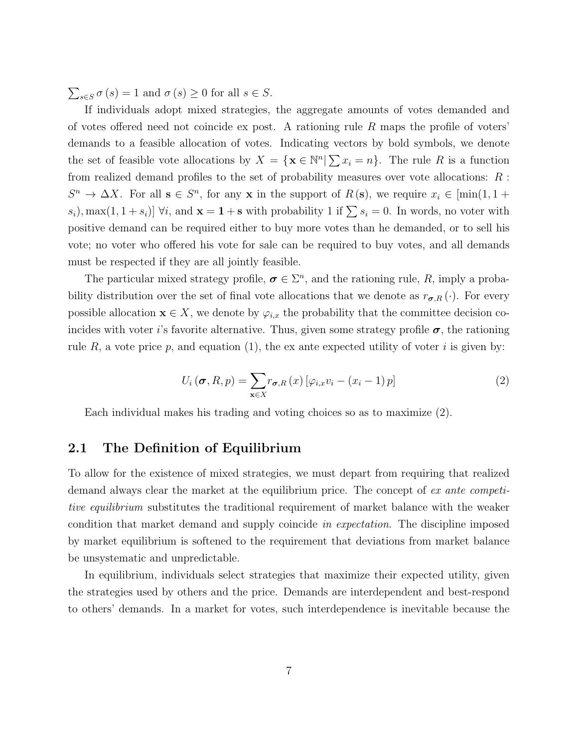$\sum_{s \in S} \sigma(s) = 1$ and $\sigma(s) \geq 0$ for all $s \in S$.

If individuals adopt mixed strategies, the aggregate amounts of votes demanded and of votes offered need not coincide ex post. A rationing rule $R$ maps the profile of voters' demands to a feasible allocation of votes. Indicating vectors by bold symbols, we denote the set of feasible vote allocations by $X = \{\mathbf{x} \in \mathbb{N}^n | \sum x_i = n\}$. The rule $R$ is a function from realized demand profiles to the set of probability measures over vote allocations: $R : S^n \to \Delta X$. For all $\mathbf{s} \in S^n$, for any $\mathbf{x}$ in the support of $R(\mathbf{s})$, we require $x_i \in [\min(1, 1 + s_i), \max(1, 1 + s_i)]$ $\forall i$, and $\mathbf{x} = \mathbf{1} + \mathbf{s}$ with probability 1 if $\sum s_i = 0$. In words, no voter with positive demand can be required either to buy more votes than he demanded, or to sell his vote; no voter who offered his vote for sale can be required to buy votes, and all demands must be respected if they are all jointly feasible.

The particular mixed strategy profile, $\boldsymbol{\sigma} \in \Sigma^n$, and the rationing rule, $R$, imply a probability distribution over the set of final vote allocations that we denote as $r_{\boldsymbol{\sigma},R}(\cdot)$. For every possible allocation $\mathbf{x} \in X$, we denote by $\varphi_{i,x}$ the probability that the committee decision coincides with voter $i$'s favorite alternative. Thus, given some strategy profile $\boldsymbol{\sigma}$, the rationing rule $R$, a vote price $p$, and equation (1), the ex ante expected utility of voter $i$ is given by:

$$U_i(\boldsymbol{\sigma}, R, p) = \sum_{\mathbf{x} \in X} r_{\boldsymbol{\sigma},R}(x) \left[\varphi_{i,x} v_i - (x_i - 1) p\right] \tag{2}$$

Each individual makes his trading and voting choices so as to maximize (2).

## 2.1 The Definition of Equilibrium

To allow for the existence of mixed strategies, we must depart from requiring that realized demand always clear the market at the equilibrium price. The concept of *ex ante competitive equilibrium* substitutes the traditional requirement of market balance with the weaker condition that market demand and supply coincide *in expectation*. The discipline imposed by market equilibrium is softened to the requirement that deviations from market balance be unsystematic and unpredictable.

In equilibrium, individuals select strategies that maximize their expected utility, given the strategies used by others and the price. Demands are interdependent and best-respond to others' demands. In a market for votes, such interdependence is inevitable because the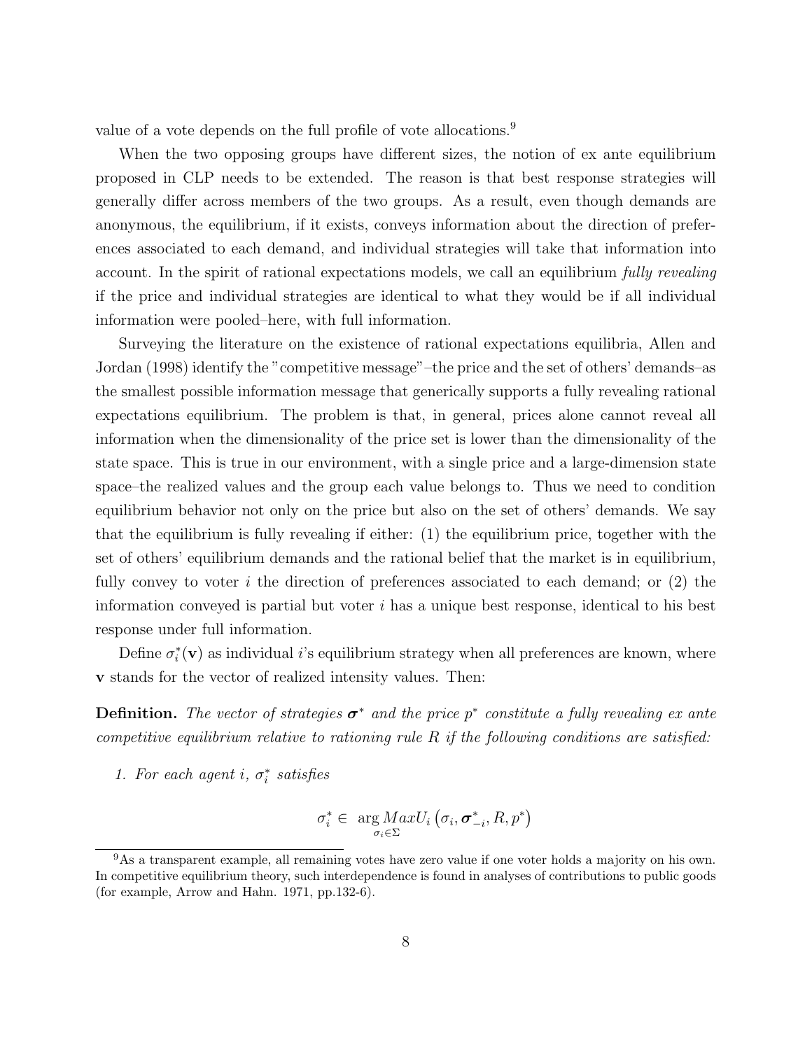value of a vote depends on the full profile of vote allocations.[9]

When the two opposing groups have different sizes, the notion of ex ante equilibrium proposed in CLP needs to be extended. The reason is that best response strategies will generally differ across members of the two groups. As a result, even though demands are anonymous, the equilibrium, if it exists, conveys information about the direction of preferences associated to each demand, and individual strategies will take that information into account. In the spirit of rational expectations models, we call an equilibrium *fully revealing* if the price and individual strategies are identical to what they would be if all individual information were pooled–here, with full information.

Surveying the literature on the existence of rational expectations equilibria, Allen and Jordan (1998) identify the "competitive message"–the price and the set of others' demands–as the smallest possible information message that generically supports a fully revealing rational expectations equilibrium. The problem is that, in general, prices alone cannot reveal all information when the dimensionality of the price set is lower than the dimensionality of the state space. This is true in our environment, with a single price and a large-dimension state space–the realized values and the group each value belongs to. Thus we need to condition equilibrium behavior not only on the price but also on the set of others' demands. We say that the equilibrium is fully revealing if either: (1) the equilibrium price, together with the set of others' equilibrium demands and the rational belief that the market is in equilibrium, fully convey to voter $i$ the direction of preferences associated to each demand; or (2) the information conveyed is partial but voter $i$ has a unique best response, identical to his best response under full information.

Define $\sigma_i^*(\mathbf{v})$ as individual $i$'s equilibrium strategy when all preferences are known, where $\mathbf{v}$ stands for the vector of realized intensity values. Then:

**Definition.** *The vector of strategies $\boldsymbol{\sigma}^*$ and the price $p^*$ constitute a fully revealing ex ante competitive equilibrium relative to rationing rule $R$ if the following conditions are satisfied:*

1. *For each agent $i$, $\sigma_i^*$ satisfies*

$$\sigma_i^* \in \arg\underset{\sigma_i \in \Sigma}{Max} U_i\left(\sigma_i, \boldsymbol{\sigma}_{-i}^*, R, p^*\right)$$

[9] As a transparent example, all remaining votes have zero value if one voter holds a majority on his own. In competitive equilibrium theory, such interdependence is found in analyses of contributions to public goods (for example, Arrow and Hahn. 1971, pp.132-6).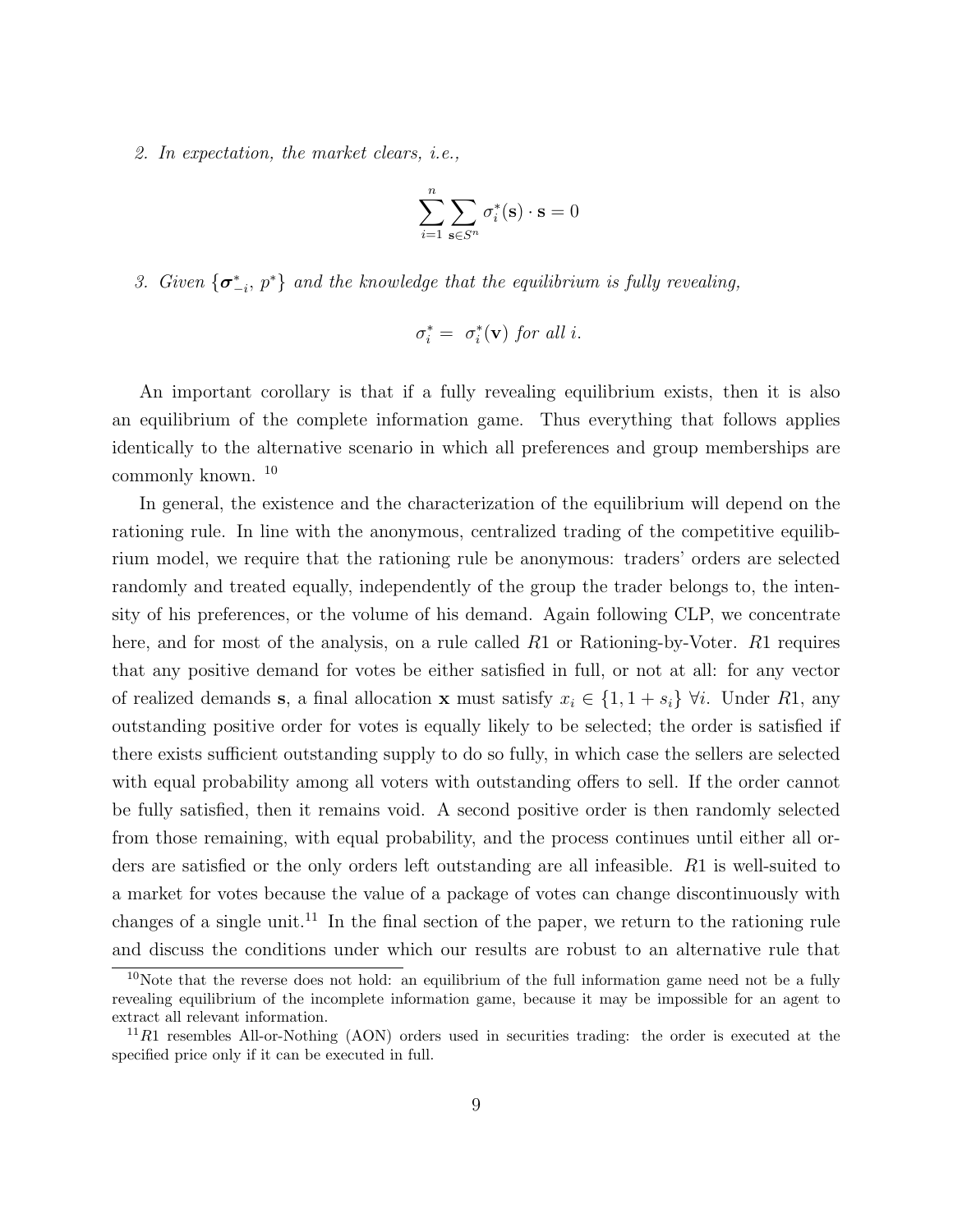2. *In expectation, the market clears, i.e.,*

$$\sum_{i=1}^{n} \sum_{\mathbf{s} \in S^n} \sigma_i^*(\mathbf{s}) \cdot \mathbf{s} = 0$$

3. *Given* $\{\boldsymbol{\sigma}_{-i}^*, p^*\}$ *and the knowledge that the equilibrium is fully revealing,*

$$\sigma_i^* = \sigma_i^*(\mathbf{v}) \text{ for all } i.$$

An important corollary is that if a fully revealing equilibrium exists, then it is also an equilibrium of the complete information game. Thus everything that follows applies identically to the alternative scenario in which all preferences and group memberships are commonly known. [10]

In general, the existence and the characterization of the equilibrium will depend on the rationing rule. In line with the anonymous, centralized trading of the competitive equilibrium model, we require that the rationing rule be anonymous: traders' orders are selected randomly and treated equally, independently of the group the trader belongs to, the intensity of his preferences, or the volume of his demand. Again following CLP, we concentrate here, and for most of the analysis, on a rule called $R1$ or Rationing-by-Voter. $R1$ requires that any positive demand for votes be either satisfied in full, or not at all: for any vector of realized demands $\mathbf{s}$, a final allocation $\mathbf{x}$ must satisfy $x_i \in \{1, 1 + s_i\}$ $\forall i$. Under $R1$, any outstanding positive order for votes is equally likely to be selected; the order is satisfied if there exists sufficient outstanding supply to do so fully, in which case the sellers are selected with equal probability among all voters with outstanding offers to sell. If the order cannot be fully satisfied, then it remains void. A second positive order is then randomly selected from those remaining, with equal probability, and the process continues until either all orders are satisfied or the only orders left outstanding are all infeasible. $R1$ is well-suited to a market for votes because the value of a package of votes can change discontinuously with changes of a single unit.[11] In the final section of the paper, we return to the rationing rule and discuss the conditions under which our results are robust to an alternative rule that

[10] Note that the reverse does not hold: an equilibrium of the full information game need not be a fully revealing equilibrium of the incomplete information game, because it may be impossible for an agent to extract all relevant information.

[11] $R1$ resembles All-or-Nothing (AON) orders used in securities trading: the order is executed at the specified price only if it can be executed in full.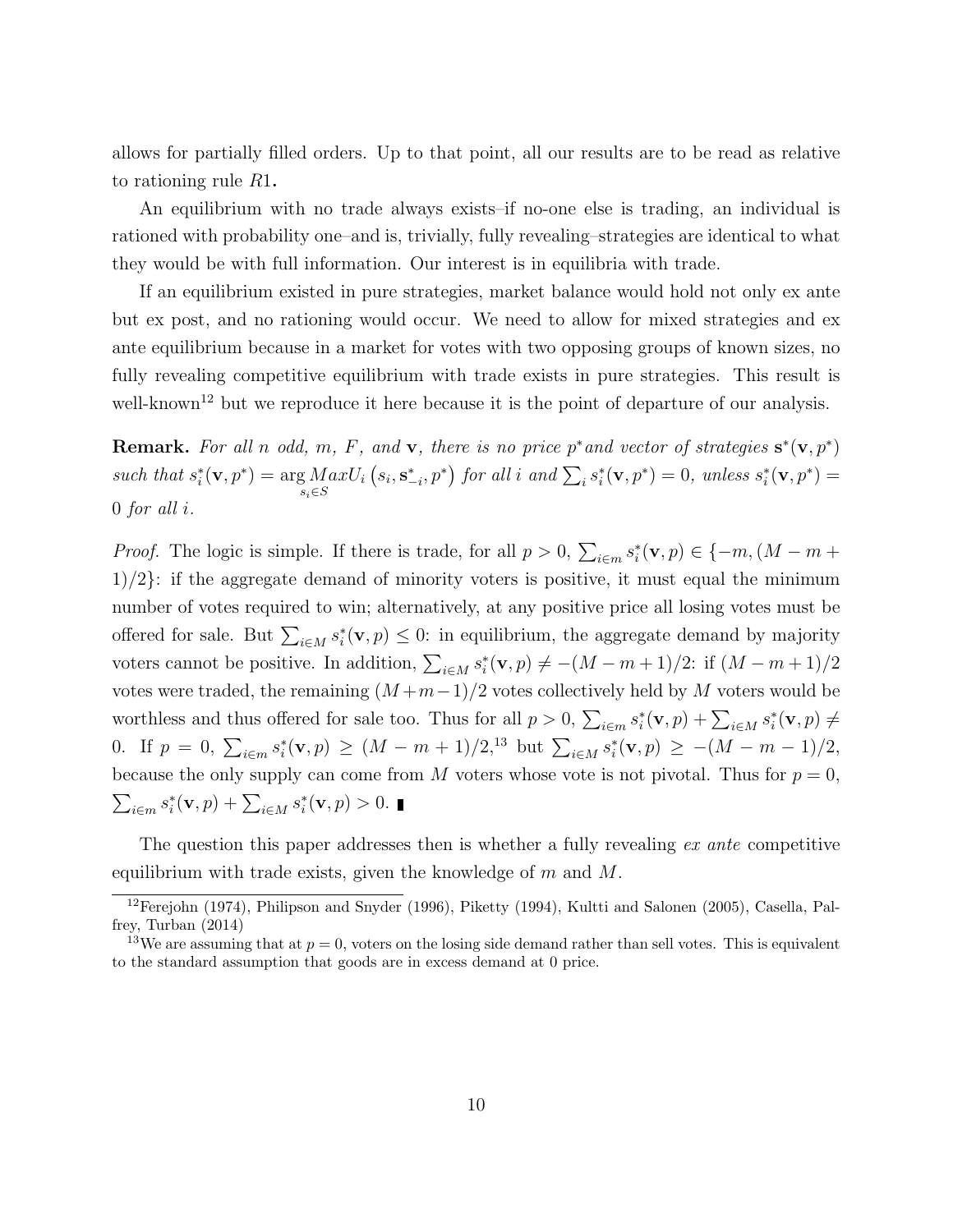allows for partially filled orders. Up to that point, all our results are to be read as relative to rationing rule $R1$**.**

An equilibrium with no trade always exists–if no-one else is trading, an individual is rationed with probability one–and is, trivially, fully revealing–strategies are identical to what they would be with full information. Our interest is in equilibria with trade.

If an equilibrium existed in pure strategies, market balance would hold not only ex ante but ex post, and no rationing would occur. We need to allow for mixed strategies and ex ante equilibrium because in a market for votes with two opposing groups of known sizes, no fully revealing competitive equilibrium with trade exists in pure strategies. This result is well-known[12] but we reproduce it here because it is the point of departure of our analysis.

**Remark.** *For all $n$ odd, $m$, $F$, and $\mathbf{v}$, there is no price $p^*$ and vector of strategies $\mathbf{s}^*(\mathbf{v}, p^*)$ such that $s_i^*(\mathbf{v}, p^*) = \arg\underset{s_i \in S}{Max} U_i\left(s_i, \mathbf{s}_{-i}^*, p^*\right)$ for all $i$ and $\sum_i s_i^*(\mathbf{v}, p^*) = 0$, unless $s_i^*(\mathbf{v}, p^*) = 0$ for all $i$.*

*Proof.* The logic is simple. If there is trade, for all $p > 0$, $\sum_{i \in m} s_i^*(\mathbf{v}, p) \in \{-m, (M - m + 1)/2\}$: if the aggregate demand of minority voters is positive, it must equal the minimum number of votes required to win; alternatively, at any positive price all losing votes must be offered for sale. But $\sum_{i \in M} s_i^*(\mathbf{v}, p) \leq 0$: in equilibrium, the aggregate demand by majority voters cannot be positive. In addition, $\sum_{i \in M} s_i^*(\mathbf{v}, p) \neq -(M - m + 1)/2$: if $(M - m + 1)/2$ votes were traded, the remaining $(M + m - 1)/2$ votes collectively held by $M$ voters would be worthless and thus offered for sale too. Thus for all $p > 0$, $\sum_{i \in m} s_i^*(\mathbf{v}, p) + \sum_{i \in M} s_i^*(\mathbf{v}, p) \neq 0$. If $p = 0$, $\sum_{i \in m} s_i^*(\mathbf{v}, p) \geq (M - m + 1)/2$,[13] but $\sum_{i \in M} s_i^*(\mathbf{v}, p) \geq -(M - m - 1)/2$, because the only supply can come from $M$ voters whose vote is not pivotal. Thus for $p = 0$, $\sum_{i \in m} s_i^*(\mathbf{v}, p) + \sum_{i \in M} s_i^*(\mathbf{v}, p) > 0$. ∎

The question this paper addresses then is whether a fully revealing *ex ante* competitive equilibrium with trade exists, given the knowledge of $m$ and $M$.

---

[12] Ferejohn (1974), Philipson and Snyder (1996), Piketty (1994), Kultti and Salonen (2005), Casella, Palfrey, Turban (2014)

[13] We are assuming that at $p = 0$, voters on the losing side demand rather than sell votes. This is equivalent to the standard assumption that goods are in excess demand at 0 price.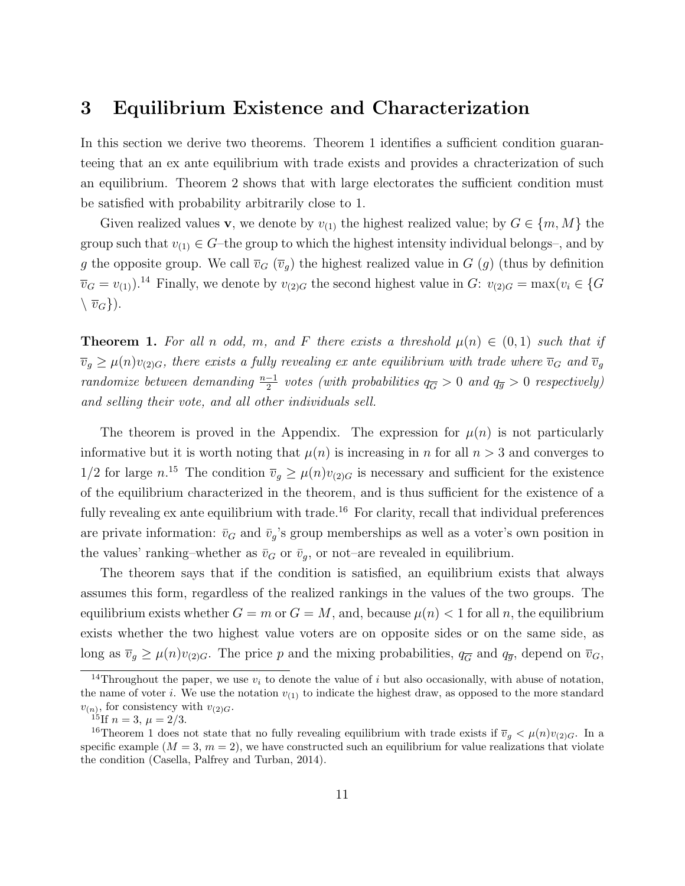# 3 Equilibrium Existence and Characterization

In this section we derive two theorems. Theorem 1 identifies a sufficient condition guaranteeing that an ex ante equilibrium with trade exists and provides a chracterization of such an equilibrium. Theorem 2 shows that with large electorates the sufficient condition must be satisfied with probability arbitrarily close to 1.

Given realized values $\mathbf{v}$, we denote by $v_{(1)}$ the highest realized value; by $G \in \{m, M\}$ the group such that $v_{(1)} \in G$–the group to which the highest intensity individual belongs–, and by $g$ the opposite group. We call $\overline{v}_G$ ($\overline{v}_g$) the highest realized value in $G$ ($g$) (thus by definition $\overline{v}_G = v_{(1)}$).[14] Finally, we denote by $v_{(2)G}$ the second highest value in $G$: $v_{(2)G} = \max(v_i \in \{G \setminus \overline{v}_G\})$.

**Theorem 1.** *For all $n$ odd, $m$, and $F$ there exists a threshold $\mu(n) \in (0, 1)$ such that if $\overline{v}_g \geq \mu(n)v_{(2)G}$, there exists a fully revealing ex ante equilibrium with trade where $\overline{v}_G$ and $\overline{v}_g$ randomize between demanding $\frac{n-1}{2}$ votes (with probabilities $q_{\overline{G}} > 0$ and $q_{\overline{g}} > 0$ respectively) and selling their vote, and all other individuals sell.*

The theorem is proved in the Appendix. The expression for $\mu(n)$ is not particularly informative but it is worth noting that $\mu(n)$ is increasing in $n$ for all $n > 3$ and converges to $1/2$ for large $n$.[15] The condition $\overline{v}_g \geq \mu(n)v_{(2)G}$ is necessary and sufficient for the existence of the equilibrium characterized in the theorem, and is thus sufficient for the existence of a fully revealing ex ante equilibrium with trade.[16] For clarity, recall that individual preferences are private information: $\bar{v}_G$ and $\bar{v}_g$'s group memberships as well as a voter's own position in the values' ranking–whether as $\bar{v}_G$ or $\bar{v}_g$, or not–are revealed in equilibrium.

The theorem says that if the condition is satisfied, an equilibrium exists that always assumes this form, regardless of the realized rankings in the values of the two groups. The equilibrium exists whether $G = m$ or $G = M$, and, because $\mu(n) < 1$ for all $n$, the equilibrium exists whether the two highest value voters are on opposite sides or on the same side, as long as $\overline{v}_g \geq \mu(n)v_{(2)G}$. The price $p$ and the mixing probabilities, $q_{\overline{G}}$ and $q_{\overline{g}}$, depend on $\overline{v}_G$,

[14] Throughout the paper, we use $v_i$ to denote the value of $i$ but also occasionally, with abuse of notation, the name of voter $i$. We use the notation $v_{(1)}$ to indicate the highest draw, as opposed to the more standard $v_{(n)}$, for consistency with $v_{(2)G}$.

[15] If $n = 3$, $\mu = 2/3$.

[16] Theorem 1 does not state that no fully revealing equilibrium with trade exists if $\overline{v}_g < \mu(n)v_{(2)G}$. In a specific example ($M = 3$, $m = 2$), we have constructed such an equilibrium for value realizations that violate the condition (Casella, Palfrey and Turban, 2014).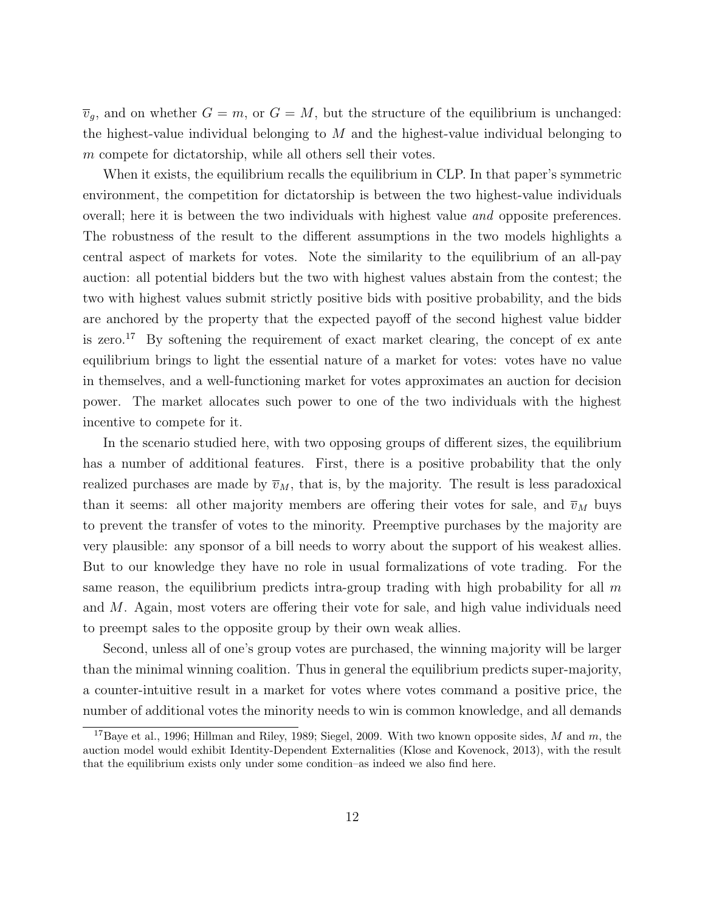$\overline{v}_g$, and on whether $G = m$, or $G = M$, but the structure of the equilibrium is unchanged: the highest-value individual belonging to $M$ and the highest-value individual belonging to $m$ compete for dictatorship, while all others sell their votes.

When it exists, the equilibrium recalls the equilibrium in CLP. In that paper's symmetric environment, the competition for dictatorship is between the two highest-value individuals overall; here it is between the two individuals with highest value *and* opposite preferences. The robustness of the result to the different assumptions in the two models highlights a central aspect of markets for votes. Note the similarity to the equilibrium of an all-pay auction: all potential bidders but the two with highest values abstain from the contest; the two with highest values submit strictly positive bids with positive probability, and the bids are anchored by the property that the expected payoff of the second highest value bidder is zero.[17] By softening the requirement of exact market clearing, the concept of ex ante equilibrium brings to light the essential nature of a market for votes: votes have no value in themselves, and a well-functioning market for votes approximates an auction for decision power. The market allocates such power to one of the two individuals with the highest incentive to compete for it.

In the scenario studied here, with two opposing groups of different sizes, the equilibrium has a number of additional features. First, there is a positive probability that the only realized purchases are made by $\overline{v}_M$, that is, by the majority. The result is less paradoxical than it seems: all other majority members are offering their votes for sale, and $\overline{v}_M$ buys to prevent the transfer of votes to the minority. Preemptive purchases by the majority are very plausible: any sponsor of a bill needs to worry about the support of his weakest allies. But to our knowledge they have no role in usual formalizations of vote trading. For the same reason, the equilibrium predicts intra-group trading with high probability for all $m$ and $M$. Again, most voters are offering their vote for sale, and high value individuals need to preempt sales to the opposite group by their own weak allies.

Second, unless all of one's group votes are purchased, the winning majority will be larger than the minimal winning coalition. Thus in general the equilibrium predicts super-majority, a counter-intuitive result in a market for votes where votes command a positive price, the number of additional votes the minority needs to win is common knowledge, and all demands

[17] Baye et al., 1996; Hillman and Riley, 1989; Siegel, 2009. With two known opposite sides, $M$ and $m$, the auction model would exhibit Identity-Dependent Externalities (Klose and Kovenock, 2013), with the result that the equilibrium exists only under some condition–as indeed we also find here.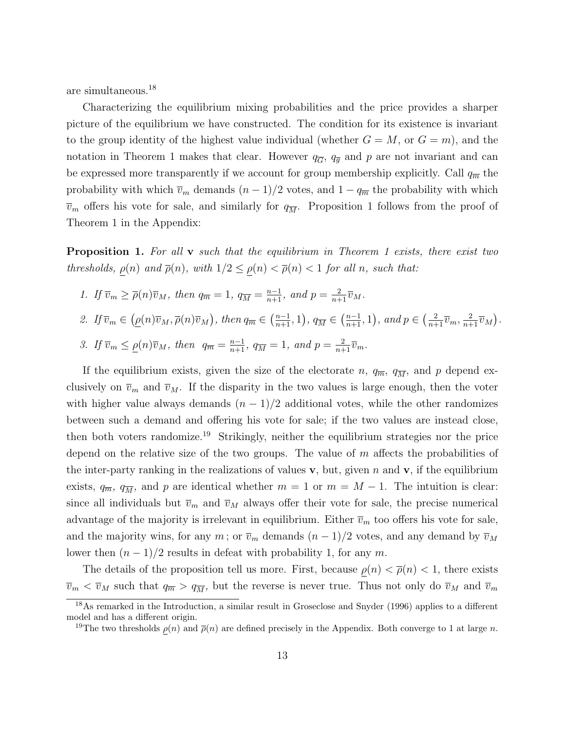are simultaneous.[18]

Characterizing the equilibrium mixing probabilities and the price provides a sharper picture of the equilibrium we have constructed. The condition for its existence is invariant to the group identity of the highest value individual (whether $G = M$, or $G = m$), and the notation in Theorem 1 makes that clear. However $q_{\overline{G}}$, $q_{\overline{g}}$ and $p$ are not invariant and can be expressed more transparently if we account for group membership explicitly. Call $q_{\overline{m}}$ the probability with which $\overline{v}_m$ demands $(n-1)/2$ votes, and $1 - q_{\overline{m}}$ the probability with which $\overline{v}_m$ offers his vote for sale, and similarly for $q_{\overline{M}}$. Proposition 1 follows from the proof of Theorem 1 in the Appendix:

**Proposition 1.** *For all* $\mathbf{v}$ *such that the equilibrium in Theorem 1 exists, there exist two thresholds,* $\underline{\rho}(n)$ *and* $\overline{\rho}(n)$*, with* $1/2 \leq \underline{\rho}(n) < \overline{\rho}(n) < 1$ *for all* $n$*, such that:*

1. *If* $\overline{v}_m \geq \overline{\rho}(n)\overline{v}_M$*, then* $q_{\overline{m}} = 1$*,* $q_{\overline{M}} = \frac{n-1}{n+1}$*, and* $p = \frac{2}{n+1}\overline{v}_M$*.*
2. *If* $\overline{v}_m \in \left(\underline{\rho}(n)\overline{v}_M, \overline{\rho}(n)\overline{v}_M\right)$*, then* $q_{\overline{m}} \in \left(\frac{n-1}{n+1}, 1\right)$*,* $q_{\overline{M}} \in \left(\frac{n-1}{n+1}, 1\right)$*, and* $p \in \left(\frac{2}{n+1}\overline{v}_m, \frac{2}{n+1}\overline{v}_M\right)$*.*
3. *If* $\overline{v}_m \leq \underline{\rho}(n)\overline{v}_M$*, then* $q_{\overline{m}} = \frac{n-1}{n+1}$*,* $q_{\overline{M}} = 1$*, and* $p = \frac{2}{n+1}\overline{v}_m$*.*

If the equilibrium exists, given the size of the electorate $n$, $q_{\overline{m}}$, $q_{\overline{M}}$, and $p$ depend exclusively on $\overline{v}_m$ and $\overline{v}_M$. If the disparity in the two values is large enough, then the voter with higher value always demands $(n-1)/2$ additional votes, while the other randomizes between such a demand and offering his vote for sale; if the two values are instead close, then both voters randomize.[19] Strikingly, neither the equilibrium strategies nor the price depend on the relative size of the two groups. The value of $m$ affects the probabilities of the inter-party ranking in the realizations of values $\mathbf{v}$, but, given $n$ and $\mathbf{v}$, if the equilibrium exists, $q_{\overline{m}}$, $q_{\overline{M}}$, and $p$ are identical whether $m = 1$ or $m = M - 1$. The intuition is clear: since all individuals but $\overline{v}_m$ and $\overline{v}_M$ always offer their vote for sale, the precise numerical advantage of the majority is irrelevant in equilibrium. Either $\overline{v}_m$ too offers his vote for sale, and the majority wins, for any $m$; or $\overline{v}_m$ demands $(n-1)/2$ votes, and any demand by $\overline{v}_M$ lower then $(n-1)/2$ results in defeat with probability 1, for any $m$.

The details of the proposition tell us more. First, because $\underline{\rho}(n) < \overline{\rho}(n) < 1$, there exists $\overline{v}_m < \overline{v}_M$ such that $q_{\overline{m}} > q_{\overline{M}}$, but the reverse is never true. Thus not only do $\overline{v}_M$ and $\overline{v}_m$

[18] As remarked in the Introduction, a similar result in Groseclose and Snyder (1996) applies to a different model and has a different origin.

[19] The two thresholds $\underline{\rho}(n)$ and $\overline{\rho}(n)$ are defined precisely in the Appendix. Both converge to 1 at large $n$.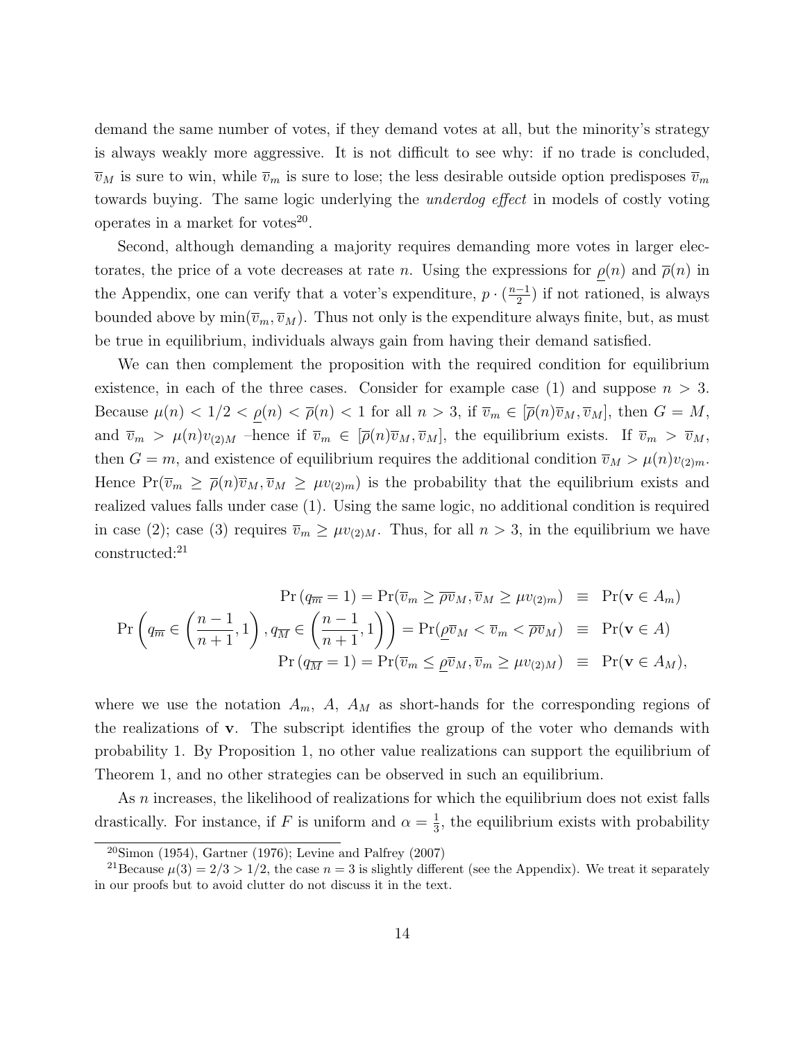demand the same number of votes, if they demand votes at all, but the minority's strategy is always weakly more aggressive. It is not difficult to see why: if no trade is concluded, $\overline{v}_M$ is sure to win, while $\overline{v}_m$ is sure to lose; the less desirable outside option predisposes $\overline{v}_m$ towards buying. The same logic underlying the *underdog effect* in models of costly voting operates in a market for votes[20].

Second, although demanding a majority requires demanding more votes in larger electorates, the price of a vote decreases at rate $n$. Using the expressions for $\underline{\rho}(n)$ and $\overline{\rho}(n)$ in the Appendix, one can verify that a voter's expenditure, $p \cdot (\frac{n-1}{2})$ if not rationed, is always bounded above by $\min(\overline{v}_m, \overline{v}_M)$. Thus not only is the expenditure always finite, but, as must be true in equilibrium, individuals always gain from having their demand satisfied.

We can then complement the proposition with the required condition for equilibrium existence, in each of the three cases. Consider for example case (1) and suppose $n > 3$. Because $\mu(n) < 1/2 < \underline{\rho}(n) < \overline{\rho}(n) < 1$ for all $n > 3$, if $\overline{v}_m \in [\overline{\rho}(n)\overline{v}_M, \overline{v}_M]$, then $G = M$, and $\overline{v}_m > \mu(n)v_{(2)M}$ –hence if $\overline{v}_m \in [\overline{\rho}(n)\overline{v}_M, \overline{v}_M]$, the equilibrium exists. If $\overline{v}_m > \overline{v}_M$, then $G = m$, and existence of equilibrium requires the additional condition $\overline{v}_M > \mu(n)v_{(2)m}$. Hence $\Pr(\overline{v}_m \geq \overline{\rho}(n)\overline{v}_M, \overline{v}_M \geq \mu v_{(2)m})$ is the probability that the equilibrium exists and realized values falls under case (1). Using the same logic, no additional condition is required in case (2); case (3) requires $\overline{v}_m \geq \mu v_{(2)M}$. Thus, for all $n > 3$, in the equilibrium we have constructed:[21]

$$
\begin{aligned}
\Pr\left(q_{\overline{m}} = 1\right) = \Pr(\overline{v}_m \geq \overline{\rho}\overline{v}_M, \overline{v}_M \geq \mu v_{(2)m}) &\equiv \Pr(\mathbf{v} \in A_m) \\
\Pr\left(q_{\overline{m}} \in \left(\frac{n-1}{n+1}, 1\right), q_{\overline{M}} \in \left(\frac{n-1}{n+1}, 1\right)\right) = \Pr(\underline{\rho}\overline{v}_M < \overline{v}_m < \overline{\rho}\overline{v}_M) &\equiv \Pr(\mathbf{v} \in A) \\
\Pr\left(q_{\overline{M}} = 1\right) = \Pr(\overline{v}_m \leq \underline{\rho}\overline{v}_M, \overline{v}_m \geq \mu v_{(2)M}) &\equiv \Pr(\mathbf{v} \in A_M),
\end{aligned}
$$

where we use the notation $A_m$, $A$, $A_M$ as short-hands for the corresponding regions of the realizations of $\mathbf{v}$. The subscript identifies the group of the voter who demands with probability 1. By Proposition 1, no other value realizations can support the equilibrium of Theorem 1, and no other strategies can be observed in such an equilibrium.

As $n$ increases, the likelihood of realizations for which the equilibrium does not exist falls drastically. For instance, if $F$ is uniform and $\alpha = \frac{1}{3}$, the equilibrium exists with probability

[20] Simon (1954), Gartner (1976); Levine and Palfrey (2007)

[21] Because $\mu(3) = 2/3 > 1/2$, the case $n = 3$ is slightly different (see the Appendix). We treat it separately in our proofs but to avoid clutter do not discuss it in the text.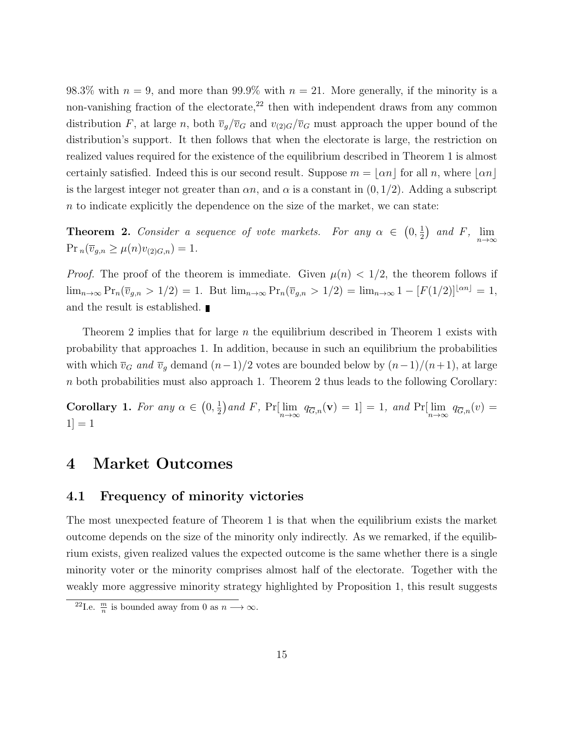98.3% with $n = 9$, and more than 99.9% with $n = 21$. More generally, if the minority is a non-vanishing fraction of the electorate,[22] then with independent draws from any common distribution $F$, at large $n$, both $\overline{v}_g/\overline{v}_G$ and $v_{(2)G}/\overline{v}_G$ must approach the upper bound of the distribution's support. It then follows that when the electorate is large, the restriction on realized values required for the existence of the equilibrium described in Theorem 1 is almost certainly satisfied. Indeed this is our second result. Suppose $m = \lfloor \alpha n \rfloor$ for all $n$, where $\lfloor \alpha n \rfloor$ is the largest integer not greater than $\alpha n$, and $\alpha$ is a constant in $(0, 1/2)$. Adding a subscript $n$ to indicate explicitly the dependence on the size of the market, we can state:

**Theorem 2.** *Consider a sequence of vote markets. For any $\alpha \in \left(0, \frac{1}{2}\right)$ and $F$, $\lim_{n\to\infty} \Pr_n(\overline{v}_{g,n} \geq \mu(n) v_{(2)G,n}) = 1$.*

*Proof.* The proof of the theorem is immediate. Given $\mu(n) < 1/2$, the theorem follows if $\lim_{n\to\infty} \Pr_n(\overline{v}_{g,n} > 1/2) = 1$. But $\lim_{n\to\infty} \Pr_n(\overline{v}_{g,n} > 1/2) = \lim_{n\to\infty} 1 - [F(1/2)]^{\lfloor \alpha n \rfloor} = 1$, and the result is established. ∎

Theorem 2 implies that for large $n$ the equilibrium described in Theorem 1 exists with probability that approaches 1. In addition, because in such an equilibrium the probabilities with which $\overline{v}_G$ *and* $\overline{v}_g$ demand $(n-1)/2$ votes are bounded below by $(n-1)/(n+1)$, at large $n$ both probabilities must also approach 1. Theorem 2 thus leads to the following Corollary:

**Corollary 1.** *For any $\alpha \in \left(0, \frac{1}{2}\right)$ and $F$, $\Pr[\lim_{n\to\infty} q_{\overline{G},n}(\mathbf{v}) = 1] = 1$, and $\Pr[\lim_{n\to\infty} q_{\overline{G},n}(v) = 1] = 1$*

# 4 Market Outcomes

## 4.1 Frequency of minority victories

The most unexpected feature of Theorem 1 is that when the equilibrium exists the market outcome depends on the size of the minority only indirectly. As we remarked, if the equilibrium exists, given realized values the expected outcome is the same whether there is a single minority voter or the minority comprises almost half of the electorate. Together with the weakly more aggressive minority strategy highlighted by Proposition 1, this result suggests

[22] I.e. $\frac{m}{n}$ is bounded away from 0 as $n \longrightarrow \infty$.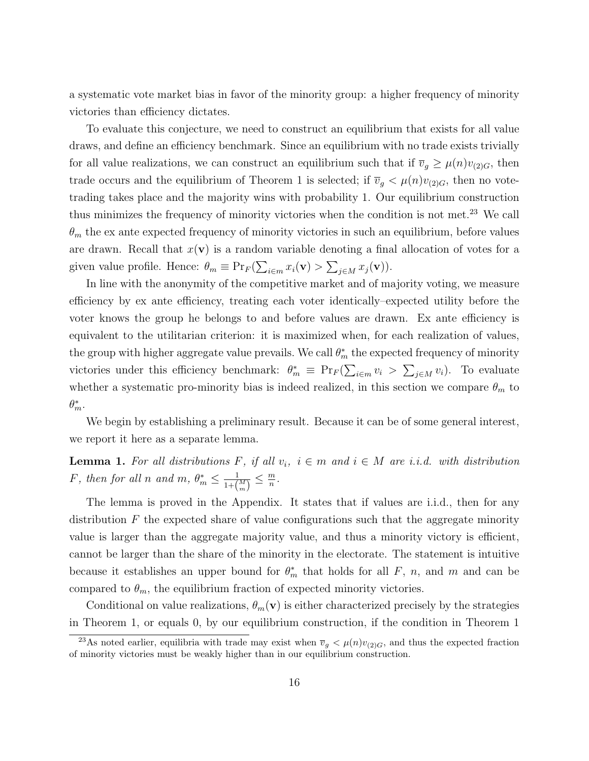a systematic vote market bias in favor of the minority group: a higher frequency of minority victories than efficiency dictates.

To evaluate this conjecture, we need to construct an equilibrium that exists for all value draws, and define an efficiency benchmark. Since an equilibrium with no trade exists trivially for all value realizations, we can construct an equilibrium such that if $\overline{v}_g \geq \mu(n)v_{(2)G}$, then trade occurs and the equilibrium of Theorem 1 is selected; if $\overline{v}_g < \mu(n)v_{(2)G}$, then no vote-trading takes place and the majority wins with probability 1. Our equilibrium construction thus minimizes the frequency of minority victories when the condition is not met.[23] We call $\theta_m$ the ex ante expected frequency of minority victories in such an equilibrium, before values are drawn. Recall that $x(\mathbf{v})$ is a random variable denoting a final allocation of votes for a given value profile. Hence: $\theta_m \equiv \Pr_F(\sum_{i \in m} x_i(\mathbf{v}) > \sum_{j \in M} x_j(\mathbf{v}))$.

In line with the anonymity of the competitive market and of majority voting, we measure efficiency by ex ante efficiency, treating each voter identically–expected utility before the voter knows the group he belongs to and before values are drawn. Ex ante efficiency is equivalent to the utilitarian criterion: it is maximized when, for each realization of values, the group with higher aggregate value prevails. We call $\theta_m^*$ the expected frequency of minority victories under this efficiency benchmark: $\theta_m^* \equiv \Pr_F(\sum_{i \in m} v_i > \sum_{j \in M} v_i)$. To evaluate whether a systematic pro-minority bias is indeed realized, in this section we compare $\theta_m$ to $\theta_m^*$.

We begin by establishing a preliminary result. Because it can be of some general interest, we report it here as a separate lemma.

**Lemma 1.** *For all distributions $F$, if all $v_i$, $i \in m$ and $i \in M$ are i.i.d. with distribution $F$, then for all $n$ and $m$, $\theta_m^* \leq \frac{1}{1+\binom{M}{m}} \leq \frac{m}{n}$.*

The lemma is proved in the Appendix. It states that if values are i.i.d., then for any distribution $F$ the expected share of value configurations such that the aggregate minority value is larger than the aggregate majority value, and thus a minority victory is efficient, cannot be larger than the share of the minority in the electorate. The statement is intuitive because it establishes an upper bound for $\theta_m^*$ that holds for all $F$, $n$, and $m$ and can be compared to $\theta_m$, the equilibrium fraction of expected minority victories.

Conditional on value realizations, $\theta_m(\mathbf{v})$ is either characterized precisely by the strategies in Theorem 1, or equals 0, by our equilibrium construction, if the condition in Theorem 1

[23] As noted earlier, equilibria with trade may exist when $\overline{v}_g < \mu(n)v_{(2)G}$, and thus the expected fraction of minority victories must be weakly higher than in our equilibrium construction.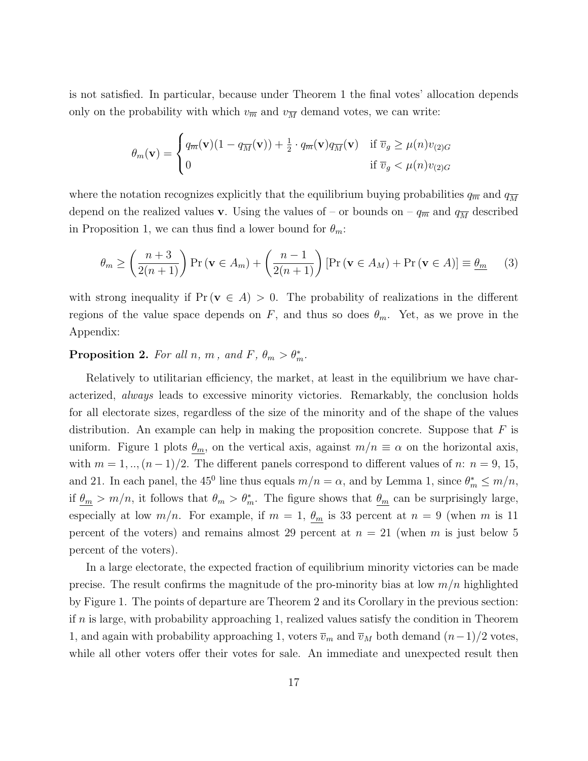is not satisfied. In particular, because under Theorem 1 the final votes' allocation depends only on the probability with which $v_{\overline{m}}$ and $v_{\overline{M}}$ demand votes, we can write:

$$\theta_m(\mathbf{v}) = \begin{cases} q_{\overline{m}}(\mathbf{v})(1 - q_{\overline{M}}(\mathbf{v})) + \frac{1}{2} \cdot q_{\overline{m}}(\mathbf{v}) q_{\overline{M}}(\mathbf{v}) & \text{if } \overline{v}_g \geq \mu(n) v_{(2)G} \\ 0 & \text{if } \overline{v}_g < \mu(n) v_{(2)G} \end{cases}$$

where the notation recognizes explicitly that the equilibrium buying probabilities $q_{\overline{m}}$ and $q_{\overline{M}}$ depend on the realized values $\mathbf{v}$. Using the values of – or bounds on – $q_{\overline{m}}$ and $q_{\overline{M}}$ described in Proposition 1, we can thus find a lower bound for $\theta_m$:

$$\theta_m \geq \left( \frac{n+3}{2(n+1)} \right) \Pr(\mathbf{v} \in A_m) + \left( \frac{n-1}{2(n+1)} \right) [\Pr(\mathbf{v} \in A_M) + \Pr(\mathbf{v} \in A)] \equiv \underline{\theta_m} \qquad (3)$$

with strong inequality if $\Pr(\mathbf{v} \in A) > 0$. The probability of realizations in the different regions of the value space depends on $F$, and thus so does $\theta_m$. Yet, as we prove in the Appendix:

**Proposition 2.** *For all $n$, $m$ , and $F$, $\theta_m > \theta_m^*$.*

Relatively to utilitarian efficiency, the market, at least in the equilibrium we have characterized, *always* leads to excessive minority victories. Remarkably, the conclusion holds for all electorate sizes, regardless of the size of the minority and of the shape of the values distribution. An example can help in making the proposition concrete. Suppose that $F$ is uniform. Figure 1 plots $\underline{\theta_m}$, on the vertical axis, against $m/n \equiv \alpha$ on the horizontal axis, with $m = 1, .., (n-1)/2$. The different panels correspond to different values of $n$: $n = 9$, 15, and 21. In each panel, the $45^0$ line thus equals $m/n = \alpha$, and by Lemma 1, since $\theta_m^* \leq m/n$, if $\underline{\theta_m} > m/n$, it follows that $\theta_m > \theta_m^*$. The figure shows that $\underline{\theta_m}$ can be surprisingly large, especially at low $m/n$. For example, if $m = 1$, $\underline{\theta_m}$ is 33 percent at $n = 9$ (when $m$ is 11 percent of the voters) and remains almost 29 percent at $n = 21$ (when $m$ is just below 5 percent of the voters).

In a large electorate, the expected fraction of equilibrium minority victories can be made precise. The result confirms the magnitude of the pro-minority bias at low $m/n$ highlighted by Figure 1. The points of departure are Theorem 2 and its Corollary in the previous section: if $n$ is large, with probability approaching 1, realized values satisfy the condition in Theorem 1, and again with probability approaching 1, voters $\overline{v}_m$ and $\overline{v}_M$ both demand $(n-1)/2$ votes, while all other voters offer their votes for sale. An immediate and unexpected result then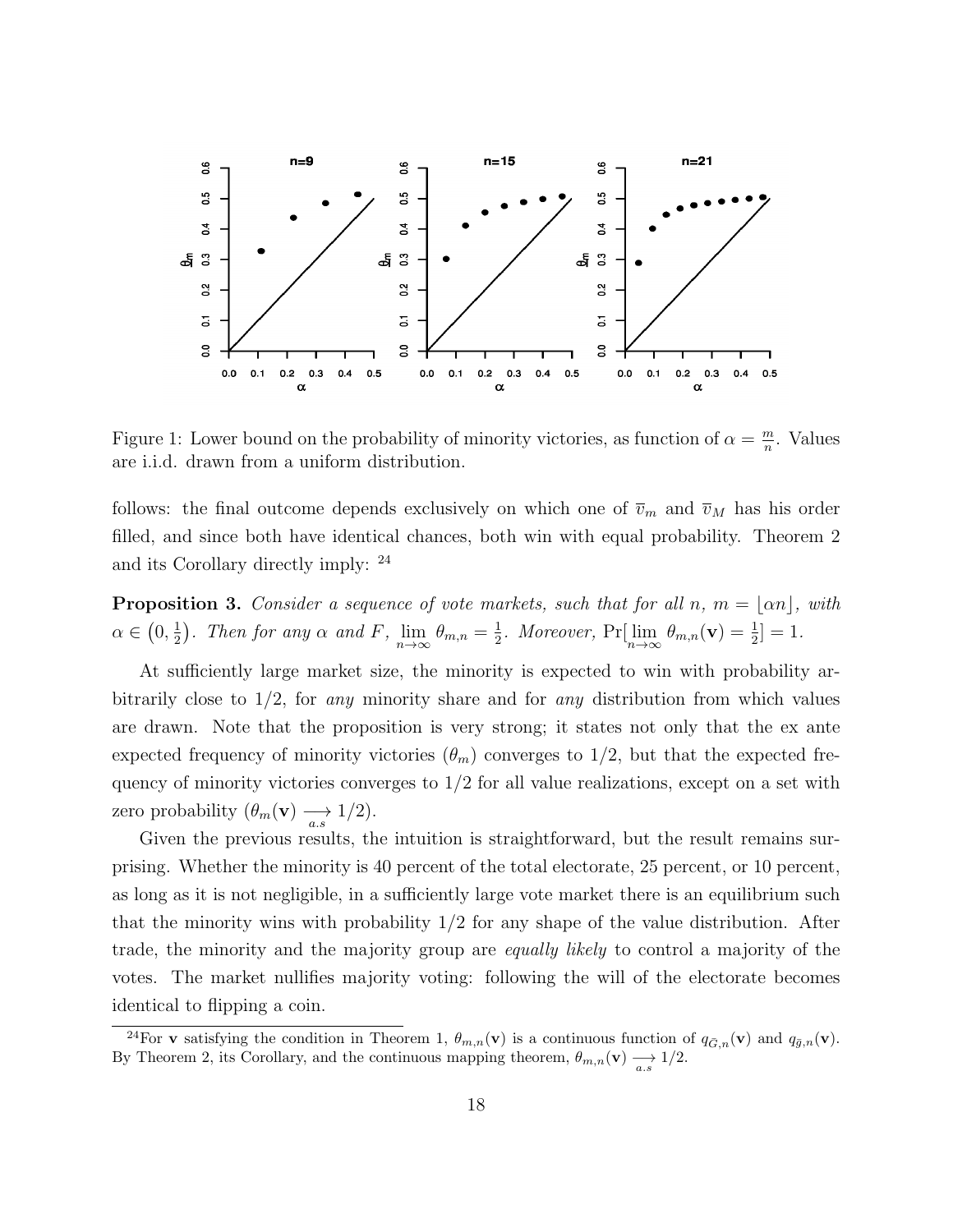Figure 1: Lower bound on the probability of minority victories, as function of $\alpha = \frac{m}{n}$. Values are i.i.d. drawn from a uniform distribution.

follows: the final outcome depends exclusively on which one of $\overline{v}_m$ and $\overline{v}_M$ has his order filled, and since both have identical chances, both win with equal probability. Theorem 2 and its Corollary directly imply: [24]

**Proposition 3.** *Consider a sequence of vote markets, such that for all n,* $m = \lfloor \alpha n \rfloor$*, with* $\alpha \in \left(0, \frac{1}{2}\right)$*. Then for any* $\alpha$ *and* $F$*,* $\lim_{n\to\infty} \theta_{m,n} = \frac{1}{2}$*. Moreover,* $\Pr[\lim_{n\to\infty} \theta_{m,n}(\mathbf{v}) = \frac{1}{2}] = 1$*.*

At sufficiently large market size, the minority is expected to win with probability arbitrarily close to 1/2, for *any* minority share and for *any* distribution from which values are drawn. Note that the proposition is very strong; it states not only that the ex ante expected frequency of minority victories ($\theta_m$) converges to 1/2, but that the expected frequency of minority victories converges to 1/2 for all value realizations, except on a set with zero probability ($\theta_m(\mathbf{v}) \underset{a.s}{\longrightarrow} 1/2$).

Given the previous results, the intuition is straightforward, but the result remains surprising. Whether the minority is 40 percent of the total electorate, 25 percent, or 10 percent, as long as it is not negligible, in a sufficiently large vote market there is an equilibrium such that the minority wins with probability 1/2 for any shape of the value distribution. After trade, the minority and the majority group are *equally likely* to control a majority of the votes. The market nullifies majority voting: following the will of the electorate becomes identical to flipping a coin.

[24] For $\mathbf{v}$ satisfying the condition in Theorem 1, $\theta_{m,n}(\mathbf{v})$ is a continuous function of $q_{\bar{G},n}(\mathbf{v})$ and $q_{\bar{g},n}(\mathbf{v})$. By Theorem 2, its Corollary, and the continuous mapping theorem, $\theta_{m,n}(\mathbf{v}) \underset{a.s}{\longrightarrow} 1/2$.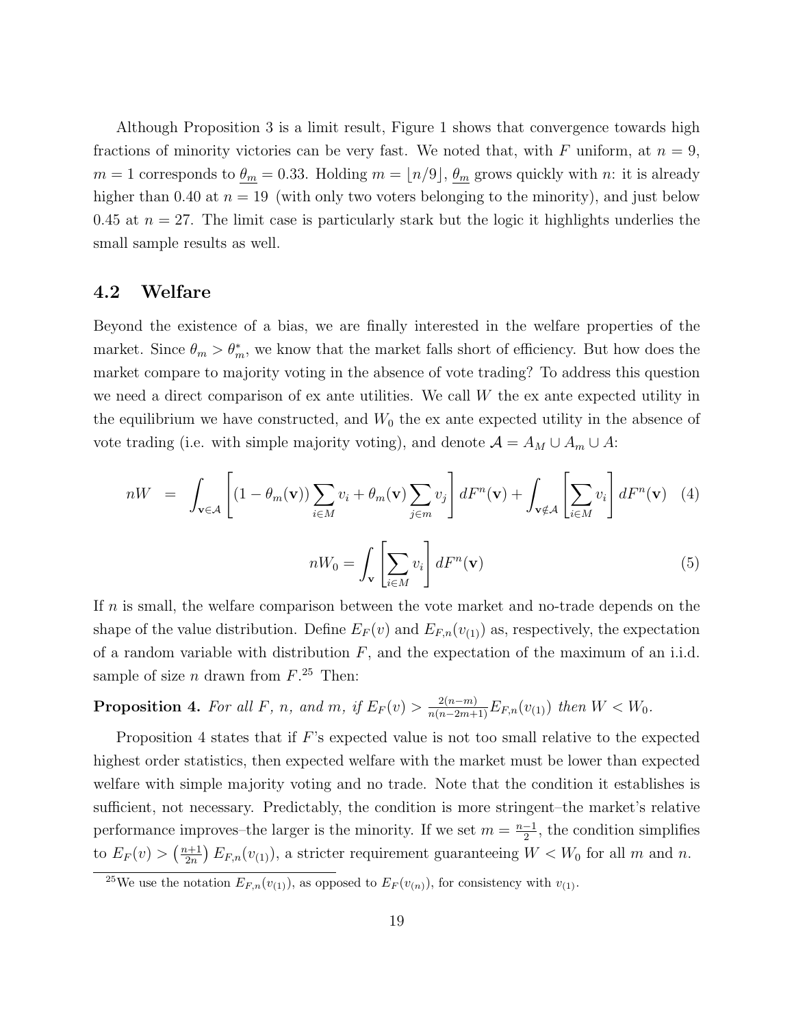Although Proposition 3 is a limit result, Figure 1 shows that convergence towards high fractions of minority victories can be very fast. We noted that, with $F$ uniform, at $n = 9$, $m = 1$ corresponds to $\underline{\theta_m} = 0.33$. Holding $m = \lfloor n/9 \rfloor$, $\underline{\theta_m}$ grows quickly with $n$: it is already higher than 0.40 at $n = 19$ (with only two voters belonging to the minority), and just below 0.45 at $n = 27$. The limit case is particularly stark but the logic it highlights underlies the small sample results as well.

### 4.2 Welfare

Beyond the existence of a bias, we are finally interested in the welfare properties of the market. Since $\theta_m > \theta_m^*$, we know that the market falls short of efficiency. But how does the market compare to majority voting in the absence of vote trading? To address this question we need a direct comparison of ex ante utilities. We call $W$ the ex ante expected utility in the equilibrium we have constructed, and $W_0$ the ex ante expected utility in the absence of vote trading (i.e. with simple majority voting), and denote $\mathcal{A} = A_M \cup A_m \cup A$:

$$nW = \int_{\mathbf{v} \in \mathcal{A}} \left[ (1 - \theta_m(\mathbf{v})) \sum_{i \in M} v_i + \theta_m(\mathbf{v}) \sum_{j \in m} v_j \right] dF^n(\mathbf{v}) + \int_{\mathbf{v} \notin \mathcal{A}} \left[ \sum_{i \in M} v_i \right] dF^n(\mathbf{v}) \quad (4)$$

$$nW_0 = \int_{\mathbf{v}} \left[ \sum_{i \in M} v_i \right] dF^n(\mathbf{v}) \quad (5)$$

If $n$ is small, the welfare comparison between the vote market and no-trade depends on the shape of the value distribution. Define $E_F(v)$ and $E_{F,n}(v_{(1)})$ as, respectively, the expectation of a random variable with distribution $F$, and the expectation of the maximum of an i.i.d. sample of size $n$ drawn from $F$.[25] Then:

**Proposition 4.** *For all $F$, $n$, and $m$, if $E_F(v) > \frac{2(n-m)}{n(n-2m+1)} E_{F,n}(v_{(1)})$ then $W < W_0$.*

Proposition 4 states that if $F$'s expected value is not too small relative to the expected highest order statistics, then expected welfare with the market must be lower than expected welfare with simple majority voting and no trade. Note that the condition it establishes is sufficient, not necessary. Predictably, the condition is more stringent–the market's relative performance improves–the larger is the minority. If we set $m = \frac{n-1}{2}$, the condition simplifies to $E_F(v) > \left(\frac{n+1}{2n}\right) E_{F,n}(v_{(1)})$, a stricter requirement guaranteeing $W < W_0$ for all $m$ and $n$.

[25] We use the notation $E_{F,n}(v_{(1)})$, as opposed to $E_F(v_{(n)})$, for consistency with $v_{(1)}$.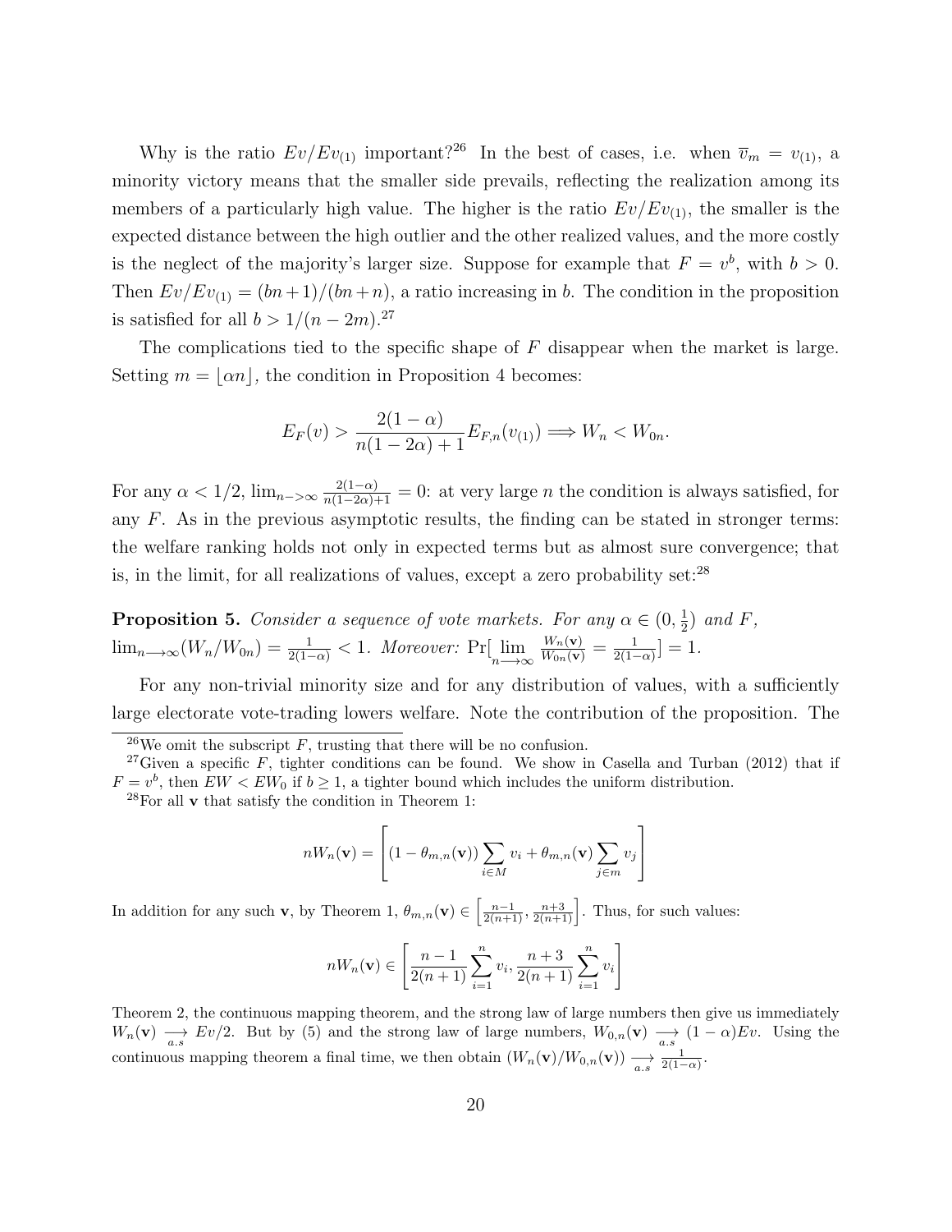Why is the ratio $Ev/Ev_{(1)}$ important?[26] In the best of cases, i.e. when $\overline{v}_m = v_{(1)}$, a minority victory means that the smaller side prevails, reflecting the realization among its members of a particularly high value. The higher is the ratio $Ev/Ev_{(1)}$, the smaller is the expected distance between the high outlier and the other realized values, and the more costly is the neglect of the majority's larger size. Suppose for example that $F = v^b$, with $b > 0$. Then $Ev/Ev_{(1)} = (bn+1)/(bn+n)$, a ratio increasing in $b$. The condition in the proposition is satisfied for all $b > 1/(n-2m)$.[27]

The complications tied to the specific shape of $F$ disappear when the market is large. Setting $m = \lfloor \alpha n \rfloor$, the condition in Proposition 4 becomes:

$$E_F(v) > \frac{2(1-\alpha)}{n(1-2\alpha)+1} E_{F,n}(v_{(1)}) \Longrightarrow W_n < W_{0n}.$$

For any $\alpha < 1/2$, $\lim_{n->\infty} \frac{2(1-\alpha)}{n(1-2\alpha)+1} = 0$: at very large $n$ the condition is always satisfied, for any $F$. As in the previous asymptotic results, the finding can be stated in stronger terms: the welfare ranking holds not only in expected terms but as almost sure convergence; that is, in the limit, for all realizations of values, except a zero probability set:[28]

**Proposition 5.** *Consider a sequence of vote markets. For any $\alpha \in (0, \frac{1}{2})$ and $F$, $\lim_{n \longrightarrow \infty}(W_n/W_{0n}) = \frac{1}{2(1-\alpha)} < 1$. Moreover:* $\Pr[\lim_{n \longrightarrow \infty} \frac{W_n(\mathbf{v})}{W_{0n}(\mathbf{v})} = \frac{1}{2(1-\alpha)}] = 1$.

For any non-trivial minority size and for any distribution of values, with a sufficiently large electorate vote-trading lowers welfare. Note the contribution of the proposition. The

---

[26] We omit the subscript $F$, trusting that there will be no confusion.

[27] Given a specific $F$, tighter conditions can be found. We show in Casella and Turban (2012) that if $F = v^b$, then $EW < EW_0$ if $b \geq 1$, a tighter bound which includes the uniform distribution.

[28] For all $\mathbf{v}$ that satisfy the condition in Theorem 1:

$$nW_n(\mathbf{v}) = \left[(1-\theta_{m,n}(\mathbf{v}))\sum_{i \in M} v_i + \theta_{m,n}(\mathbf{v})\sum_{j \in m} v_j\right]$$

In addition for any such $\mathbf{v}$, by Theorem 1, $\theta_{m,n}(\mathbf{v}) \in \left[\frac{n-1}{2(n+1)}, \frac{n+3}{2(n+1)}\right]$. Thus, for such values:

$$nW_n(\mathbf{v}) \in \left[\frac{n-1}{2(n+1)}\sum_{i=1}^{n} v_i, \frac{n+3}{2(n+1)}\sum_{i=1}^{n} v_i\right]$$

Theorem 2, the continuous mapping theorem, and the strong law of large numbers then give us immediately $W_n(\mathbf{v}) \underset{a.s}{\longrightarrow} Ev/2$. But by (5) and the strong law of large numbers, $W_{0,n}(\mathbf{v}) \underset{a.s}{\longrightarrow} (1-\alpha)Ev$. Using the continuous mapping theorem a final time, we then obtain $(W_n(\mathbf{v})/W_{0,n}(\mathbf{v})) \underset{a.s}{\longrightarrow} \frac{1}{2(1-\alpha)}$.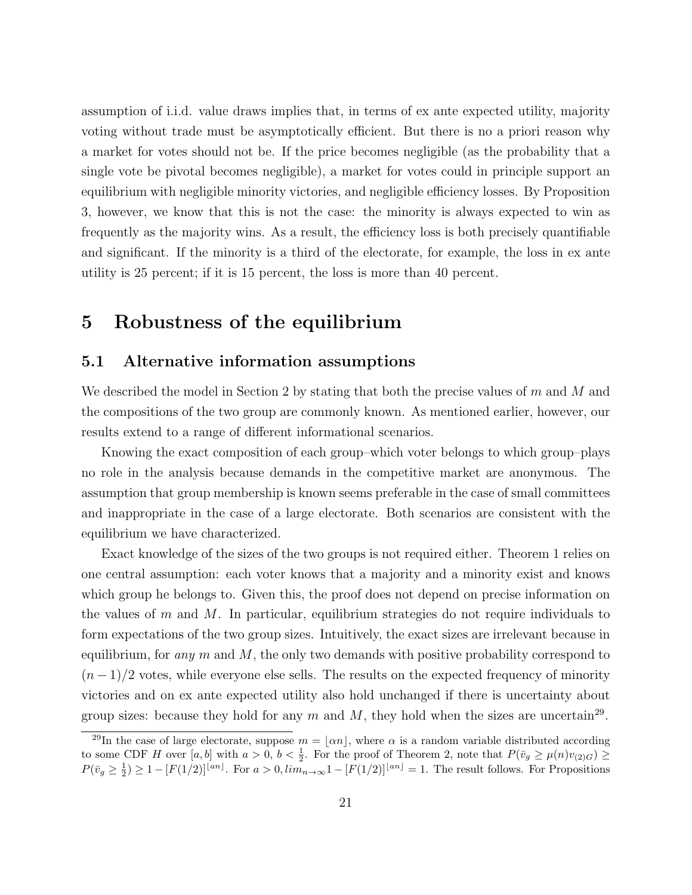assumption of i.i.d. value draws implies that, in terms of ex ante expected utility, majority voting without trade must be asymptotically efficient. But there is no a priori reason why a market for votes should not be. If the price becomes negligible (as the probability that a single vote be pivotal becomes negligible), a market for votes could in principle support an equilibrium with negligible minority victories, and negligible efficiency losses. By Proposition 3, however, we know that this is not the case: the minority is always expected to win as frequently as the majority wins. As a result, the efficiency loss is both precisely quantifiable and significant. If the minority is a third of the electorate, for example, the loss in ex ante utility is 25 percent; if it is 15 percent, the loss is more than 40 percent.

# 5 Robustness of the equilibrium

## 5.1 Alternative information assumptions

We described the model in Section 2 by stating that both the precise values of $m$ and $M$ and the compositions of the two group are commonly known. As mentioned earlier, however, our results extend to a range of different informational scenarios.

Knowing the exact composition of each group–which voter belongs to which group–plays no role in the analysis because demands in the competitive market are anonymous. The assumption that group membership is known seems preferable in the case of small committees and inappropriate in the case of a large electorate. Both scenarios are consistent with the equilibrium we have characterized.

Exact knowledge of the sizes of the two groups is not required either. Theorem 1 relies on one central assumption: each voter knows that a majority and a minority exist and knows which group he belongs to. Given this, the proof does not depend on precise information on the values of $m$ and $M$. In particular, equilibrium strategies do not require individuals to form expectations of the two group sizes. Intuitively, the exact sizes are irrelevant because in equilibrium, for *any* $m$ and $M$, the only two demands with positive probability correspond to $(n-1)/2$ votes, while everyone else sells. The results on the expected frequency of minority victories and on ex ante expected utility also hold unchanged if there is uncertainty about group sizes: because they hold for any $m$ and $M$, they hold when the sizes are uncertain[29].

[29] In the case of large electorate, suppose $m = \lfloor \alpha n \rfloor$, where $\alpha$ is a random variable distributed according to some CDF $H$ over $[a, b]$ with $a > 0$, $b < \frac{1}{2}$. For the proof of Theorem 2, note that $P(\bar{v}_g \geq \mu(n)v_{(2)G}) \geq P(\bar{v}_g \geq \frac{1}{2}) \geq 1 - [F(1/2)]^{\lfloor an \rfloor}$. For $a > 0, lim_{n\to\infty} 1 - [F(1/2)]^{\lfloor an \rfloor} = 1$. The result follows. For Propositions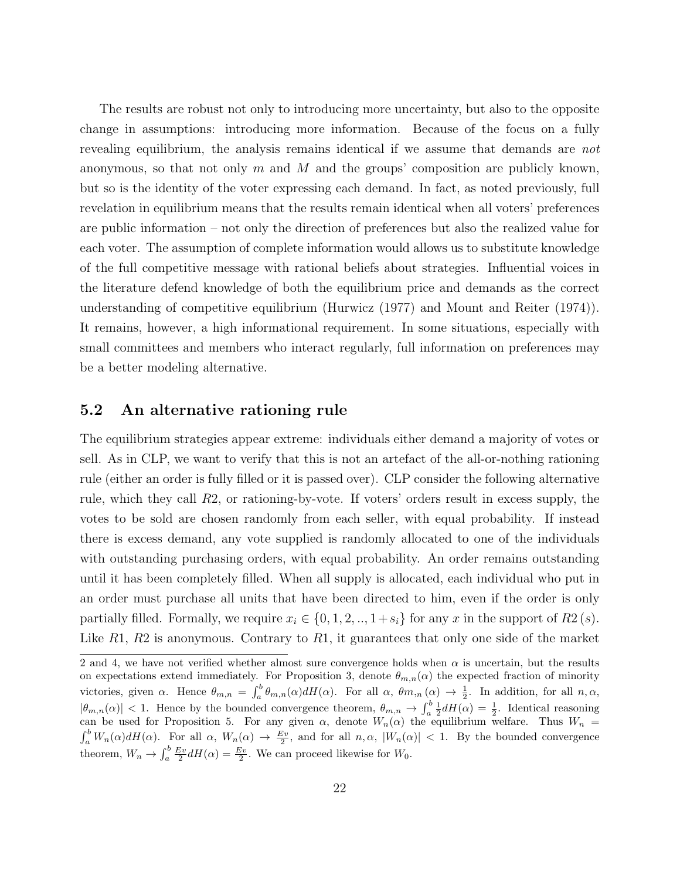The results are robust not only to introducing more uncertainty, but also to the opposite change in assumptions: introducing more information. Because of the focus on a fully revealing equilibrium, the analysis remains identical if we assume that demands are *not* anonymous, so that not only $m$ and $M$ and the groups' composition are publicly known, but so is the identity of the voter expressing each demand. In fact, as noted previously, full revelation in equilibrium means that the results remain identical when all voters' preferences are public information – not only the direction of preferences but also the realized value for each voter. The assumption of complete information would allows us to substitute knowledge of the full competitive message with rational beliefs about strategies. Influential voices in the literature defend knowledge of both the equilibrium price and demands as the correct understanding of competitive equilibrium (Hurwicz (1977) and Mount and Reiter (1974)). It remains, however, a high informational requirement. In some situations, especially with small committees and members who interact regularly, full information on preferences may be a better modeling alternative.

## 5.2 An alternative rationing rule

The equilibrium strategies appear extreme: individuals either demand a majority of votes or sell. As in CLP, we want to verify that this is not an artefact of the all-or-nothing rationing rule (either an order is fully filled or it is passed over). CLP consider the following alternative rule, which they call $R2$, or rationing-by-vote. If voters' orders result in excess supply, the votes to be sold are chosen randomly from each seller, with equal probability. If instead there is excess demand, any vote supplied is randomly allocated to one of the individuals with outstanding purchasing orders, with equal probability. An order remains outstanding until it has been completely filled. When all supply is allocated, each individual who put in an order must purchase all units that have been directed to him, even if the order is only partially filled. Formally, we require $x_i \in \{0, 1, 2, .., 1+s_i\}$ for any $x$ in the support of $R2\,(s)$. Like $R1$, $R2$ is anonymous. Contrary to $R1$, it guarantees that only one side of the market

2 and 4, we have not verified whether almost sure convergence holds when $\alpha$ is uncertain, but the results on expectations extend immediately. For Proposition 3, denote $\theta_{m,n}(\alpha)$ the expected fraction of minority victories, given $\alpha$. Hence $\theta_{m,n} = \int_a^b \theta_{m,n}(\alpha)dH(\alpha)$. For all $\alpha$, $\theta m_{,n}(\alpha) \to \frac{1}{2}$. In addition, for all $n, \alpha$, $|\theta_{m,n}(\alpha)| < 1$. Hence by the bounded convergence theorem, $\theta_{m,n} \to \int_a^b \frac{1}{2} dH(\alpha) = \frac{1}{2}$. Identical reasoning can be used for Proposition 5. For any given $\alpha$, denote $W_n(\alpha)$ the equilibrium welfare. Thus $W_n = \int_a^b W_n(\alpha)dH(\alpha)$. For all $\alpha$, $W_n(\alpha) \to \frac{Ev}{2}$, and for all $n, \alpha$, $|W_n(\alpha)| < 1$. By the bounded convergence theorem, $W_n \to \int_a^b \frac{Ev}{2} dH(\alpha) = \frac{Ev}{2}$. We can proceed likewise for $W_0$.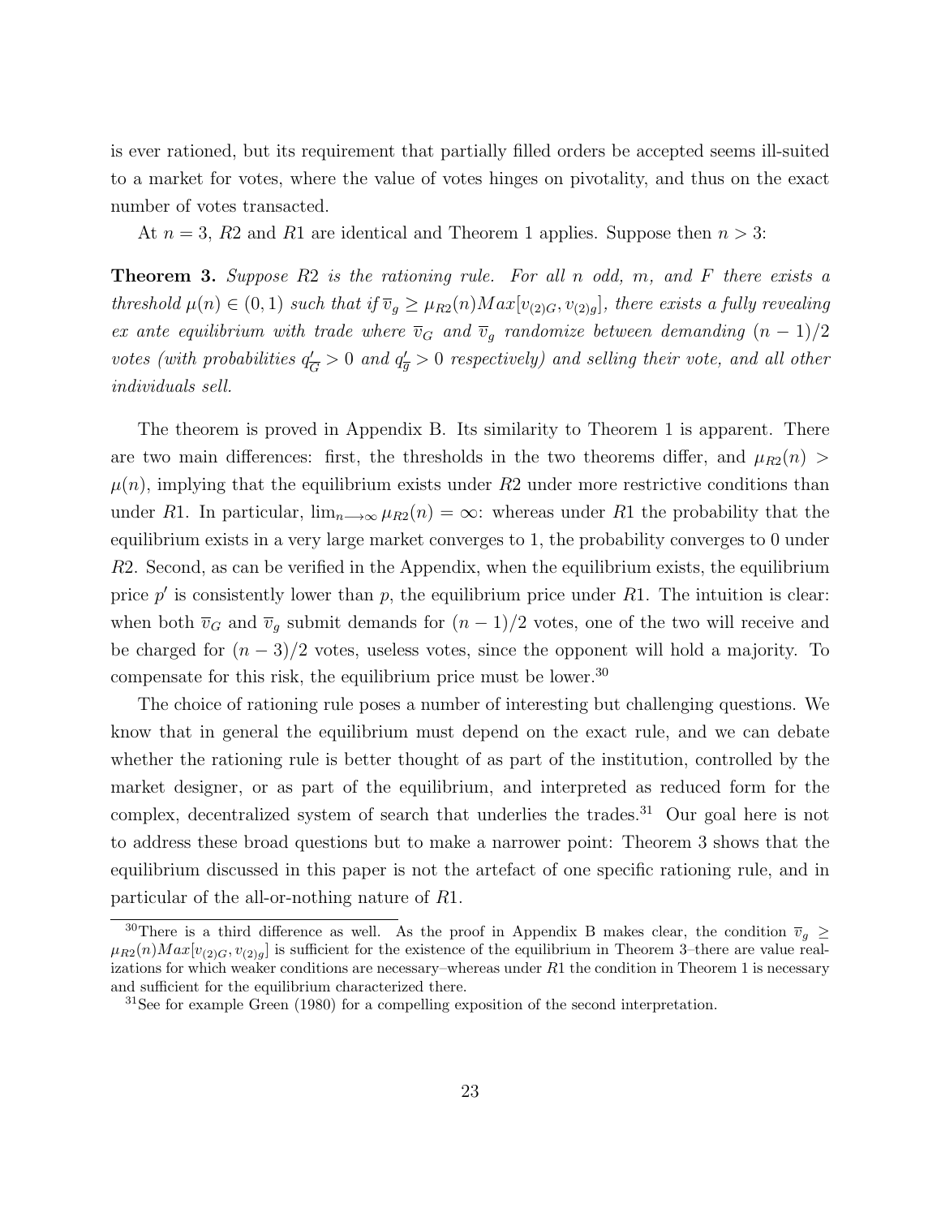is ever rationed, but its requirement that partially filled orders be accepted seems ill-suited to a market for votes, where the value of votes hinges on pivotality, and thus on the exact number of votes transacted.

At $n = 3$, $R2$ and $R1$ are identical and Theorem 1 applies. Suppose then $n > 3$:

**Theorem 3.** *Suppose $R2$ is the rationing rule. For all $n$ odd, $m$, and $F$ there exists a threshold $\mu(n) \in (0, 1)$ such that if $\overline{v}_g \geq \mu_{R2}(n) Max[v_{(2)G}, v_{(2)g}]$, there exists a fully revealing ex ante equilibrium with trade where $\overline{v}_G$ and $\overline{v}_g$ randomize between demanding $(n-1)/2$ votes (with probabilities $q'_{\overline{G}} > 0$ and $q'_{\overline{g}} > 0$ respectively) and selling their vote, and all other individuals sell.*

The theorem is proved in Appendix B. Its similarity to Theorem 1 is apparent. There are two main differences: first, the thresholds in the two theorems differ, and $\mu_{R2}(n) > \mu(n)$, implying that the equilibrium exists under $R2$ under more restrictive conditions than under $R1$. In particular, $\lim_{n \longrightarrow \infty} \mu_{R2}(n) = \infty$: whereas under $R1$ the probability that the equilibrium exists in a very large market converges to 1, the probability converges to 0 under $R2$. Second, as can be verified in the Appendix, when the equilibrium exists, the equilibrium price $p'$ is consistently lower than $p$, the equilibrium price under $R1$. The intuition is clear: when both $\overline{v}_G$ and $\overline{v}_g$ submit demands for $(n-1)/2$ votes, one of the two will receive and be charged for $(n-3)/2$ votes, useless votes, since the opponent will hold a majority. To compensate for this risk, the equilibrium price must be lower.[30]

The choice of rationing rule poses a number of interesting but challenging questions. We know that in general the equilibrium must depend on the exact rule, and we can debate whether the rationing rule is better thought of as part of the institution, controlled by the market designer, or as part of the equilibrium, and interpreted as reduced form for the complex, decentralized system of search that underlies the trades.[31] Our goal here is not to address these broad questions but to make a narrower point: Theorem 3 shows that the equilibrium discussed in this paper is not the artefact of one specific rationing rule, and in particular of the all-or-nothing nature of $R1$.

[30] There is a third difference as well. As the proof in Appendix B makes clear, the condition $\overline{v}_g \geq \mu_{R2}(n) Max[v_{(2)G}, v_{(2)g}]$ is sufficient for the existence of the equilibrium in Theorem 3–there are value realizations for which weaker conditions are necessary–whereas under $R1$ the condition in Theorem 1 is necessary and sufficient for the equilibrium characterized there.

[31] See for example Green (1980) for a compelling exposition of the second interpretation.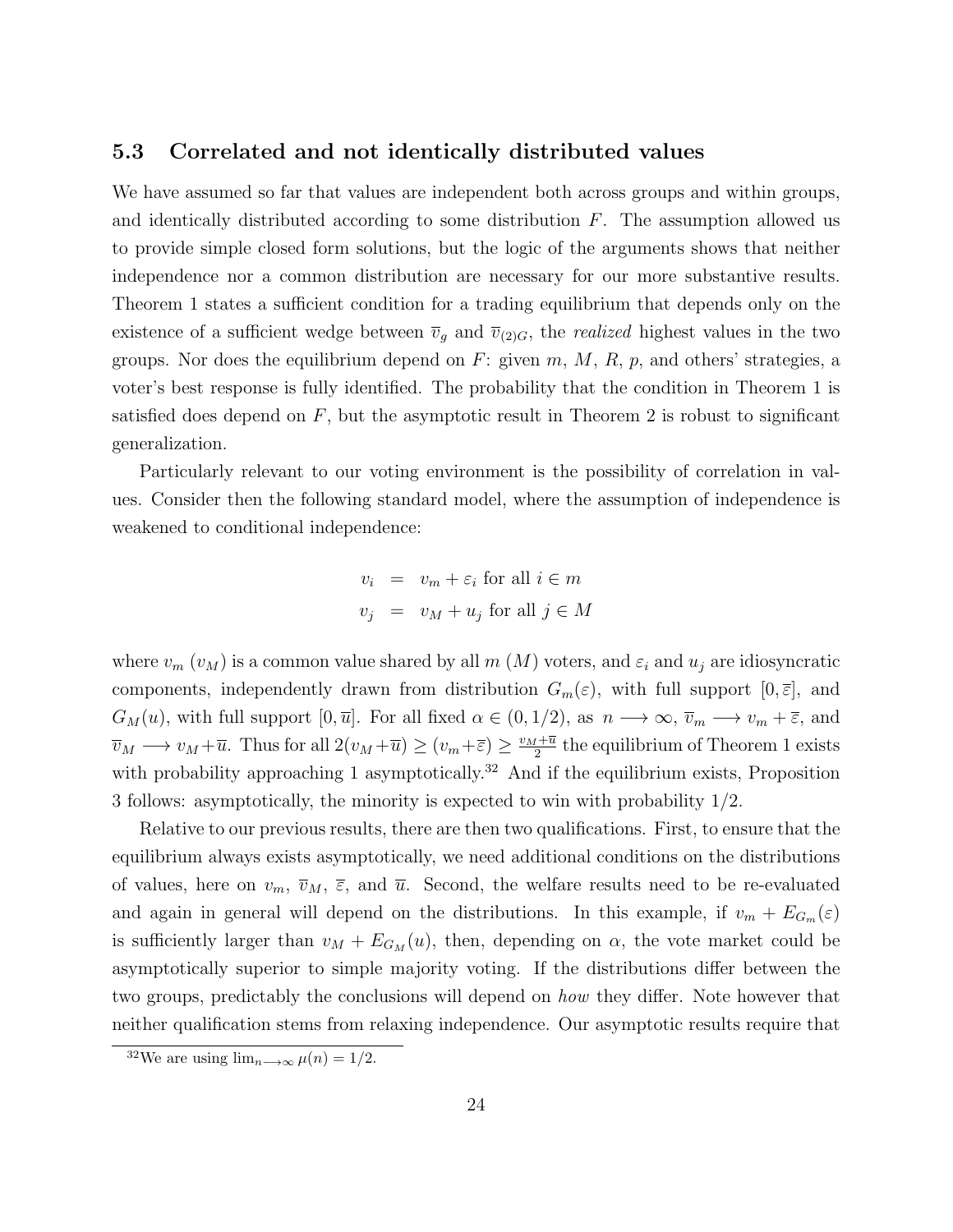### 5.3 Correlated and not identically distributed values

We have assumed so far that values are independent both across groups and within groups, and identically distributed according to some distribution $F$. The assumption allowed us to provide simple closed form solutions, but the logic of the arguments shows that neither independence nor a common distribution are necessary for our more substantive results. Theorem 1 states a sufficient condition for a trading equilibrium that depends only on the existence of a sufficient wedge between $\overline{v}_g$ and $\overline{v}_{(2)G}$, the *realized* highest values in the two groups. Nor does the equilibrium depend on $F$: given $m$, $M$, $R$, $p$, and others' strategies, a voter's best response is fully identified. The probability that the condition in Theorem 1 is satisfied does depend on $F$, but the asymptotic result in Theorem 2 is robust to significant generalization.

Particularly relevant to our voting environment is the possibility of correlation in values. Consider then the following standard model, where the assumption of independence is weakened to conditional independence:

$$
\begin{aligned}
v_i &= v_m + \varepsilon_i \text{ for all } i \in m \\
v_j &= v_M + u_j \text{ for all } j \in M
\end{aligned}
$$

where $v_m$ ($v_M$) is a common value shared by all $m$ ($M$) voters, and $\varepsilon_i$ and $u_j$ are idiosyncratic components, independently drawn from distribution $G_m(\varepsilon)$, with full support $[0, \overline{\varepsilon}]$, and $G_M(u)$, with full support $[0, \overline{u}]$. For all fixed $\alpha \in (0, 1/2)$, as $n \longrightarrow \infty$, $\overline{v}_m \longrightarrow v_m + \overline{\varepsilon}$, and $\overline{v}_M \longrightarrow v_M + \overline{u}$. Thus for all $2(v_M + \overline{u}) \geq (v_m + \overline{\varepsilon}) \geq \frac{v_M + \overline{u}}{2}$ the equilibrium of Theorem 1 exists with probability approaching 1 asymptotically.[32] And if the equilibrium exists, Proposition 3 follows: asymptotically, the minority is expected to win with probability 1/2.

Relative to our previous results, there are then two qualifications. First, to ensure that the equilibrium always exists asymptotically, we need additional conditions on the distributions of values, here on $v_m$, $\overline{v}_M$, $\overline{\varepsilon}$, and $\overline{u}$. Second, the welfare results need to be re-evaluated and again in general will depend on the distributions. In this example, if $v_m + E_{G_m}(\varepsilon)$ is sufficiently larger than $v_M + E_{G_M}(u)$, then, depending on $\alpha$, the vote market could be asymptotically superior to simple majority voting. If the distributions differ between the two groups, predictably the conclusions will depend on *how* they differ. Note however that neither qualification stems from relaxing independence. Our asymptotic results require that

[32] We are using $\lim_{n \longrightarrow \infty} \mu(n) = 1/2$.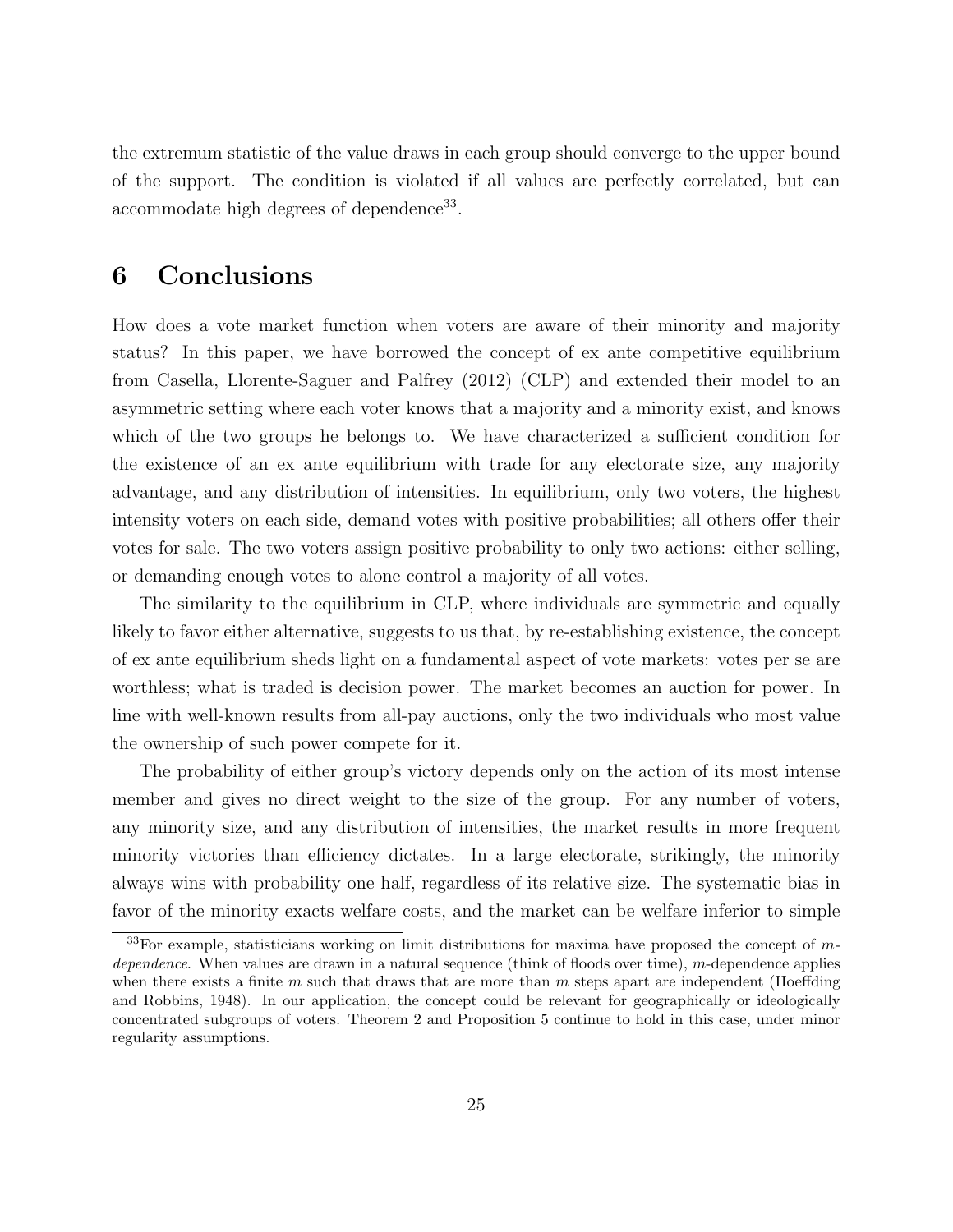the extremum statistic of the value draws in each group should converge to the upper bound of the support. The condition is violated if all values are perfectly correlated, but can accommodate high degrees of dependence[33].

# 6 Conclusions

How does a vote market function when voters are aware of their minority and majority status? In this paper, we have borrowed the concept of ex ante competitive equilibrium from Casella, Llorente-Saguer and Palfrey (2012) (CLP) and extended their model to an asymmetric setting where each voter knows that a majority and a minority exist, and knows which of the two groups he belongs to. We have characterized a sufficient condition for the existence of an ex ante equilibrium with trade for any electorate size, any majority advantage, and any distribution of intensities. In equilibrium, only two voters, the highest intensity voters on each side, demand votes with positive probabilities; all others offer their votes for sale. The two voters assign positive probability to only two actions: either selling, or demanding enough votes to alone control a majority of all votes.

The similarity to the equilibrium in CLP, where individuals are symmetric and equally likely to favor either alternative, suggests to us that, by re-establishing existence, the concept of ex ante equilibrium sheds light on a fundamental aspect of vote markets: votes per se are worthless; what is traded is decision power. The market becomes an auction for power. In line with well-known results from all-pay auctions, only the two individuals who most value the ownership of such power compete for it.

The probability of either group's victory depends only on the action of its most intense member and gives no direct weight to the size of the group. For any number of voters, any minority size, and any distribution of intensities, the market results in more frequent minority victories than efficiency dictates. In a large electorate, strikingly, the minority always wins with probability one half, regardless of its relative size. The systematic bias in favor of the minority exacts welfare costs, and the market can be welfare inferior to simple

[33]For example, statisticians working on limit distributions for maxima have proposed the concept of $m$-*dependence*. When values are drawn in a natural sequence (think of floods over time), $m$-dependence applies when there exists a finite $m$ such that draws that are more than $m$ steps apart are independent (Hoeffding and Robbins, 1948). In our application, the concept could be relevant for geographically or ideologically concentrated subgroups of voters. Theorem 2 and Proposition 5 continue to hold in this case, under minor regularity assumptions.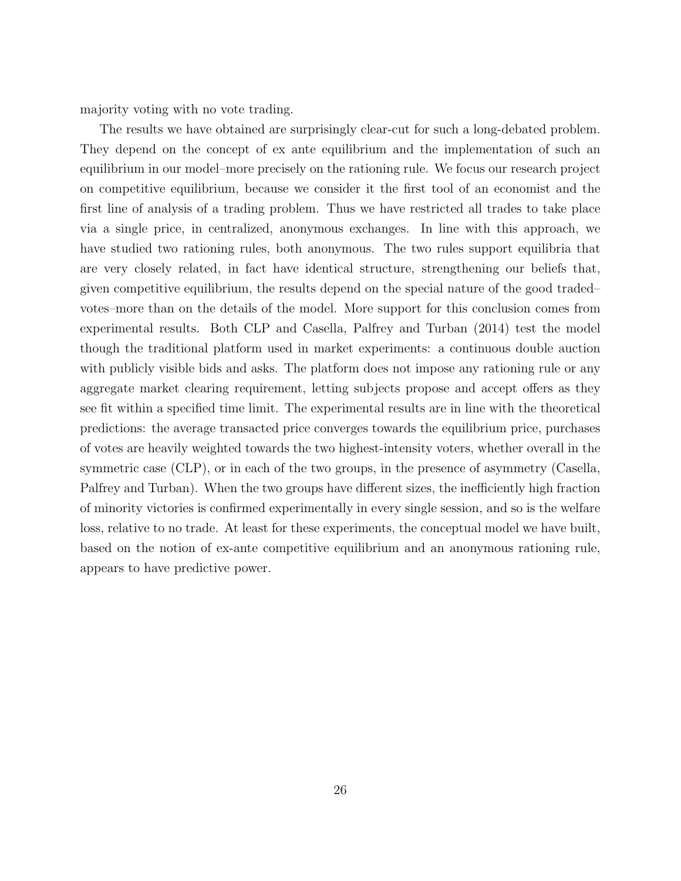majority voting with no vote trading.

The results we have obtained are surprisingly clear-cut for such a long-debated problem. They depend on the concept of ex ante equilibrium and the implementation of such an equilibrium in our model–more precisely on the rationing rule. We focus our research project on competitive equilibrium, because we consider it the first tool of an economist and the first line of analysis of a trading problem. Thus we have restricted all trades to take place via a single price, in centralized, anonymous exchanges. In line with this approach, we have studied two rationing rules, both anonymous. The two rules support equilibria that are very closely related, in fact have identical structure, strengthening our beliefs that, given competitive equilibrium, the results depend on the special nature of the good traded–votes–more than on the details of the model. More support for this conclusion comes from experimental results. Both CLP and Casella, Palfrey and Turban (2014) test the model though the traditional platform used in market experiments: a continuous double auction with publicly visible bids and asks. The platform does not impose any rationing rule or any aggregate market clearing requirement, letting subjects propose and accept offers as they see fit within a specified time limit. The experimental results are in line with the theoretical predictions: the average transacted price converges towards the equilibrium price, purchases of votes are heavily weighted towards the two highest-intensity voters, whether overall in the symmetric case (CLP), or in each of the two groups, in the presence of asymmetry (Casella, Palfrey and Turban). When the two groups have different sizes, the inefficiently high fraction of minority victories is confirmed experimentally in every single session, and so is the welfare loss, relative to no trade. At least for these experiments, the conceptual model we have built, based on the notion of ex-ante competitive equilibrium and an anonymous rationing rule, appears to have predictive power.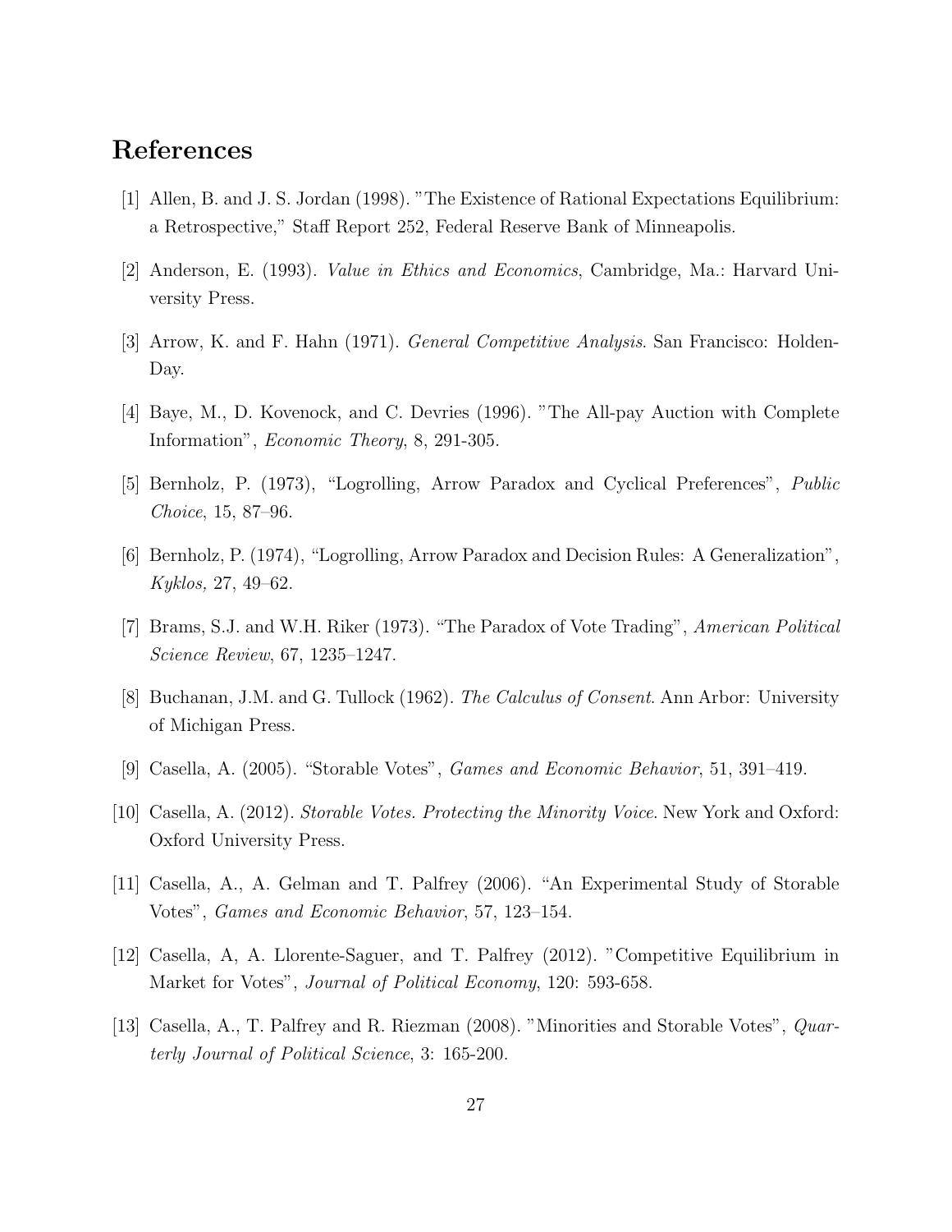## References

[1] Allen, B. and J. S. Jordan (1998). "The Existence of Rational Expectations Equilibrium: a Retrospective," Staff Report 252, Federal Reserve Bank of Minneapolis.

[2] Anderson, E. (1993). *Value in Ethics and Economics*, Cambridge, Ma.: Harvard University Press.

[3] Arrow, K. and F. Hahn (1971). *General Competitive Analysis*. San Francisco: Holden-Day.

[4] Baye, M., D. Kovenock, and C. Devries (1996). "The All-pay Auction with Complete Information", *Economic Theory*, 8, 291-305.

[5] Bernholz, P. (1973), "Logrolling, Arrow Paradox and Cyclical Preferences", *Public Choice*, 15, 87–96.

[6] Bernholz, P. (1974), "Logrolling, Arrow Paradox and Decision Rules: A Generalization", *Kyklos,* 27, 49–62.

[7] Brams, S.J. and W.H. Riker (1973). "The Paradox of Vote Trading", *American Political Science Review*, 67, 1235–1247.

[8] Buchanan, J.M. and G. Tullock (1962). *The Calculus of Consent*. Ann Arbor: University of Michigan Press.

[9] Casella, A. (2005). "Storable Votes", *Games and Economic Behavior*, 51, 391–419.

[10] Casella, A. (2012). *Storable Votes. Protecting the Minority Voice*. New York and Oxford: Oxford University Press.

[11] Casella, A., A. Gelman and T. Palfrey (2006). "An Experimental Study of Storable Votes", *Games and Economic Behavior*, 57, 123–154.

[12] Casella, A, A. Llorente-Saguer, and T. Palfrey (2012). "Competitive Equilibrium in Market for Votes", *Journal of Political Economy*, 120: 593-658.

[13] Casella, A., T. Palfrey and R. Riezman (2008). "Minorities and Storable Votes", *Quarterly Journal of Political Science*, 3: 165-200.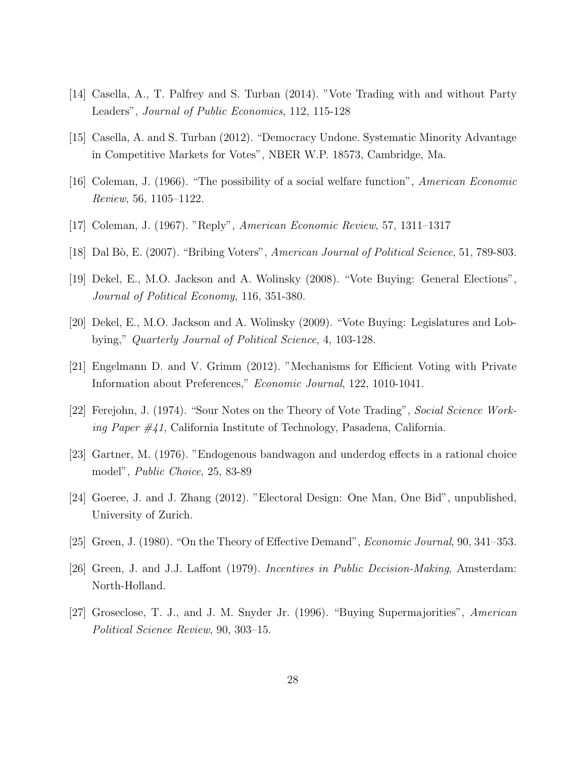[14] Casella, A., T. Palfrey and S. Turban (2014). "Vote Trading with and without Party Leaders", *Journal of Public Economics*, 112, 115-128

[15] Casella, A. and S. Turban (2012). "Democracy Undone. Systematic Minority Advantage in Competitive Markets for Votes", NBER W.P. 18573, Cambridge, Ma.

[16] Coleman, J. (1966). "The possibility of a social welfare function", *American Economic Review*, 56, 1105–1122.

[17] Coleman, J. (1967). "Reply", *American Economic Review*, 57, 1311–1317

[18] Dal Bò, E. (2007). "Bribing Voters", *American Journal of Political Science*, 51, 789-803.

[19] Dekel, E., M.O. Jackson and A. Wolinsky (2008). "Vote Buying: General Elections", *Journal of Political Economy*, 116, 351-380.

[20] Dekel, E., M.O. Jackson and A. Wolinsky (2009). "Vote Buying: Legislatures and Lobbying," *Quarterly Journal of Political Science*, 4, 103-128.

[21] Engelmann D. and V. Grimm (2012). "Mechanisms for Efficient Voting with Private Information about Preferences," *Economic Journal*, 122, 1010-1041.

[22] Ferejohn, J. (1974). "Sour Notes on the Theory of Vote Trading", *Social Science Working Paper #41*, California Institute of Technology, Pasadena, California.

[23] Gartner, M. (1976). "Endogenous bandwagon and underdog effects in a rational choice model", *Public Choice*, 25, 83-89

[24] Goeree, J. and J. Zhang (2012). "Electoral Design: One Man, One Bid", unpublished, University of Zurich.

[25] Green, J. (1980). "On the Theory of Effective Demand", *Economic Journal*, 90, 341–353.

[26] Green, J. and J.J. Laffont (1979). *Incentives in Public Decision-Making*, Amsterdam: North-Holland.

[27] Groseclose, T. J., and J. M. Snyder Jr. (1996). "Buying Supermajorities", *American Political Science Review*, 90, 303–15.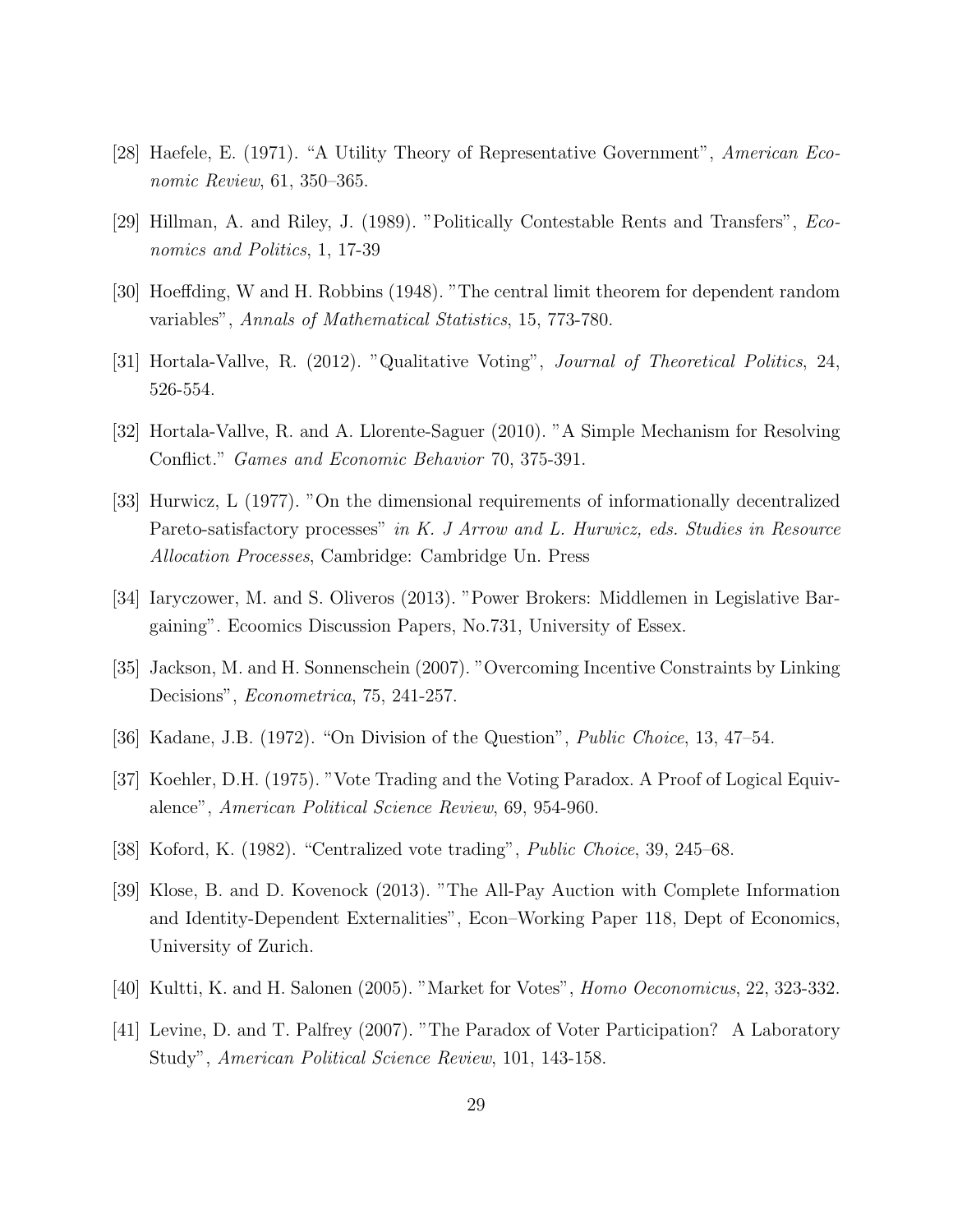[28] Haefele, E. (1971). “A Utility Theory of Representative Government”, *American Economic Review*, 61, 350–365.

[29] Hillman, A. and Riley, J. (1989). "Politically Contestable Rents and Transfers", *Economics and Politics*, 1, 17-39

[30] Hoeffding, W and H. Robbins (1948). "The central limit theorem for dependent random variables", *Annals of Mathematical Statistics*, 15, 773-780.

[31] Hortala-Vallve, R. (2012). "Qualitative Voting", *Journal of Theoretical Politics*, 24, 526-554.

[32] Hortala-Vallve, R. and A. Llorente-Saguer (2010). "A Simple Mechanism for Resolving Conflict." *Games and Economic Behavior* 70, 375-391.

[33] Hurwicz, L (1977). "On the dimensional requirements of informationally decentralized Pareto-satisfactory processes" *in K. J Arrow and L. Hurwicz, eds. Studies in Resource Allocation Processes*, Cambridge: Cambridge Un. Press

[34] Iaryczower, M. and S. Oliveros (2013). "Power Brokers: Middlemen in Legislative Bargaining". Ecoomics Discussion Papers, No.731, University of Essex.

[35] Jackson, M. and H. Sonnenschein (2007). "Overcoming Incentive Constraints by Linking Decisions", *Econometrica*, 75, 241-257.

[36] Kadane, J.B. (1972). “On Division of the Question”, *Public Choice*, 13, 47–54.

[37] Koehler, D.H. (1975). "Vote Trading and the Voting Paradox. A Proof of Logical Equivalence", *American Political Science Review*, 69, 954-960.

[38] Koford, K. (1982). “Centralized vote trading”, *Public Choice*, 39, 245–68.

[39] Klose, B. and D. Kovenock (2013). "The All-Pay Auction with Complete Information and Identity-Dependent Externalities", Econ–Working Paper 118, Dept of Economics, University of Zurich.

[40] Kultti, K. and H. Salonen (2005). "Market for Votes", *Homo Oeconomicus*, 22, 323-332.

[41] Levine, D. and T. Palfrey (2007). "The Paradox of Voter Participation? A Laboratory Study", *American Political Science Review*, 101, 143-158.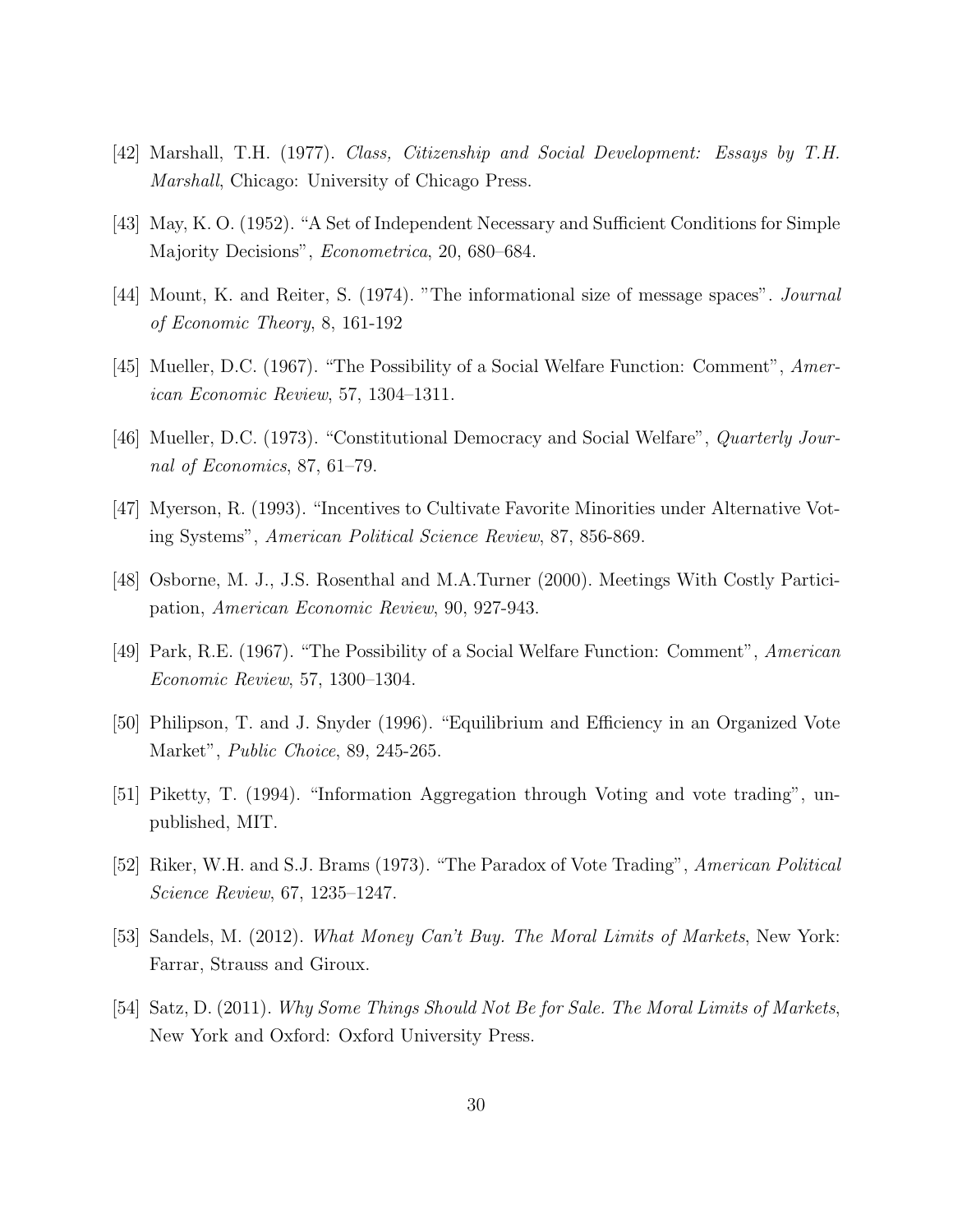[42] Marshall, T.H. (1977). *Class, Citizenship and Social Development: Essays by T.H. Marshall*, Chicago: University of Chicago Press.

[43] May, K. O. (1952). "A Set of Independent Necessary and Sufficient Conditions for Simple Majority Decisions", *Econometrica*, 20, 680–684.

[44] Mount, K. and Reiter, S. (1974). "The informational size of message spaces". *Journal of Economic Theory*, 8, 161-192

[45] Mueller, D.C. (1967). "The Possibility of a Social Welfare Function: Comment", *American Economic Review*, 57, 1304–1311.

[46] Mueller, D.C. (1973). "Constitutional Democracy and Social Welfare", *Quarterly Journal of Economics*, 87, 61–79.

[47] Myerson, R. (1993). "Incentives to Cultivate Favorite Minorities under Alternative Voting Systems", *American Political Science Review*, 87, 856-869.

[48] Osborne, M. J., J.S. Rosenthal and M.A.Turner (2000). Meetings With Costly Participation, *American Economic Review*, 90, 927-943.

[49] Park, R.E. (1967). "The Possibility of a Social Welfare Function: Comment", *American Economic Review*, 57, 1300–1304.

[50] Philipson, T. and J. Snyder (1996). "Equilibrium and Efficiency in an Organized Vote Market", *Public Choice*, 89, 245-265.

[51] Piketty, T. (1994). "Information Aggregation through Voting and vote trading", unpublished, MIT.

[52] Riker, W.H. and S.J. Brams (1973). "The Paradox of Vote Trading", *American Political Science Review*, 67, 1235–1247.

[53] Sandels, M. (2012). *What Money Can't Buy. The Moral Limits of Markets*, New York: Farrar, Strauss and Giroux.

[54] Satz, D. (2011). *Why Some Things Should Not Be for Sale. The Moral Limits of Markets*, New York and Oxford: Oxford University Press.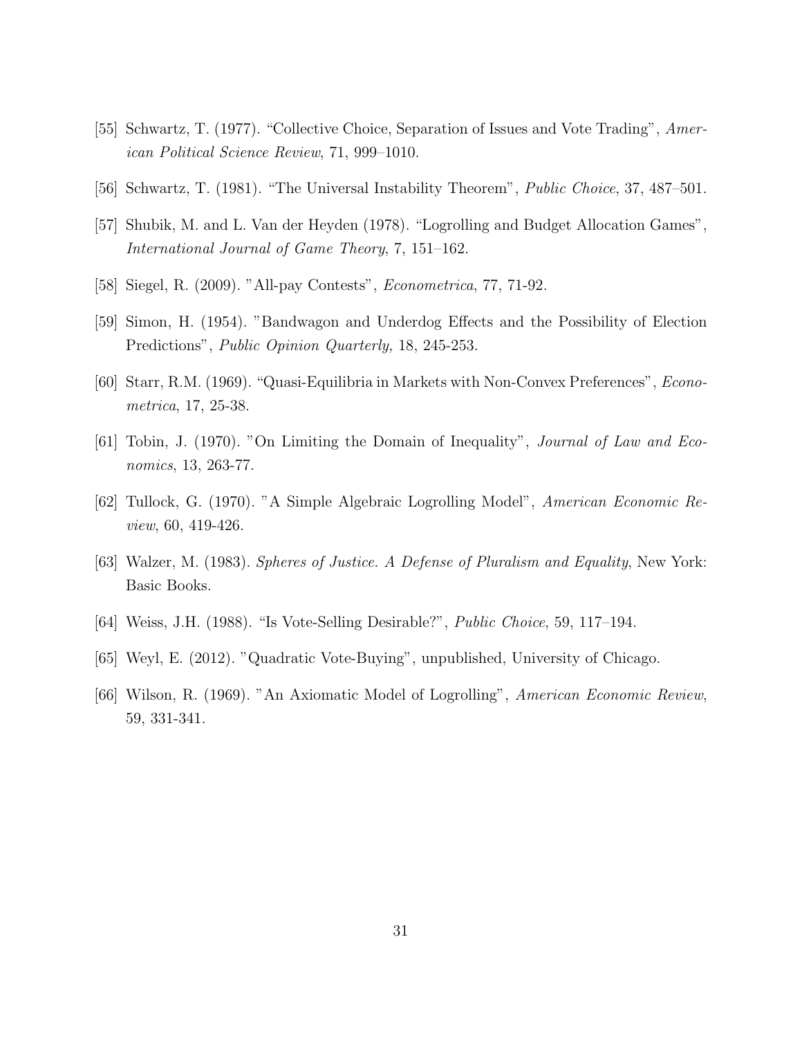[55] Schwartz, T. (1977). "Collective Choice, Separation of Issues and Vote Trading", *American Political Science Review*, 71, 999–1010.

[56] Schwartz, T. (1981). "The Universal Instability Theorem", *Public Choice*, 37, 487–501.

[57] Shubik, M. and L. Van der Heyden (1978). "Logrolling and Budget Allocation Games", *International Journal of Game Theory*, 7, 151–162.

[58] Siegel, R. (2009). "All-pay Contests", *Econometrica*, 77, 71-92.

[59] Simon, H. (1954). "Bandwagon and Underdog Effects and the Possibility of Election Predictions", *Public Opinion Quarterly,* 18, 245-253.

[60] Starr, R.M. (1969). "Quasi-Equilibria in Markets with Non-Convex Preferences", *Econometrica*, 17, 25-38.

[61] Tobin, J. (1970). "On Limiting the Domain of Inequality", *Journal of Law and Economics*, 13, 263-77.

[62] Tullock, G. (1970). "A Simple Algebraic Logrolling Model", *American Economic Review*, 60, 419-426.

[63] Walzer, M. (1983). *Spheres of Justice. A Defense of Pluralism and Equality*, New York: Basic Books.

[64] Weiss, J.H. (1988). "Is Vote-Selling Desirable?", *Public Choice*, 59, 117–194.

[65] Weyl, E. (2012). "Quadratic Vote-Buying", unpublished, University of Chicago.

[66] Wilson, R. (1969). "An Axiomatic Model of Logrolling", *American Economic Review*, 59, 331-341.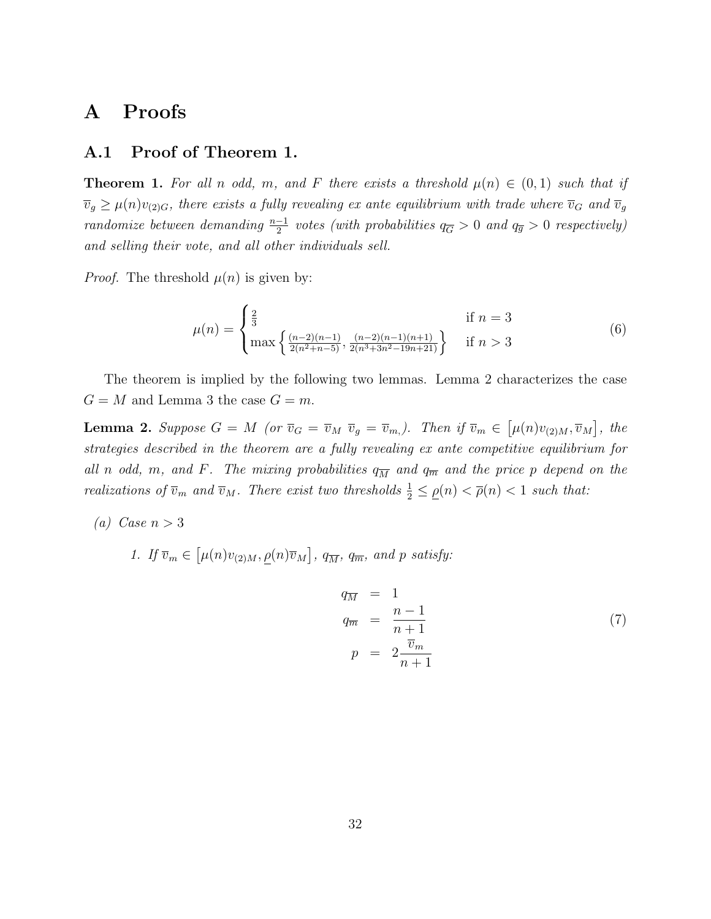# A Proofs

## A.1 Proof of Theorem 1.

**Theorem 1.** *For all $n$ odd, $m$, and $F$ there exists a threshold $\mu(n) \in (0,1)$ such that if $\overline{v}_g \geq \mu(n) v_{(2)G}$, there exists a fully revealing ex ante equilibrium with trade where $\overline{v}_G$ and $\overline{v}_g$ randomize between demanding $\frac{n-1}{2}$ votes (with probabilities $q_{\overline{G}} > 0$ and $q_{\overline{g}} > 0$ respectively) and selling their vote, and all other individuals sell.*

*Proof.* The threshold $\mu(n)$ is given by:

$$\mu(n) = \begin{cases} \frac{2}{3} & \text{if } n = 3 \\ \max\left\{ \frac{(n-2)(n-1)}{2(n^2+n-5)}, \frac{(n-2)(n-1)(n+1)}{2(n^3+3n^2-19n+21)} \right\} & \text{if } n > 3 \end{cases} \tag{6}$$

The theorem is implied by the following two lemmas. Lemma 2 characterizes the case $G = M$ and Lemma 3 the case $G = m$.

**Lemma 2.** *Suppose $G = M$ (or $\overline{v}_G = \overline{v}_M$ $\overline{v}_g = \overline{v}_{m,}$). Then if $\overline{v}_m \in \left[\mu(n) v_{(2)M}, \overline{v}_M\right]$, the strategies described in the theorem are a fully revealing ex ante competitive equilibrium for all $n$ odd, $m$, and $F$. The mixing probabilities $q_{\overline{M}}$ and $q_{\overline{m}}$ and the price $p$ depend on the realizations of $\overline{v}_m$ and $\overline{v}_M$. There exist two thresholds $\frac{1}{2} \leq \underline{\rho}(n) < \overline{\rho}(n) < 1$ such that:*

*(a) Case $n > 3$*

*1. If $\overline{v}_m \in \left[\mu(n) v_{(2)M}, \underline{\rho}(n) \overline{v}_M\right]$, $q_{\overline{M}}$, $q_{\overline{m}}$, and $p$ satisfy:*

$$\begin{aligned} q_{\overline{M}} &= 1 \\ q_{\overline{m}} &= \frac{n-1}{n+1} \\ p &= 2\frac{\overline{v}_m}{n+1} \end{aligned} \tag{7}$$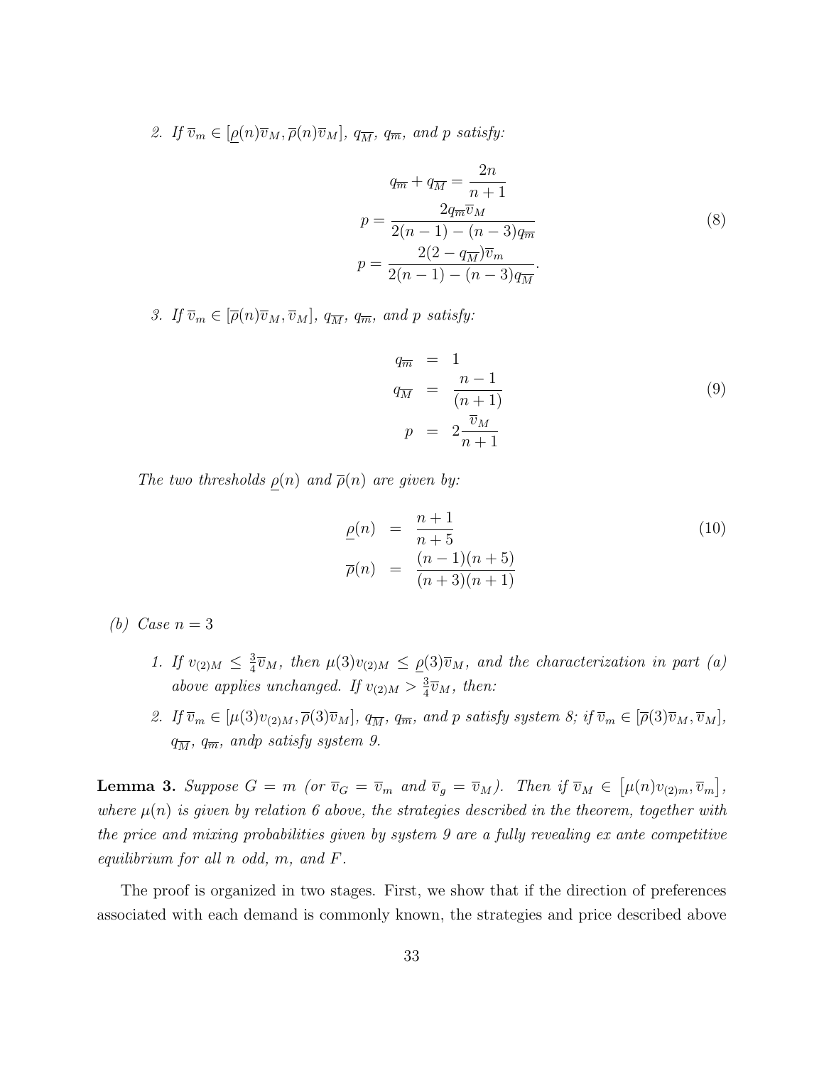2. *If $\overline{v}_m \in [\underline{\rho}(n)\overline{v}_M, \overline{\rho}(n)\overline{v}_M]$, $q_{\overline{M}}$, $q_{\overline{m}}$, and $p$ satisfy:*

$$
\begin{aligned}
q_{\overline{m}} + q_{\overline{M}} &= \frac{2n}{n+1} \\
p &= \frac{2q_{\overline{m}}\overline{v}_M}{2(n-1)-(n-3)q_{\overline{m}}} \\
p &= \frac{2(2-q_{\overline{M}})\overline{v}_m}{2(n-1)-(n-3)q_{\overline{M}}}.
\end{aligned}
\tag{8}
$$

3. *If $\overline{v}_m \in [\overline{\rho}(n)\overline{v}_M, \overline{v}_M]$, $q_{\overline{M}}$, $q_{\overline{m}}$, and $p$ satisfy:*

$$
\begin{aligned}
q_{\overline{m}} &= 1 \\
q_{\overline{M}} &= \frac{n-1}{(n+1)} \\
p &= 2\frac{\overline{v}_M}{n+1}
\end{aligned}
\tag{9}
$$

*The two thresholds $\underline{\rho}(n)$ and $\overline{\rho}(n)$ are given by:*

$$
\begin{aligned}
\underline{\rho}(n) &= \frac{n+1}{n+5} \\
\overline{\rho}(n) &= \frac{(n-1)(n+5)}{(n+3)(n+1)}
\end{aligned}
\tag{10}
$$

(b) *Case $n = 3$*

1. *If $v_{(2)M} \leq \frac{3}{4}\overline{v}_M$, then $\mu(3)v_{(2)M} \leq \underline{\rho}(3)\overline{v}_M$, and the characterization in part (a) above applies unchanged. If $v_{(2)M} > \frac{3}{4}\overline{v}_M$, then:*

2. *If $\overline{v}_m \in [\mu(3)v_{(2)M}, \overline{\rho}(3)\overline{v}_M]$, $q_{\overline{M}}$, $q_{\overline{m}}$, and $p$ satisfy system 8; if $\overline{v}_m \in [\overline{\rho}(3)\overline{v}_M, \overline{v}_M]$, $q_{\overline{M}}$, $q_{\overline{m}}$, andp satisfy system 9.*

**Lemma 3.** *Suppose $G = m$ (or $\overline{v}_G = \overline{v}_m$ and $\overline{v}_g = \overline{v}_M$). Then if $\overline{v}_M \in \left[\mu(n)v_{(2)m}, \overline{v}_m\right]$, where $\mu(n)$ is given by relation 6 above, the strategies described in the theorem, together with the price and mixing probabilities given by system 9 are a fully revealing ex ante competitive equilibrium for all $n$ odd, $m$, and $F$.*

The proof is organized in two stages. First, we show that if the direction of preferences associated with each demand is commonly known, the strategies and price described above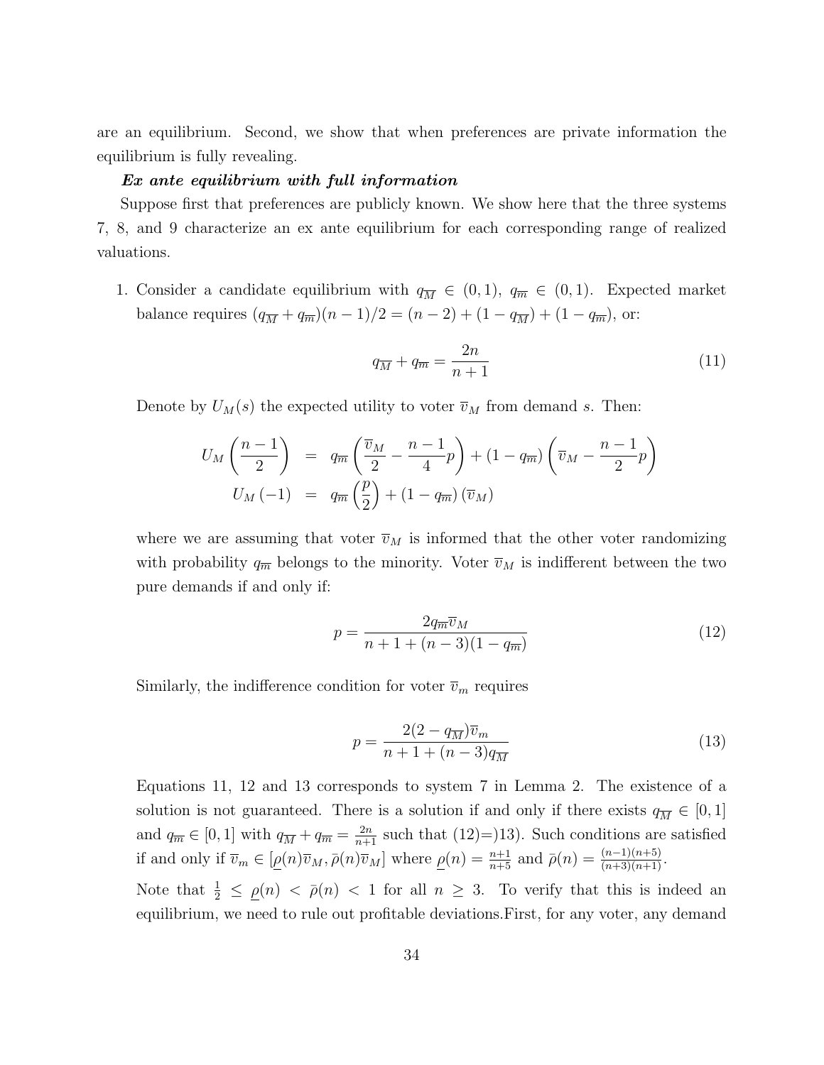are an equilibrium. Second, we show that when preferences are private information the equilibrium is fully revealing.

***Ex ante equilibrium with full information***

Suppose first that preferences are publicly known. We show here that the three systems 7, 8, and 9 characterize an ex ante equilibrium for each corresponding range of realized valuations.

1. Consider a candidate equilibrium with $q_{\overline{M}} \in (0,1)$, $q_{\overline{m}} \in (0,1)$. Expected market balance requires $(q_{\overline{M}} + q_{\overline{m}})(n-1)/2 = (n-2) + (1-q_{\overline{M}}) + (1-q_{\overline{m}})$, or:

$$q_{\overline{M}} + q_{\overline{m}} = \frac{2n}{n+1} \tag{11}$$

Denote by $U_M(s)$ the expected utility to voter $\overline{v}_M$ from demand $s$. Then:

$$\begin{aligned} U_M\left(\frac{n-1}{2}\right) &= q_{\overline{m}}\left(\frac{\overline{v}_M}{2} - \frac{n-1}{4}p\right) + (1-q_{\overline{m}})\left(\overline{v}_M - \frac{n-1}{2}p\right) \\ U_M(-1) &= q_{\overline{m}}\left(\frac{p}{2}\right) + (1-q_{\overline{m}})(\overline{v}_M) \end{aligned}$$

where we are assuming that voter $\overline{v}_M$ is informed that the other voter randomizing with probability $q_{\overline{m}}$ belongs to the minority. Voter $\overline{v}_M$ is indifferent between the two pure demands if and only if:

$$p = \frac{2q_{\overline{m}}\overline{v}_M}{n+1+(n-3)(1-q_{\overline{m}})} \tag{12}$$

Similarly, the indifference condition for voter $\overline{v}_m$ requires

$$p = \frac{2(2-q_{\overline{M}})\overline{v}_m}{n+1+(n-3)q_{\overline{M}}} \tag{13}$$

Equations 11, 12 and 13 corresponds to system 7 in Lemma 2. The existence of a solution is not guaranteed. There is a solution if and only if there exists $q_{\overline{M}} \in [0,1]$ and $q_{\overline{m}} \in [0,1]$ with $q_{\overline{M}} + q_{\overline{m}} = \frac{2n}{n+1}$ such that (12)=)13). Such conditions are satisfied if and only if $\overline{v}_m \in [\underline{\rho}(n)\overline{v}_M, \bar{\rho}(n)\overline{v}_M]$ where $\underline{\rho}(n) = \frac{n+1}{n+5}$ and $\bar{\rho}(n) = \frac{(n-1)(n+5)}{(n+3)(n+1)}$.

Note that $\frac{1}{2} \leq \underline{\rho}(n) < \bar{\rho}(n) < 1$ for all $n \geq 3$. To verify that this is indeed an equilibrium, we need to rule out profitable deviations.First, for any voter, any demand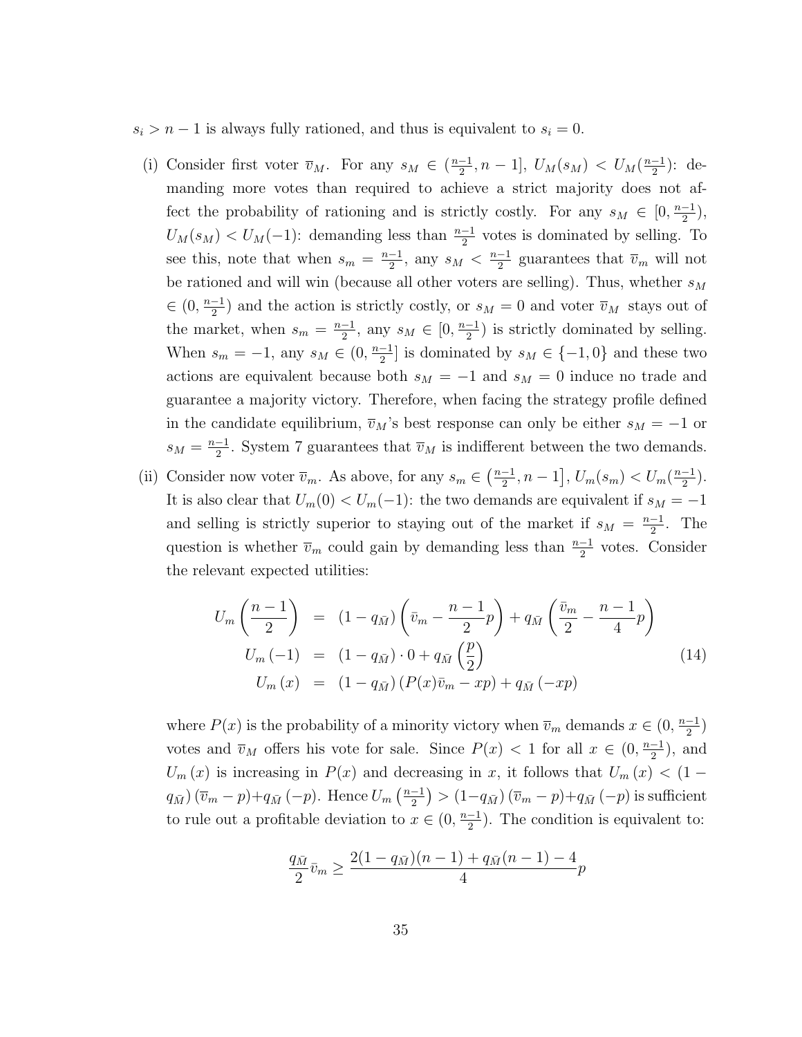$s_i > n-1$ is always fully rationed, and thus is equivalent to $s_i = 0$.

(i) Consider first voter $\overline{v}_M$. For any $s_M \in (\frac{n-1}{2}, n-1]$, $U_M(s_M) < U_M(\frac{n-1}{2})$: demanding more votes than required to achieve a strict majority does not affect the probability of rationing and is strictly costly. For any $s_M \in [0, \frac{n-1}{2})$, $U_M(s_M) < U_M(-1)$: demanding less than $\frac{n-1}{2}$ votes is dominated by selling. To see this, note that when $s_m = \frac{n-1}{2}$, any $s_M < \frac{n-1}{2}$ guarantees that $\overline{v}_m$ will not be rationed and will win (because all other voters are selling). Thus, whether $s_M \in (0, \frac{n-1}{2})$ and the action is strictly costly, or $s_M = 0$ and voter $\overline{v}_M$ stays out of the market, when $s_m = \frac{n-1}{2}$, any $s_M \in [0, \frac{n-1}{2})$ is strictly dominated by selling. When $s_m = -1$, any $s_M \in (0, \frac{n-1}{2}]$ is dominated by $s_M \in \{-1, 0\}$ and these two actions are equivalent because both $s_M = -1$ and $s_M = 0$ induce no trade and guarantee a majority victory. Therefore, when facing the strategy profile defined in the candidate equilibrium, $\overline{v}_M$'s best response can only be either $s_M = -1$ or $s_M = \frac{n-1}{2}$. System 7 guarantees that $\overline{v}_M$ is indifferent between the two demands.

(ii) Consider now voter $\overline{v}_m$. As above, for any $s_m \in \left(\frac{n-1}{2}, n-1\right]$, $U_m(s_m) < U_m(\frac{n-1}{2})$. It is also clear that $U_m(0) < U_m(-1)$: the two demands are equivalent if $s_M = -1$ and selling is strictly superior to staying out of the market if $s_M = \frac{n-1}{2}$. The question is whether $\overline{v}_m$ could gain by demanding less than $\frac{n-1}{2}$ votes. Consider the relevant expected utilities:

$$
\begin{aligned}
U_m\left(\frac{n-1}{2}\right) &= (1-q_{\bar{M}})\left(\bar{v}_m - \frac{n-1}{2}p\right) + q_{\bar{M}}\left(\frac{\bar{v}_m}{2} - \frac{n-1}{4}p\right) \\
U_m(-1) &= (1-q_{\bar{M}}) \cdot 0 + q_{\bar{M}}\left(\frac{p}{2}\right) \\
U_m(x) &= (1-q_{\bar{M}})\left(P(x)\bar{v}_m - xp\right) + q_{\bar{M}}\left(-xp\right)
\end{aligned}
\tag{14}
$$

where $P(x)$ is the probability of a minority victory when $\overline{v}_m$ demands $x \in (0, \frac{n-1}{2})$ votes and $\overline{v}_M$ offers his vote for sale. Since $P(x) < 1$ for all $x \in (0, \frac{n-1}{2})$, and $U_m(x)$ is increasing in $P(x)$ and decreasing in $x$, it follows that $U_m(x) < (1 - q_{\bar{M}})(\overline{v}_m - p) + q_{\bar{M}}(-p)$. Hence $U_m\left(\frac{n-1}{2}\right) > (1-q_{\bar{M}})(\overline{v}_m - p) + q_{\bar{M}}(-p)$ is sufficient to rule out a profitable deviation to $x \in (0, \frac{n-1}{2})$. The condition is equivalent to:

$$
\frac{q_{\bar{M}}}{2}\bar{v}_m \geq \frac{2(1-q_{\bar{M}})(n-1) + q_{\bar{M}}(n-1) - 4}{4}p
$$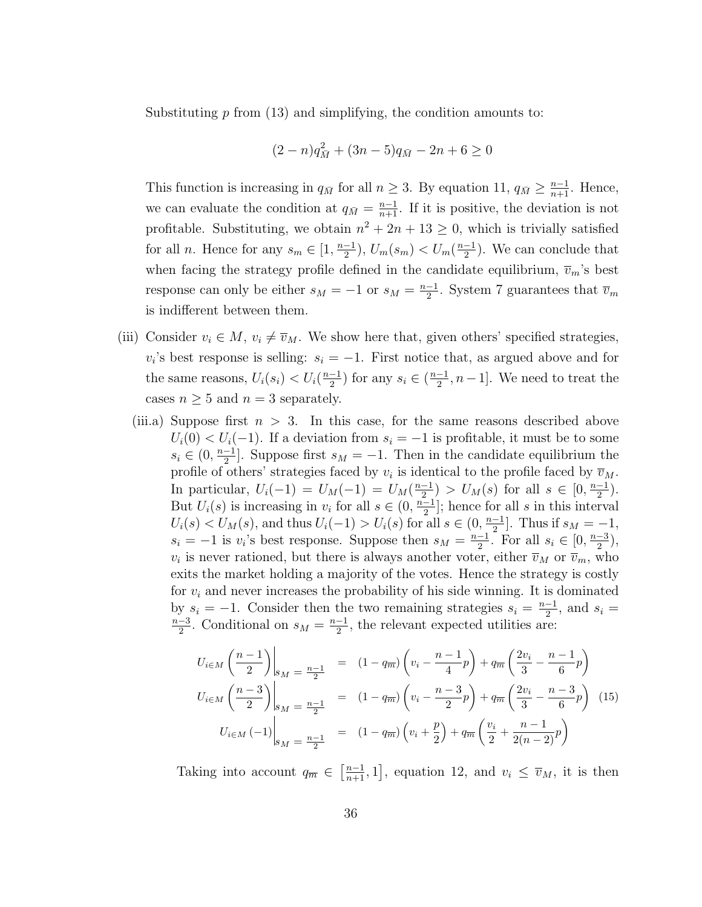Substituting $p$ from (13) and simplifying, the condition amounts to:

$$(2-n)q_{\bar{M}}^2 + (3n-5)q_{\bar{M}} - 2n + 6 \geq 0$$

This function is increasing in $q_{\bar{M}}$ for all $n \geq 3$. By equation 11, $q_{\bar{M}} \geq \frac{n-1}{n+1}$. Hence, we can evaluate the condition at $q_{\bar{M}} = \frac{n-1}{n+1}$. If it is positive, the deviation is not profitable. Substituting, we obtain $n^2 + 2n + 13 \geq 0$, which is trivially satisfied for all $n$. Hence for any $s_m \in [1, \frac{n-1}{2})$, $U_m(s_m) < U_m(\frac{n-1}{2})$. We can conclude that when facing the strategy profile defined in the candidate equilibrium, $\overline{v}_m$'s best response can only be either $s_M = -1$ or $s_M = \frac{n-1}{2}$. System 7 guarantees that $\overline{v}_m$ is indifferent between them.

(iii) Consider $v_i \in M$, $v_i \neq \overline{v}_M$. We show here that, given others' specified strategies, $v_i$'s best response is selling: $s_i = -1$. First notice that, as argued above and for the same reasons, $U_i(s_i) < U_i(\frac{n-1}{2})$ for any $s_i \in (\frac{n-1}{2}, n-1]$. We need to treat the cases $n \geq 5$ and $n = 3$ separately.

(iii.a) Suppose first $n > 3$. In this case, for the same reasons described above $U_i(0) < U_i(-1)$. If a deviation from $s_i = -1$ is profitable, it must be to some $s_i \in (0, \frac{n-1}{2}]$. Suppose first $s_M = -1$. Then in the candidate equilibrium the profile of others' strategies faced by $v_i$ is identical to the profile faced by $\overline{v}_M$. In particular, $U_i(-1) = U_M(-1) = U_M(\frac{n-1}{2}) > U_M(s)$ for all $s \in [0, \frac{n-1}{2})$. But $U_i(s)$ is increasing in $v_i$ for all $s \in (0, \frac{n-1}{2}]$; hence for all $s$ in this interval $U_i(s) < U_M(s)$, and thus $U_i(-1) > U_i(s)$ for all $s \in (0, \frac{n-1}{2}]$. Thus if $s_M = -1$, $s_i = -1$ is $v_i$'s best response. Suppose then $s_M = \frac{n-1}{2}$. For all $s_i \in [0, \frac{n-3}{2})$, $v_i$ is never rationed, but there is always another voter, either $\overline{v}_M$ or $\overline{v}_m$, who exits the market holding a majority of the votes. Hence the strategy is costly for $v_i$ and never increases the probability of his side winning. It is dominated by $s_i = -1$. Consider then the two remaining strategies $s_i = \frac{n-1}{2}$, and $s_i = \frac{n-3}{2}$. Conditional on $s_M = \frac{n-1}{2}$, the relevant expected utilities are:

$$\begin{aligned}
U_{i\in M}\left(\frac{n-1}{2}\right)\bigg|_{s_M=\frac{n-1}{2}} &= (1-q_{\overline{m}})\left(v_i - \frac{n-1}{4}p\right) + q_{\overline{m}}\left(\frac{2v_i}{3} - \frac{n-1}{6}p\right) \\
U_{i\in M}\left(\frac{n-3}{2}\right)\bigg|_{s_M=\frac{n-1}{2}} &= (1-q_{\overline{m}})\left(v_i - \frac{n-3}{2}p\right) + q_{\overline{m}}\left(\frac{2v_i}{3} - \frac{n-3}{6}p\right) \quad (15) \\
U_{i\in M}(-1)\bigg|_{s_M=\frac{n-1}{2}} &= (1-q_{\overline{m}})\left(v_i + \frac{p}{2}\right) + q_{\overline{m}}\left(\frac{v_i}{2} + \frac{n-1}{2(n-2)}p\right)
\end{aligned}$$

Taking into account $q_{\overline{m}} \in \left[\frac{n-1}{n+1}, 1\right]$, equation 12, and $v_i \leq \overline{v}_M$, it is then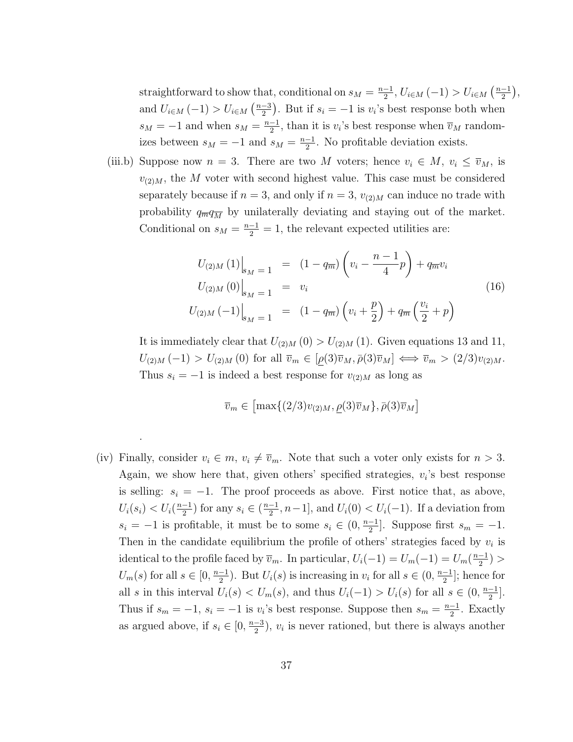straightforward to show that, conditional on $s_M = \frac{n-1}{2}$, $U_{i \in M}(-1) > U_{i \in M}\left(\frac{n-1}{2}\right)$, and $U_{i \in M}(-1) > U_{i \in M}\left(\frac{n-3}{2}\right)$. But if $s_i = -1$ is $v_i$'s best response both when $s_M = -1$ and when $s_M = \frac{n-1}{2}$, than it is $v_i$'s best response when $\overline{v}_M$ randomizes between $s_M = -1$ and $s_M = \frac{n-1}{2}$. No profitable deviation exists.

(iii.b) Suppose now $n = 3$. There are two $M$ voters; hence $v_i \in M$, $v_i \leq \overline{v}_M$, is $v_{(2)M}$, the $M$ voter with second highest value. This case must be considered separately because if $n = 3$, and only if $n = 3$, $v_{(2)M}$ can induce no trade with probability $q_{\overline{m}} q_{\overline{M}}$ by unilaterally deviating and staying out of the market. Conditional on $s_M = \frac{n-1}{2} = 1$, the relevant expected utilities are:

$$
\begin{aligned}
U_{(2)M}(1)\Big|_{s_M = 1} &= (1 - q_{\overline{m}})\left(v_i - \frac{n-1}{4}p\right) + q_{\overline{m}} v_i \\
U_{(2)M}(0)\Big|_{s_M = 1} &= v_i \\
U_{(2)M}(-1)\Big|_{s_M = 1} &= (1 - q_{\overline{m}})\left(v_i + \frac{p}{2}\right) + q_{\overline{m}}\left(\frac{v_i}{2} + p\right)
\end{aligned}
\tag{16}
$$

It is immediately clear that $U_{(2)M}(0) > U_{(2)M}(1)$. Given equations 13 and 11, $U_{(2)M}(-1) > U_{(2)M}(0)$ for all $\overline{v}_m \in [\underline{\rho}(3)\overline{v}_M, \bar{\rho}(3)\overline{v}_M] \iff \overline{v}_m > (2/3)v_{(2)M}$. Thus $s_i = -1$ is indeed a best response for $v_{(2)M}$ as long as

$$
\overline{v}_m \in \left[\max\{(2/3)v_{(2)M}, \underline{\rho}(3)\overline{v}_M\}, \bar{\rho}(3)\overline{v}_M\right]
$$

.

(iv) Finally, consider $v_i \in m$, $v_i \neq \overline{v}_m$. Note that such a voter only exists for $n > 3$. Again, we show here that, given others' specified strategies, $v_i$'s best response is selling: $s_i = -1$. The proof proceeds as above. First notice that, as above, $U_i(s_i) < U_i(\frac{n-1}{2})$ for any $s_i \in (\frac{n-1}{2}, n-1]$, and $U_i(0) < U_i(-1)$. If a deviation from $s_i = -1$ is profitable, it must be to some $s_i \in (0, \frac{n-1}{2}]$. Suppose first $s_m = -1$. Then in the candidate equilibrium the profile of others' strategies faced by $v_i$ is identical to the profile faced by $\overline{v}_m$. In particular, $U_i(-1) = U_m(-1) = U_m(\frac{n-1}{2}) > U_m(s)$ for all $s \in [0, \frac{n-1}{2})$. But $U_i(s)$ is increasing in $v_i$ for all $s \in (0, \frac{n-1}{2}]$; hence for all $s$ in this interval $U_i(s) < U_m(s)$, and thus $U_i(-1) > U_i(s)$ for all $s \in (0, \frac{n-1}{2}]$. Thus if $s_m = -1$, $s_i = -1$ is $v_i$'s best response. Suppose then $s_m = \frac{n-1}{2}$. Exactly as argued above, if $s_i \in [0, \frac{n-3}{2})$, $v_i$ is never rationed, but there is always another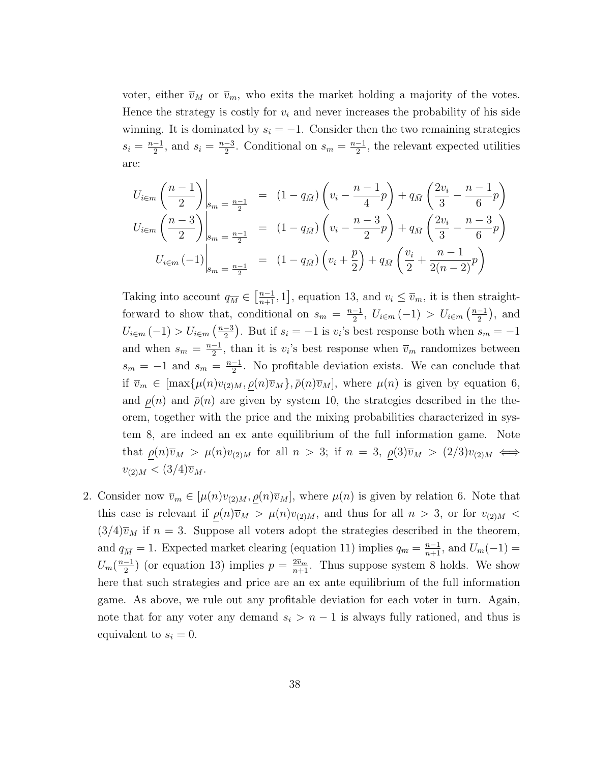voter, either $\overline{v}_M$ or $\overline{v}_m$, who exits the market holding a majority of the votes. Hence the strategy is costly for $v_i$ and never increases the probability of his side winning. It is dominated by $s_i = -1$. Consider then the two remaining strategies $s_i = \frac{n-1}{2}$, and $s_i = \frac{n-3}{2}$. Conditional on $s_m = \frac{n-1}{2}$, the relevant expected utilities are:

$$
\begin{aligned}
U_{i\in m}\left(\frac{n-1}{2}\right)\Bigg|_{s_m=\frac{n-1}{2}} &= (1-q_{\bar{M}})\left(v_i - \frac{n-1}{4}p\right) + q_{\bar{M}}\left(\frac{2v_i}{3} - \frac{n-1}{6}p\right) \\
U_{i\in m}\left(\frac{n-3}{2}\right)\Bigg|_{s_m=\frac{n-1}{2}} &= (1-q_{\bar{M}})\left(v_i - \frac{n-3}{2}p\right) + q_{\bar{M}}\left(\frac{2v_i}{3} - \frac{n-3}{6}p\right) \\
U_{i\in m}(-1)\Bigg|_{s_m=\frac{n-1}{2}} &= (1-q_{\bar{M}})\left(v_i + \frac{p}{2}\right) + q_{\bar{M}}\left(\frac{v_i}{2} + \frac{n-1}{2(n-2)}p\right)
\end{aligned}
$$

Taking into account $q_{\overline{M}} \in \left[\frac{n-1}{n+1}, 1\right]$, equation 13, and $v_i \leq \overline{v}_m$, it is then straightforward to show that, conditional on $s_m = \frac{n-1}{2}$, $U_{i\in m}(-1) > U_{i\in m}\left(\frac{n-1}{2}\right)$, and $U_{i\in m}(-1) > U_{i\in m}\left(\frac{n-3}{2}\right)$. But if $s_i = -1$ is $v_i$'s best response both when $s_m = -1$ and when $s_m = \frac{n-1}{2}$, than it is $v_i$'s best response when $\overline{v}_m$ randomizes between $s_m = -1$ and $s_m = \frac{n-1}{2}$. No profitable deviation exists. We can conclude that if $\overline{v}_m \in [\max\{\mu(n)v_{(2)M}, \underline{\rho}(n)\overline{v}_M\}, \bar{\rho}(n)\overline{v}_M]$, where $\mu(n)$ is given by equation 6, and $\underline{\rho}(n)$ and $\bar{\rho}(n)$ are given by system 10, the strategies described in the theorem, together with the price and the mixing probabilities characterized in system 8, are indeed an ex ante equilibrium of the full information game. Note that $\underline{\rho}(n)\overline{v}_M > \mu(n)v_{(2)M}$ for all $n > 3$; if $n = 3$, $\underline{\rho}(3)\overline{v}_M > (2/3)v_{(2)M} \iff v_{(2)M} < (3/4)\overline{v}_M$.

2. Consider now $\overline{v}_m \in [\mu(n)v_{(2)M}, \underline{\rho}(n)\overline{v}_M]$, where $\mu(n)$ is given by relation 6. Note that this case is relevant if $\underline{\rho}(n)\overline{v}_M > \mu(n)v_{(2)M}$, and thus for all $n > 3$, or for $v_{(2)M} < (3/4)\overline{v}_M$ if $n = 3$. Suppose all voters adopt the strategies described in the theorem, and $q_{\overline{M}} = 1$. Expected market clearing (equation 11) implies $q_{\overline{m}} = \frac{n-1}{n+1}$, and $U_m(-1) = U_m(\frac{n-1}{2})$ (or equation 13) implies $p = \frac{2\overline{v}_m}{n+1}$. Thus suppose system 8 holds. We show here that such strategies and price are an ex ante equilibrium of the full information game. As above, we rule out any profitable deviation for each voter in turn. Again, note that for any voter any demand $s_i > n-1$ is always fully rationed, and thus is equivalent to $s_i = 0$.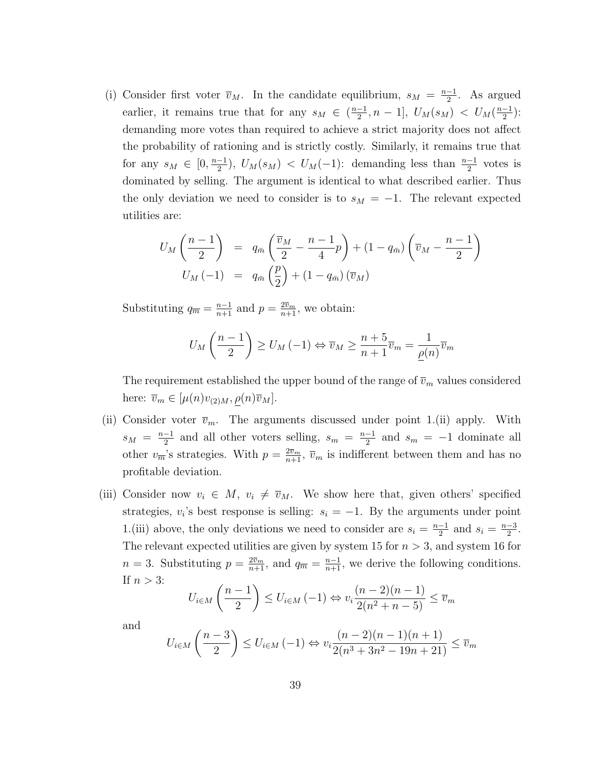(i) Consider first voter $\overline{v}_M$. In the candidate equilibrium, $s_M = \frac{n-1}{2}$. As argued earlier, it remains true that for any $s_M \in (\frac{n-1}{2}, n-1]$, $U_M(s_M) < U_M(\frac{n-1}{2})$: demanding more votes than required to achieve a strict majority does not affect the probability of rationing and is strictly costly. Similarly, it remains true that for any $s_M \in [0, \frac{n-1}{2})$, $U_M(s_M) < U_M(-1)$: demanding less than $\frac{n-1}{2}$ votes is dominated by selling. The argument is identical to what described earlier. Thus the only deviation we need to consider is to $s_M = -1$. The relevant expected utilities are:

$$
\begin{aligned}
U_M\left(\frac{n-1}{2}\right) &= q_{\bar{m}}\left(\frac{\overline{v}_M}{2} - \frac{n-1}{4}p\right) + (1-q_{\bar{m}})\left(\overline{v}_M - \frac{n-1}{2}\right) \\
U_M(-1) &= q_{\bar{m}}\left(\frac{p}{2}\right) + (1-q_{\bar{m}})\left(\overline{v}_M\right)
\end{aligned}
$$

Substituting $q_{\overline{m}} = \frac{n-1}{n+1}$ and $p = \frac{2\overline{v}_m}{n+1}$, we obtain:

$$
U_M\left(\frac{n-1}{2}\right) \geq U_M(-1) \Leftrightarrow \overline{v}_M \geq \frac{n+5}{n+1}\overline{v}_m = \frac{1}{\underline{\rho}(n)}\overline{v}_m
$$

The requirement established the upper bound of the range of $\overline{v}_m$ values considered here: $\overline{v}_m \in [\mu(n)v_{(2)M}, \underline{\rho}(n)\overline{v}_M]$.

(ii) Consider voter $\overline{v}_m$. The arguments discussed under point 1.(ii) apply. With $s_M = \frac{n-1}{2}$ and all other voters selling, $s_m = \frac{n-1}{2}$ and $s_m = -1$ dominate all other $v_{\overline{m}}$'s strategies. With $p = \frac{2\overline{v}_m}{n+1}$, $\overline{v}_m$ is indifferent between them and has no profitable deviation.

(iii) Consider now $v_i \in M$, $v_i \neq \overline{v}_M$. We show here that, given others' specified strategies, $v_i$'s best response is selling: $s_i = -1$. By the arguments under point 1.(iii) above, the only deviations we need to consider are $s_i = \frac{n-1}{2}$ and $s_i = \frac{n-3}{2}$. The relevant expected utilities are given by system 15 for $n > 3$, and system 16 for $n = 3$. Substituting $p = \frac{2\overline{v}_m}{n+1}$, and $q_{\overline{m}} = \frac{n-1}{n+1}$, we derive the following conditions. If $n > 3$:

$$
U_{i\in M}\left(\frac{n-1}{2}\right) \leq U_{i\in M}(-1) \Leftrightarrow v_i\frac{(n-2)(n-1)}{2(n^2+n-5)} \leq \overline{v}_m
$$

and

$$
U_{i\in M}\left(\frac{n-3}{2}\right) \leq U_{i\in M}(-1) \Leftrightarrow v_i\frac{(n-2)(n-1)(n+1)}{2(n^3+3n^2-19n+21)} \leq \overline{v}_m
$$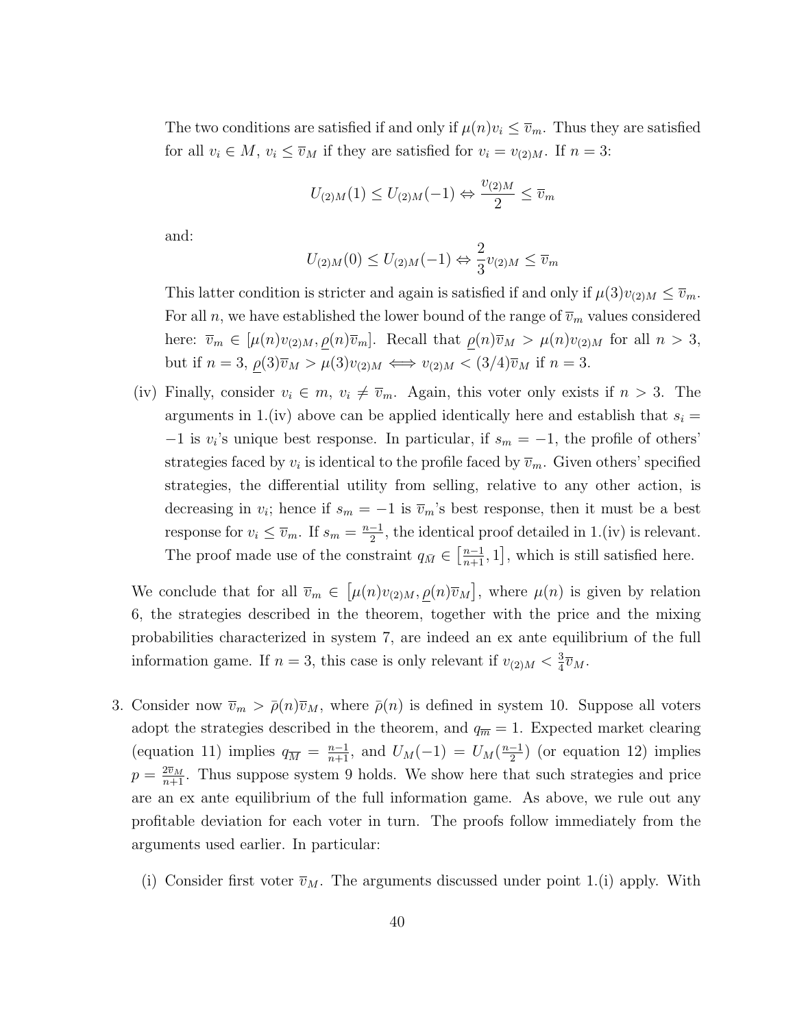The two conditions are satisfied if and only if $\mu(n)v_i \leq \overline{v}_m$. Thus they are satisfied for all $v_i \in M$, $v_i \leq \overline{v}_M$ if they are satisfied for $v_i = v_{(2)M}$. If $n = 3$:

$$U_{(2)M}(1) \leq U_{(2)M}(-1) \Leftrightarrow \frac{v_{(2)M}}{2} \leq \overline{v}_m$$

and:

$$U_{(2)M}(0) \leq U_{(2)M}(-1) \Leftrightarrow \frac{2}{3}v_{(2)M} \leq \overline{v}_m$$

This latter condition is stricter and again is satisfied if and only if $\mu(3)v_{(2)M} \leq \overline{v}_m$. For all $n$, we have established the lower bound of the range of $\overline{v}_m$ values considered here: $\overline{v}_m \in [\mu(n)v_{(2)M}, \underline{\rho}(n)\overline{v}_m]$. Recall that $\underline{\rho}(n)\overline{v}_M > \mu(n)v_{(2)M}$ for all $n > 3$, but if $n = 3$, $\underline{\rho}(3)\overline{v}_M > \mu(3)v_{(2)M} \iff v_{(2)M} < (3/4)\overline{v}_M$ if $n = 3$.

(iv) Finally, consider $v_i \in m$, $v_i \neq \overline{v}_m$. Again, this voter only exists if $n > 3$. The arguments in 1.(iv) above can be applied identically here and establish that $s_i = -1$ is $v_i$'s unique best response. In particular, if $s_m = -1$, the profile of others' strategies faced by $v_i$ is identical to the profile faced by $\overline{v}_m$. Given others' specified strategies, the differential utility from selling, relative to any other action, is decreasing in $v_i$; hence if $s_m = -1$ is $\overline{v}_m$'s best response, then it must be a best response for $v_i \leq \overline{v}_m$. If $s_m = \frac{n-1}{2}$, the identical proof detailed in 1.(iv) is relevant. The proof made use of the constraint $q_{\bar{M}} \in \left[\frac{n-1}{n+1}, 1\right]$, which is still satisfied here.

We conclude that for all $\overline{v}_m \in \left[\mu(n)v_{(2)M}, \underline{\rho}(n)\overline{v}_M\right]$, where $\mu(n)$ is given by relation 6, the strategies described in the theorem, together with the price and the mixing probabilities characterized in system 7, are indeed an ex ante equilibrium of the full information game. If $n = 3$, this case is only relevant if $v_{(2)M} < \frac{3}{4}\overline{v}_M$.

3. Consider now $\overline{v}_m > \bar{\rho}(n)\overline{v}_M$, where $\bar{\rho}(n)$ is defined in system 10. Suppose all voters adopt the strategies described in the theorem, and $q_{\overline{m}} = 1$. Expected market clearing (equation 11) implies $q_{\overline{M}} = \frac{n-1}{n+1}$, and $U_M(-1) = U_M(\frac{n-1}{2})$ (or equation 12) implies $p = \frac{2\overline{v}_M}{n+1}$. Thus suppose system 9 holds. We show here that such strategies and price are an ex ante equilibrium of the full information game. As above, we rule out any profitable deviation for each voter in turn. The proofs follow immediately from the arguments used earlier. In particular:

   (i) Consider first voter $\overline{v}_M$. The arguments discussed under point 1.(i) apply. With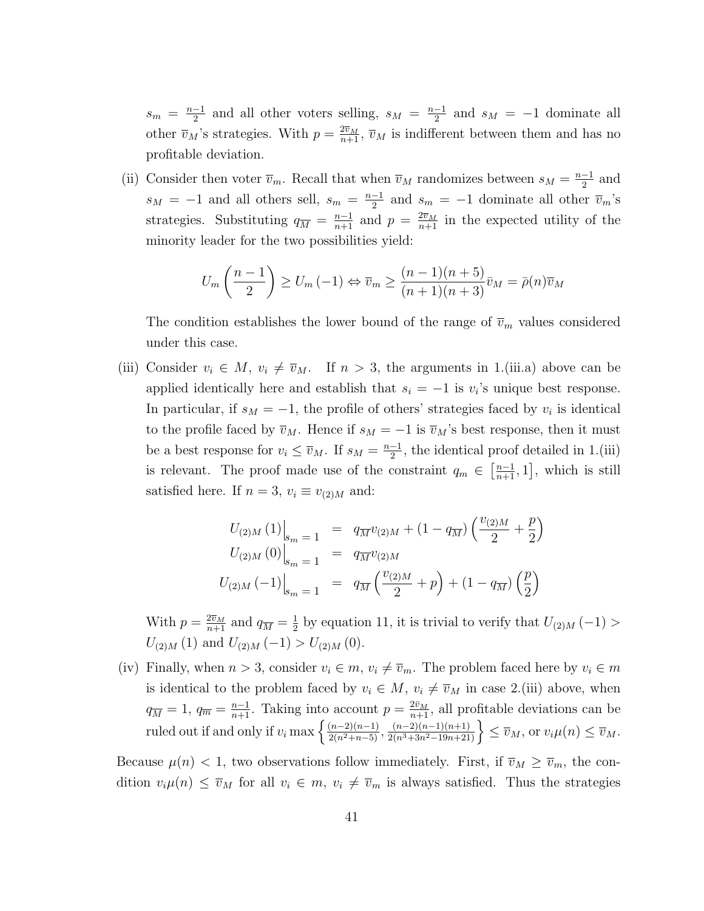$s_m = \frac{n-1}{2}$ and all other voters selling, $s_M = \frac{n-1}{2}$ and $s_M = -1$ dominate all other $\overline{v}_M$'s strategies. With $p = \frac{2\overline{v}_M}{n+1}$, $\overline{v}_M$ is indifferent between them and has no profitable deviation.

(ii) Consider then voter $\overline{v}_m$. Recall that when $\overline{v}_M$ randomizes between $s_M = \frac{n-1}{2}$ and $s_M = -1$ and all others sell, $s_m = \frac{n-1}{2}$ and $s_m = -1$ dominate all other $\overline{v}_m$'s strategies. Substituting $q_{\overline{M}} = \frac{n-1}{n+1}$ and $p = \frac{2\overline{v}_M}{n+1}$ in the expected utility of the minority leader for the two possibilities yield:

$$U_m\left(\frac{n-1}{2}\right) \geq U_m(-1) \Leftrightarrow \overline{v}_m \geq \frac{(n-1)(n+5)}{(n+1)(n+3)}\bar{v}_M = \bar{\rho}(n)\overline{v}_M$$

The condition establishes the lower bound of the range of $\overline{v}_m$ values considered under this case.

(iii) Consider $v_i \in M$, $v_i \neq \overline{v}_M$. If $n > 3$, the arguments in 1.(iii.a) above can be applied identically here and establish that $s_i = -1$ is $v_i$'s unique best response. In particular, if $s_M = -1$, the profile of others' strategies faced by $v_i$ is identical to the profile faced by $\overline{v}_M$. Hence if $s_M = -1$ is $\overline{v}_M$'s best response, then it must be a best response for $v_i \leq \overline{v}_M$. If $s_M = \frac{n-1}{2}$, the identical proof detailed in 1.(iii) is relevant. The proof made use of the constraint $q_m \in \left[\frac{n-1}{n+1}, 1\right]$, which is still satisfied here. If $n = 3$, $v_i \equiv v_{(2)M}$ and:

$$\begin{aligned}
U_{(2)M}(1)\Big|_{s_m=1} &= q_{\overline{M}}v_{(2)M} + (1-q_{\overline{M}})\left(\frac{v_{(2)M}}{2} + \frac{p}{2}\right) \\
U_{(2)M}(0)\Big|_{s_m=1} &= q_{\overline{M}}v_{(2)M} \\
U_{(2)M}(-1)\Big|_{s_m=1} &= q_{\overline{M}}\left(\frac{v_{(2)M}}{2} + p\right) + (1-q_{\overline{M}})\left(\frac{p}{2}\right)
\end{aligned}$$

With $p = \frac{2\overline{v}_M}{n+1}$ and $q_{\overline{M}} = \frac{1}{2}$ by equation 11, it is trivial to verify that $U_{(2)M}(-1) > U_{(2)M}(1)$ and $U_{(2)M}(-1) > U_{(2)M}(0)$.

(iv) Finally, when $n > 3$, consider $v_i \in m$, $v_i \neq \overline{v}_m$. The problem faced here by $v_i \in m$ is identical to the problem faced by $v_i \in M$, $v_i \neq \overline{v}_M$ in case 2.(iii) above, when $q_{\overline{M}} = 1$, $q_{\overline{m}} = \frac{n-1}{n+1}$. Taking into account $p = \frac{2\bar{v}_M}{n+1}$, all profitable deviations can be ruled out if and only if $v_i \max\left\{\frac{(n-2)(n-1)}{2(n^2+n-5)}, \frac{(n-2)(n-1)(n+1)}{2(n^3+3n^2-19n+21)}\right\} \leq \overline{v}_M$, or $v_i\mu(n) \leq \overline{v}_M$.

Because $\mu(n) < 1$, two observations follow immediately. First, if $\overline{v}_M \geq \overline{v}_m$, the condition $v_i\mu(n) \leq \overline{v}_M$ for all $v_i \in m$, $v_i \neq \overline{v}_m$ is always satisfied. Thus the strategies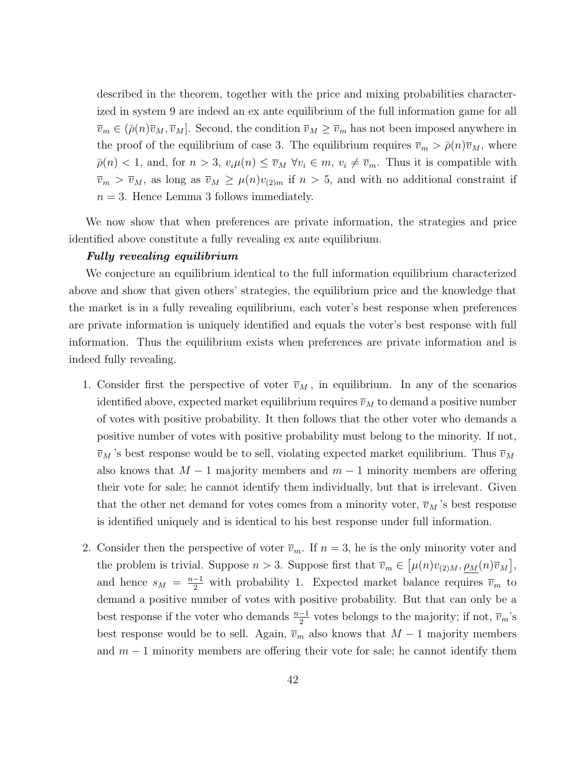described in the theorem, together with the price and mixing probabilities characterized in system 9 are indeed an ex ante equilibrium of the full information game for all $\overline{v}_m \in (\bar{\rho}(n)\overline{v}_M, \overline{v}_M]$. Second, the condition $\overline{v}_M \geq \overline{v}_m$ has not been imposed anywhere in the proof of the equilibrium of case 3. The equilibrium requires $\overline{v}_m > \bar{\rho}(n)\overline{v}_M$, where $\bar{\rho}(n) < 1$, and, for $n > 3$, $v_i\mu(n) \leq \overline{v}_M \ \forall v_i \in m, \ v_i \neq \overline{v}_m$. Thus it is compatible with $\overline{v}_m > \overline{v}_M$, as long as $\overline{v}_M \geq \mu(n)v_{(2)m}$ if $n > 5$, and with no additional constraint if $n = 3$. Hence Lemma 3 follows immediately.

We now show that when preferences are private information, the strategies and price identified above constitute a fully revealing ex ante equilibrium.

***Fully revealing equilibrium***

We conjecture an equilibrium identical to the full information equilibrium characterized above and show that given others' strategies, the equilibrium price and the knowledge that the market is in a fully revealing equilibrium, each voter's best response when preferences are private information is uniquely identified and equals the voter's best response with full information. Thus the equilibrium exists when preferences are private information and is indeed fully revealing.

1. Consider first the perspective of voter $\overline{v}_M$, in equilibrium. In any of the scenarios identified above, expected market equilibrium requires $\overline{v}_M$ to demand a positive number of votes with positive probability. It then follows that the other voter who demands a positive number of votes with positive probability must belong to the minority. If not, $\overline{v}_M$'s best response would be to sell, violating expected market equilibrium. Thus $\overline{v}_M$ also knows that $M-1$ majority members and $m-1$ minority members are offering their vote for sale; he cannot identify them individually, but that is irrelevant. Given that the other net demand for votes comes from a minority voter, $\overline{v}_M$'s best response is identified uniquely and is identical to his best response under full information.

2. Consider then the perspective of voter $\overline{v}_m$. If $n = 3$, he is the only minority voter and the problem is trivial. Suppose $n > 3$. Suppose first that $\overline{v}_m \in \left[\mu(n)v_{(2)M}, \underline{\rho_M}(n)\overline{v}_M\right]$, and hence $s_M = \frac{n-1}{2}$ with probability 1. Expected market balance requires $\overline{v}_m$ to demand a positive number of votes with positive probability. But that can only be a best response if the voter who demands $\frac{n-1}{2}$ votes belongs to the majority; if not, $\overline{v}_m$'s best response would be to sell. Again, $\overline{v}_m$ also knows that $M-1$ majority members and $m-1$ minority members are offering their vote for sale; he cannot identify them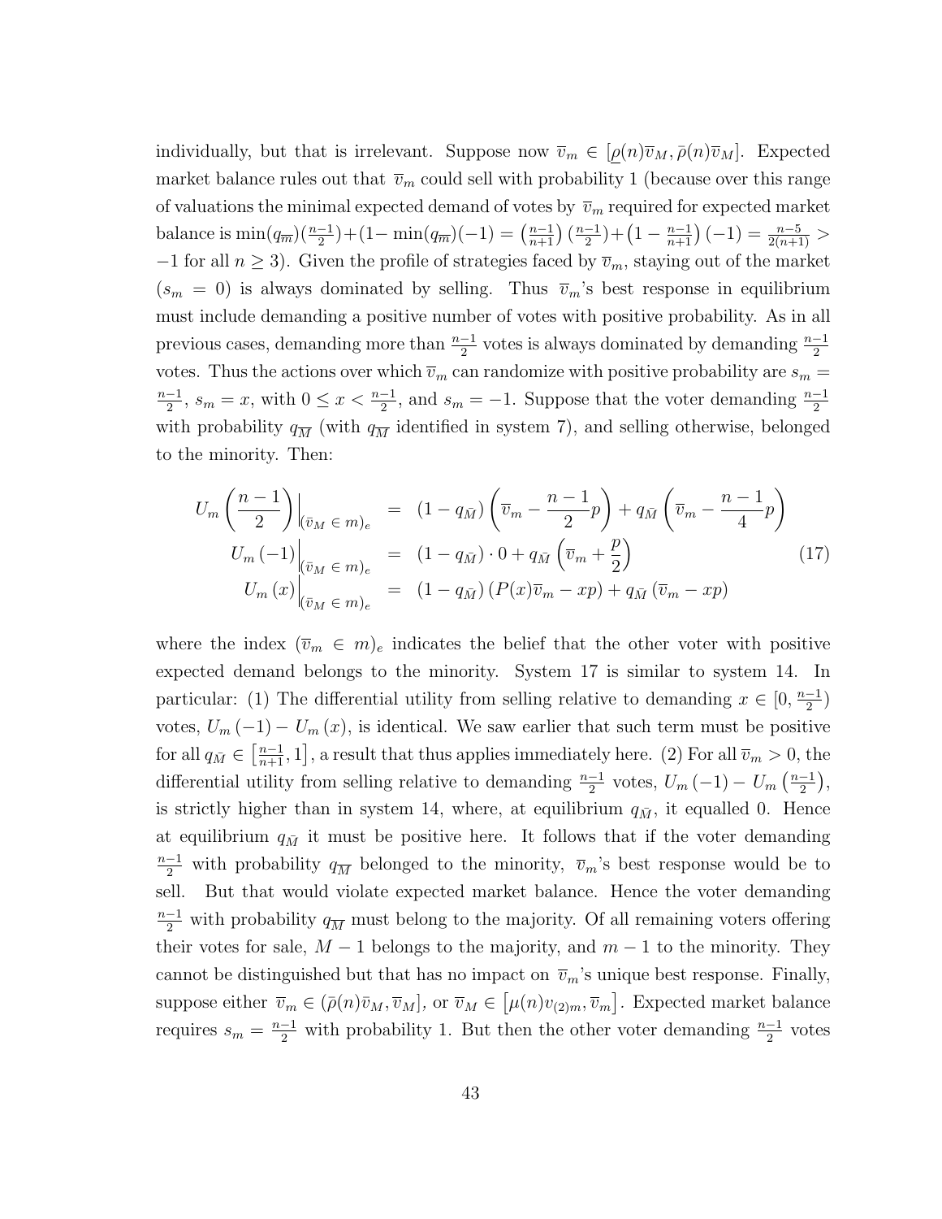individually, but that is irrelevant. Suppose now $\overline{v}_m \in [\underline{\rho}(n)\overline{v}_M, \bar{\rho}(n)\overline{v}_M]$. Expected market balance rules out that $\overline{v}_m$ could sell with probability 1 (because over this range of valuations the minimal expected demand of votes by $\overline{v}_m$ required for expected market balance is $\min(q_{\overline{m}})(\frac{n-1}{2})+(1-\min(q_{\overline{m}})(-1) = \left(\frac{n-1}{n+1}\right)\left(\frac{n-1}{2}\right)+\left(1-\frac{n-1}{n+1}\right)(-1) = \frac{n-5}{2(n+1)} > -1$ for all $n \geq 3$). Given the profile of strategies faced by $\overline{v}_m$, staying out of the market ($s_m = 0$) is always dominated by selling. Thus $\overline{v}_m$'s best response in equilibrium must include demanding a positive number of votes with positive probability. As in all previous cases, demanding more than $\frac{n-1}{2}$ votes is always dominated by demanding $\frac{n-1}{2}$ votes. Thus the actions over which $\overline{v}_m$ can randomize with positive probability are $s_m = \frac{n-1}{2}$, $s_m = x$, with $0 \leq x < \frac{n-1}{2}$, and $s_m = -1$. Suppose that the voter demanding $\frac{n-1}{2}$ with probability $q_{\overline{M}}$ (with $q_{\overline{M}}$ identified in system 7), and selling otherwise, belonged to the minority. Then:

$$
\begin{aligned}
U_m\left(\frac{n-1}{2}\right)\bigg|_{(\overline{v}_M \in m)_e} &= (1-q_{\bar{M}})\left(\overline{v}_m - \frac{n-1}{2}p\right) + q_{\bar{M}}\left(\overline{v}_m - \frac{n-1}{4}p\right) \\
U_m(-1)\bigg|_{(\overline{v}_M \in m)_e} &= (1-q_{\bar{M}}) \cdot 0 + q_{\bar{M}}\left(\overline{v}_m + \frac{p}{2}\right) \\
U_m(x)\bigg|_{(\overline{v}_M \in m)_e} &= (1-q_{\bar{M}})\left(P(x)\overline{v}_m - xp\right) + q_{\bar{M}}\left(\overline{v}_m - xp\right)
\end{aligned}
\qquad (17)
$$

where the index $(\overline{v}_m \in m)_e$ indicates the belief that the other voter with positive expected demand belongs to the minority. System 17 is similar to system 14. In particular: (1) The differential utility from selling relative to demanding $x \in [0, \frac{n-1}{2})$ votes, $U_m(-1) - U_m(x)$, is identical. We saw earlier that such term must be positive for all $q_{\bar{M}} \in \left[\frac{n-1}{n+1}, 1\right]$, a result that thus applies immediately here. (2) For all $\overline{v}_m > 0$, the differential utility from selling relative to demanding $\frac{n-1}{2}$ votes, $U_m(-1) - U_m\left(\frac{n-1}{2}\right)$, is strictly higher than in system 14, where, at equilibrium $q_{\bar{M}}$, it equalled 0. Hence at equilibrium $q_{\bar{M}}$ it must be positive here. It follows that if the voter demanding $\frac{n-1}{2}$ with probability $q_{\overline{M}}$ belonged to the minority, $\overline{v}_m$'s best response would be to sell. But that would violate expected market balance. Hence the voter demanding $\frac{n-1}{2}$ with probability $q_{\overline{M}}$ must belong to the majority. Of all remaining voters offering their votes for sale, $M-1$ belongs to the majority, and $m-1$ to the minority. They cannot be distinguished but that has no impact on $\overline{v}_m$'s unique best response. Finally, suppose either $\overline{v}_m \in (\bar{\rho}(n)\bar{v}_M, \overline{v}_M]$, or $\overline{v}_M \in \left[\mu(n)v_{(2)m}, \overline{v}_m\right]$. Expected market balance requires $s_m = \frac{n-1}{2}$ with probability 1. But then the other voter demanding $\frac{n-1}{2}$ votes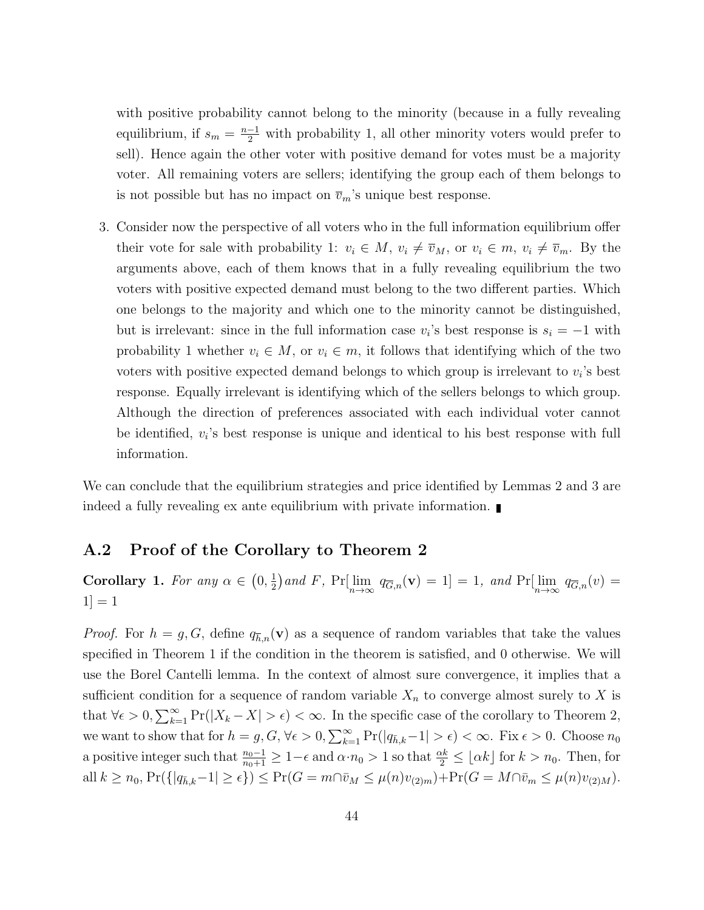with positive probability cannot belong to the minority (because in a fully revealing equilibrium, if $s_m = \frac{n-1}{2}$ with probability 1, all other minority voters would prefer to sell). Hence again the other voter with positive demand for votes must be a majority voter. All remaining voters are sellers; identifying the group each of them belongs to is not possible but has no impact on $\overline{v}_m$'s unique best response.

3. Consider now the perspective of all voters who in the full information equilibrium offer their vote for sale with probability 1: $v_i \in M$, $v_i \neq \overline{v}_M$, or $v_i \in m$, $v_i \neq \overline{v}_m$. By the arguments above, each of them knows that in a fully revealing equilibrium the two voters with positive expected demand must belong to the two different parties. Which one belongs to the majority and which one to the minority cannot be distinguished, but is irrelevant: since in the full information case $v_i$'s best response is $s_i = -1$ with probability 1 whether $v_i \in M$, or $v_i \in m$, it follows that identifying which of the two voters with positive expected demand belongs to which group is irrelevant to $v_i$'s best response. Equally irrelevant is identifying which of the sellers belongs to which group. Although the direction of preferences associated with each individual voter cannot be identified, $v_i$'s best response is unique and identical to his best response with full information.

We can conclude that the equilibrium strategies and price identified by Lemmas 2 and 3 are indeed a fully revealing ex ante equilibrium with private information. ∎

## A.2 Proof of the Corollary to Theorem 2

**Corollary 1.** *For any $\alpha \in \left(0, \frac{1}{2}\right)$ and $F$, $\Pr[\lim_{n\to\infty} q_{\overline{G},n}(\mathbf{v}) = 1] = 1$, and $\Pr[\lim_{n\to\infty} q_{\overline{G},n}(v) = 1] = 1$*

*Proof.* For $h = g, G$, define $q_{\overline{h},n}(\mathbf{v})$ as a sequence of random variables that take the values specified in Theorem 1 if the condition in the theorem is satisfied, and 0 otherwise. We will use the Borel Cantelli lemma. In the context of almost sure convergence, it implies that a sufficient condition for a sequence of random variable $X_n$ to converge almost surely to $X$ is that $\forall \epsilon > 0, \sum_{k=1}^{\infty} \Pr(|X_k - X| > \epsilon) < \infty$. In the specific case of the corollary to Theorem 2, we want to show that for $h = g, G$, $\forall \epsilon > 0, \sum_{k=1}^{\infty} \Pr(|q_{\bar{h},k} - 1| > \epsilon) < \infty$. Fix $\epsilon > 0$. Choose $n_0$ a positive integer such that $\frac{n_0-1}{n_0+1} \geq 1-\epsilon$ and $\alpha \cdot n_0 > 1$ so that $\frac{\alpha k}{2} \leq \lfloor \alpha k \rfloor$ for $k > n_0$. Then, for all $k \geq n_0$, $\Pr(\{|q_{\bar{h},k} - 1| \geq \epsilon\}) \leq \Pr(G = m \cap \bar{v}_M \leq \mu(n) v_{(2)m}) + \Pr(G = M \cap \bar{v}_m \leq \mu(n) v_{(2)M})$.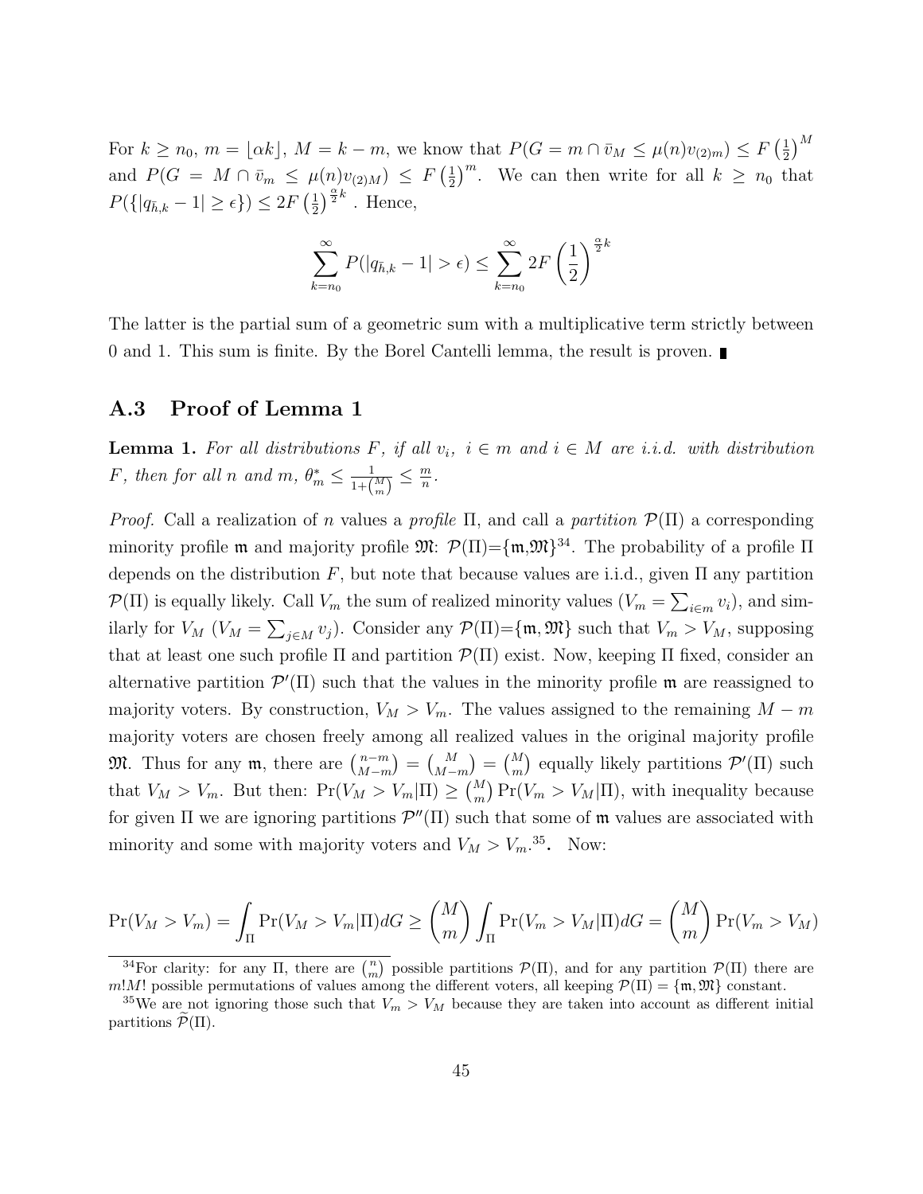For $k \geq n_0$, $m = \lfloor \alpha k \rfloor$, $M = k - m$, we know that $P(G = m \cap \bar{v}_M \leq \mu(n) v_{(2)m}) \leq F\left(\frac{1}{2}\right)^M$ and $P(G = M \cap \bar{v}_m \leq \mu(n) v_{(2)M}) \leq F\left(\frac{1}{2}\right)^m$. We can then write for all $k \geq n_0$ that $P(\{|q_{\bar{h},k} - 1| \geq \epsilon\}) \leq 2F\left(\frac{1}{2}\right)^{\frac{\alpha}{2}k}$. Hence,

$$\sum_{k=n_0}^{\infty} P(|q_{\bar{h},k} - 1| > \epsilon) \leq \sum_{k=n_0}^{\infty} 2F\left(\frac{1}{2}\right)^{\frac{\alpha}{2}k}$$

The latter is the partial sum of a geometric sum with a multiplicative term strictly between 0 and 1. This sum is finite. By the Borel Cantelli lemma, the result is proven. ∎

## A.3 Proof of Lemma 1

**Lemma 1.** *For all distributions $F$, if all $v_i$, $i \in m$ and $i \in M$ are i.i.d. with distribution $F$, then for all $n$ and $m$, $\theta^*_m \leq \frac{1}{1+\binom{M}{m}} \leq \frac{m}{n}$.*

*Proof.* Call a realization of $n$ values a *profile* $\Pi$, and call a *partition* $\mathcal{P}(\Pi)$ a corresponding minority profile $\mathfrak{m}$ and majority profile $\mathfrak{M}$: $\mathcal{P}(\Pi)$=$\{\mathfrak{m},\mathfrak{M}\}$[34]. The probability of a profile $\Pi$ depends on the distribution $F$, but note that because values are i.i.d., given $\Pi$ any partition $\mathcal{P}(\Pi)$ is equally likely. Call $V_m$ the sum of realized minority values ($V_m = \sum_{i \in m} v_i$), and similarly for $V_M$ ($V_M = \sum_{j \in M} v_j$). Consider any $\mathcal{P}(\Pi)$=$\{\mathfrak{m},\mathfrak{M}\}$ such that $V_m > V_M$, supposing that at least one such profile $\Pi$ and partition $\mathcal{P}(\Pi)$ exist. Now, keeping $\Pi$ fixed, consider an alternative partition $\mathcal{P}'(\Pi)$ such that the values in the minority profile $\mathfrak{m}$ are reassigned to majority voters. By construction, $V_M > V_m$. The values assigned to the remaining $M - m$ majority voters are chosen freely among all realized values in the original majority profile $\mathfrak{M}$. Thus for any $\mathfrak{m}$, there are $\binom{n-m}{M-m} = \binom{M}{M-m} = \binom{M}{m}$ equally likely partitions $\mathcal{P}'(\Pi)$ such that $V_M > V_m$. But then: $\Pr(V_M > V_m|\Pi) \geq \binom{M}{m} \Pr(V_m > V_M|\Pi)$, with inequality because for given $\Pi$ we are ignoring partitions $\mathcal{P}''(\Pi)$ such that some of $\mathfrak{m}$ values are associated with minority and some with majority voters and $V_M > V_m$.[35]. Now:

$$\Pr(V_M > V_m) = \int_{\Pi} \Pr(V_M > V_m|\Pi) dG \geq \binom{M}{m} \int_{\Pi} \Pr(V_m > V_M|\Pi) dG = \binom{M}{m} \Pr(V_m > V_M)$$

---

[34] For clarity: for any $\Pi$, there are $\binom{n}{m}$ possible partitions $\mathcal{P}(\Pi)$, and for any partition $\mathcal{P}(\Pi)$ there are $m!M!$ possible permutations of values among the different voters, all keeping $\mathcal{P}(\Pi) = \{\mathfrak{m},\mathfrak{M}\}$ constant.

[35] We are not ignoring those such that $V_m > V_M$ because they are taken into account as different initial partitions $\widetilde{\mathcal{P}}(\Pi)$.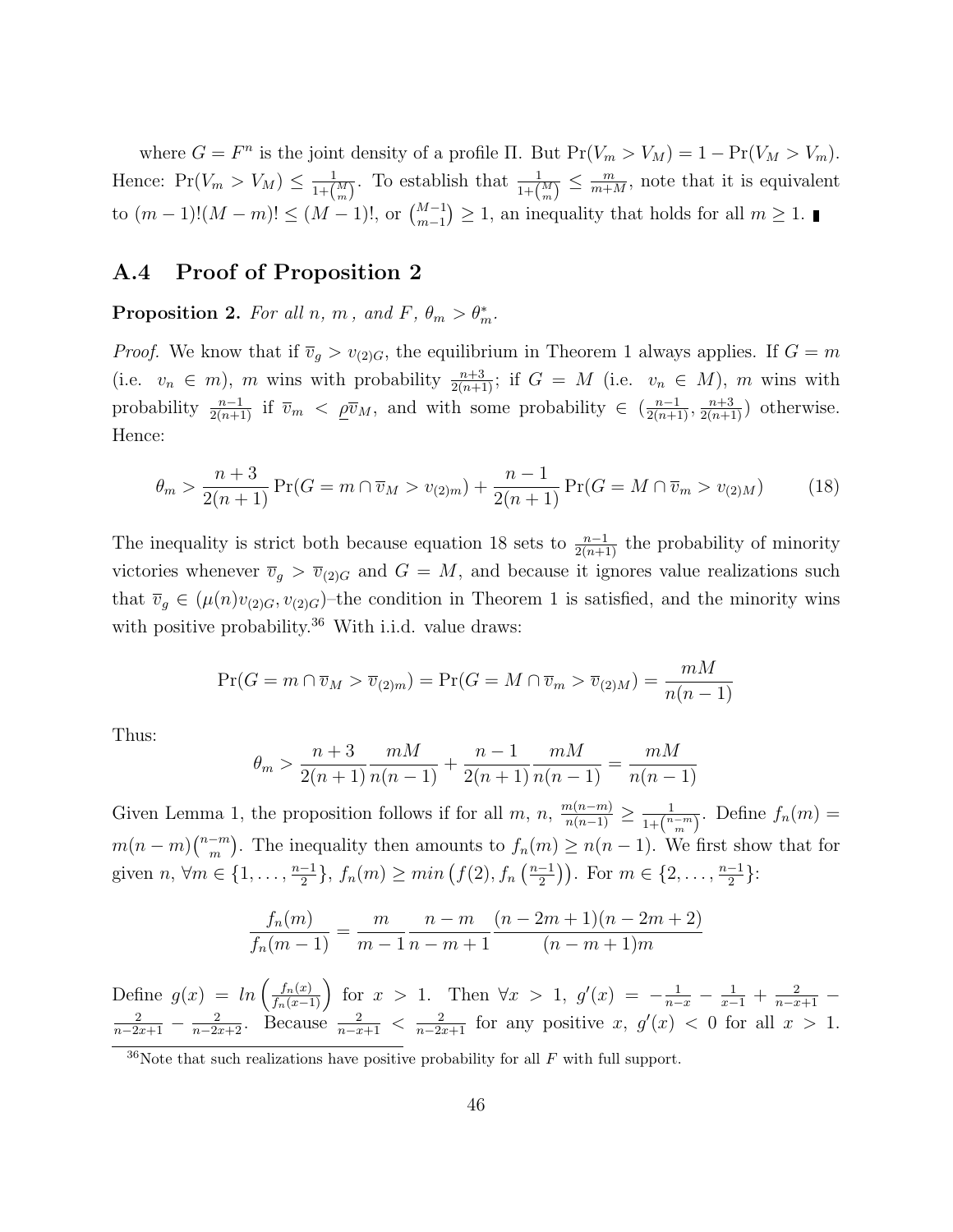where $G = F^n$ is the joint density of a profile $\Pi$. But $\Pr(V_m > V_M) = 1 - \Pr(V_M > V_m)$. Hence: $\Pr(V_m > V_M) \leq \frac{1}{1+\binom{M}{m}}$. To establish that $\frac{1}{1+\binom{M}{m}} \leq \frac{m}{m+M}$, note that it is equivalent to $(m-1)!(M-m)! \leq (M-1)!$, or $\binom{M-1}{m-1} \geq 1$, an inequality that holds for all $m \geq 1$. ∎

## A.4 Proof of Proposition 2

**Proposition 2.** *For all $n$, $m$, and $F$, $\theta_m > \theta_m^*$.*

*Proof.* We know that if $\overline{v}_g > v_{(2)G}$, the equilibrium in Theorem 1 always applies. If $G = m$ (i.e. $v_n \in m$), $m$ wins with probability $\frac{n+3}{2(n+1)}$; if $G = M$ (i.e. $v_n \in M$), $m$ wins with probability $\frac{n-1}{2(n+1)}$ if $\overline{v}_m < \underline{\rho}\overline{v}_M$, and with some probability $\in (\frac{n-1}{2(n+1)}, \frac{n+3}{2(n+1)})$ otherwise. Hence:

$$\theta_m > \frac{n+3}{2(n+1)} \Pr(G = m \cap \overline{v}_M > v_{(2)m}) + \frac{n-1}{2(n+1)} \Pr(G = M \cap \overline{v}_m > v_{(2)M}) \tag{18}$$

The inequality is strict both because equation 18 sets to $\frac{n-1}{2(n+1)}$ the probability of minority victories whenever $\overline{v}_g > \overline{v}_{(2)G}$ and $G = M$, and because it ignores value realizations such that $\overline{v}_g \in (\mu(n)v_{(2)G}, v_{(2)G})$–the condition in Theorem 1 is satisfied, and the minority wins with positive probability.[36] With i.i.d. value draws:

$$\Pr(G = m \cap \overline{v}_M > \overline{v}_{(2)m}) = \Pr(G = M \cap \overline{v}_m > \overline{v}_{(2)M}) = \frac{mM}{n(n-1)}$$

Thus:

$$\theta_m > \frac{n+3}{2(n+1)} \frac{mM}{n(n-1)} + \frac{n-1}{2(n+1)} \frac{mM}{n(n-1)} = \frac{mM}{n(n-1)}$$

Given Lemma 1, the proposition follows if for all $m$, $n$, $\frac{m(n-m)}{n(n-1)} \geq \frac{1}{1+\binom{n-m}{m}}$. Define $f_n(m) = m(n-m)\binom{n-m}{m}$. The inequality then amounts to $f_n(m) \geq n(n-1)$. We first show that for given $n$, $\forall m \in \{1, \ldots, \frac{n-1}{2}\}$, $f_n(m) \geq min\left(f(2), f_n\left(\frac{n-1}{2}\right)\right)$. For $m \in \{2, \ldots, \frac{n-1}{2}\}$:

$$\frac{f_n(m)}{f_n(m-1)} = \frac{m}{m-1} \frac{n-m}{n-m+1} \frac{(n-2m+1)(n-2m+2)}{(n-m+1)m}$$

Define $g(x) = ln\left(\frac{f_n(x)}{f_n(x-1)}\right)$ for $x > 1$. Then $\forall x > 1$, $g'(x) = -\frac{1}{n-x} - \frac{1}{x-1} + \frac{2}{n-x+1} - \frac{2}{n-2x+1} - \frac{2}{n-2x+2}$. Because $\frac{2}{n-x+1} < \frac{2}{n-2x+1}$ for any positive $x$, $g'(x) < 0$ for all $x > 1$.

[36] Note that such realizations have positive probability for all $F$ with full support.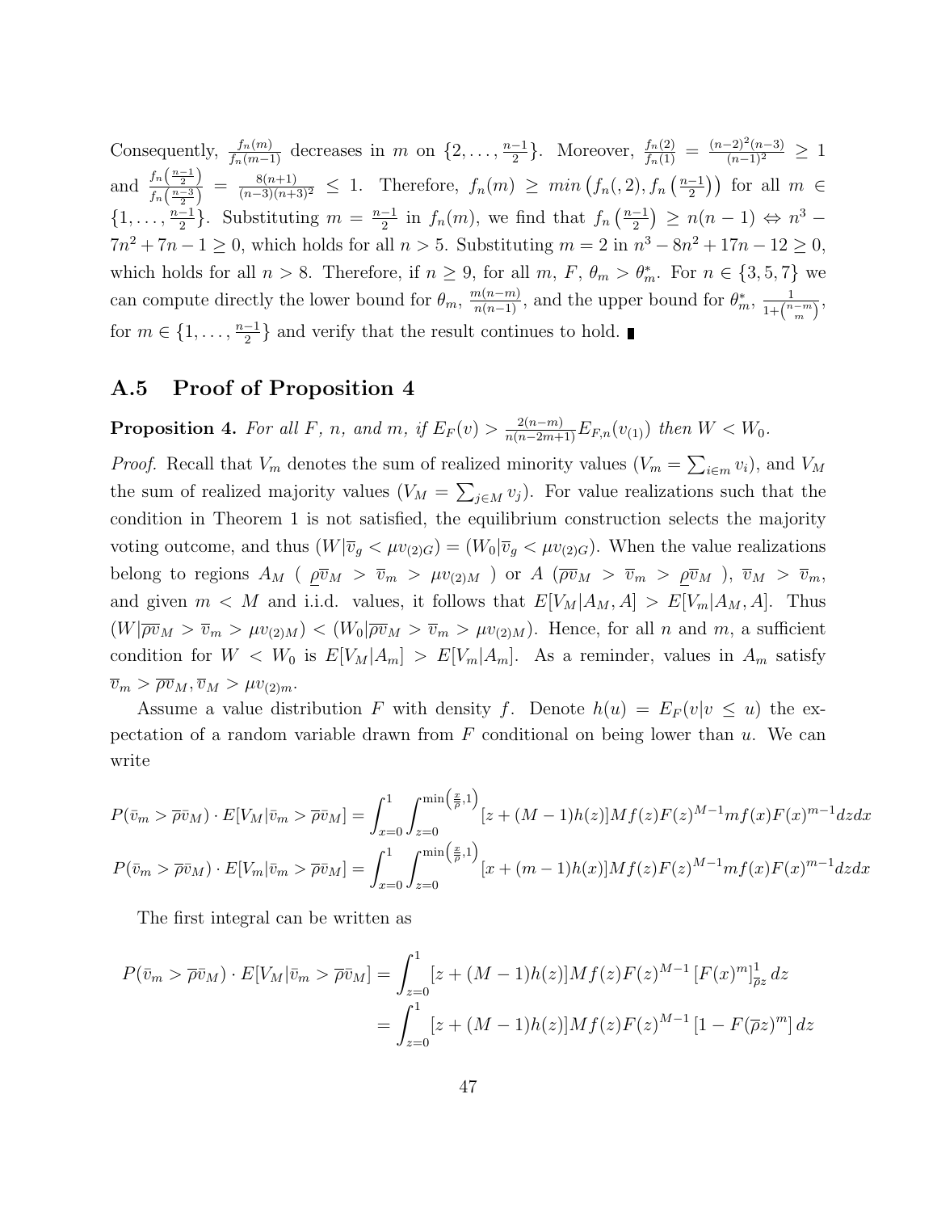Consequently, $\frac{f_n(m)}{f_n(m-1)}$ decreases in $m$ on $\{2, \ldots, \frac{n-1}{2}\}$. Moreover, $\frac{f_n(2)}{f_n(1)} = \frac{(n-2)^2(n-3)}{(n-1)^2} \geq 1$ and $\frac{f_n\left(\frac{n-1}{2}\right)}{f_n\left(\frac{n-3}{2}\right)} = \frac{8(n+1)}{(n-3)(n+3)^2} \leq 1$. Therefore, $f_n(m) \geq min\left(f_n(,2), f_n\left(\frac{n-1}{2}\right)\right)$ for all $m \in \{1, \ldots, \frac{n-1}{2}\}$. Substituting $m = \frac{n-1}{2}$ in $f_n(m)$, we find that $f_n\left(\frac{n-1}{2}\right) \geq n(n-1) \Leftrightarrow n^3 - 7n^2 + 7n - 1 \geq 0$, which holds for all $n > 5$. Substituting $m = 2$ in $n^3 - 8n^2 + 17n - 12 \geq 0$, which holds for all $n > 8$. Therefore, if $n \geq 9$, for all $m$, $F$, $\theta_m > \theta_m^*$. For $n \in \{3, 5, 7\}$ we can compute directly the lower bound for $\theta_m$, $\frac{m(n-m)}{n(n-1)}$, and the upper bound for $\theta_m^*$, $\frac{1}{1+\binom{n-m}{m}}$, for $m \in \{1, \ldots, \frac{n-1}{2}\}$ and verify that the result continues to hold. ∎

## A.5 Proof of Proposition 4

**Proposition 4.** *For all $F$, $n$, and $m$, if $E_F(v) > \frac{2(n-m)}{n(n-2m+1)} E_{F,n}(v_{(1)})$ then $W < W_0$.*

*Proof.* Recall that $V_m$ denotes the sum of realized minority values ($V_m = \sum_{i \in m} v_i$), and $V_M$ the sum of realized majority values ($V_M = \sum_{j \in M} v_j$). For value realizations such that the condition in Theorem 1 is not satisfied, the equilibrium construction selects the majority voting outcome, and thus $(W|\overline{v}_g < \mu v_{(2)G}) = (W_0|\overline{v}_g < \mu v_{(2)G})$. When the value realizations belong to regions $A_M$ ( $\underline{\rho}\overline{v}_M > \overline{v}_m > \mu v_{(2)M}$ ) or $A$ ($\overline{\rho}\overline{v}_M > \overline{v}_m > \underline{\rho}\overline{v}_M$ ), $\overline{v}_M > \overline{v}_m$, and given $m < M$ and i.i.d. values, it follows that $E[V_M|A_M, A] > E[V_m|A_M, A]$. Thus $(W|\overline{\rho}\overline{v}_M > \overline{v}_m > \mu v_{(2)M}) < (W_0|\overline{\rho}\overline{v}_M > \overline{v}_m > \mu v_{(2)M})$. Hence, for all $n$ and $m$, a sufficient condition for $W < W_0$ is $E[V_M|A_m] > E[V_m|A_m]$. As a reminder, values in $A_m$ satisfy $\overline{v}_m > \overline{\rho}\overline{v}_M, \overline{v}_M > \mu v_{(2)m}$.

Assume a value distribution $F$ with density $f$. Denote $h(u) = E_F(v|v \leq u)$ the expectation of a random variable drawn from $F$ conditional on being lower than $u$. We can write

$$P(\bar{v}_m > \overline{\rho}\bar{v}_M) \cdot E[V_M|\bar{v}_m > \overline{\rho}\bar{v}_M] = \int_{x=0}^{1} \int_{z=0}^{\min\left(\frac{x}{\overline{\rho}},1\right)} [z + (M-1)h(z)]Mf(z)F(z)^{M-1}mf(x)F(x)^{m-1}dzdx$$

$$P(\bar{v}_m > \overline{\rho}\bar{v}_M) \cdot E[V_m|\bar{v}_m > \overline{\rho}\bar{v}_M] = \int_{x=0}^{1} \int_{z=0}^{\min\left(\frac{x}{\overline{\rho}},1\right)} [x + (m-1)h(x)]Mf(z)F(z)^{M-1}mf(x)F(x)^{m-1}dzdx$$

The first integral can be written as

$$\begin{aligned}
P(\bar{v}_m > \overline{\rho}\bar{v}_M) \cdot E[V_M|\bar{v}_m > \overline{\rho}\bar{v}_M] &= \int_{z=0}^{1} [z + (M-1)h(z)]Mf(z)F(z)^{M-1} \left[F(x)^m\right]_{\overline{\rho}z}^{1} dz \\
&= \int_{z=0}^{1} [z + (M-1)h(z)]Mf(z)F(z)^{M-1} \left[1 - F(\overline{\rho}z)^m\right] dz
\end{aligned}$$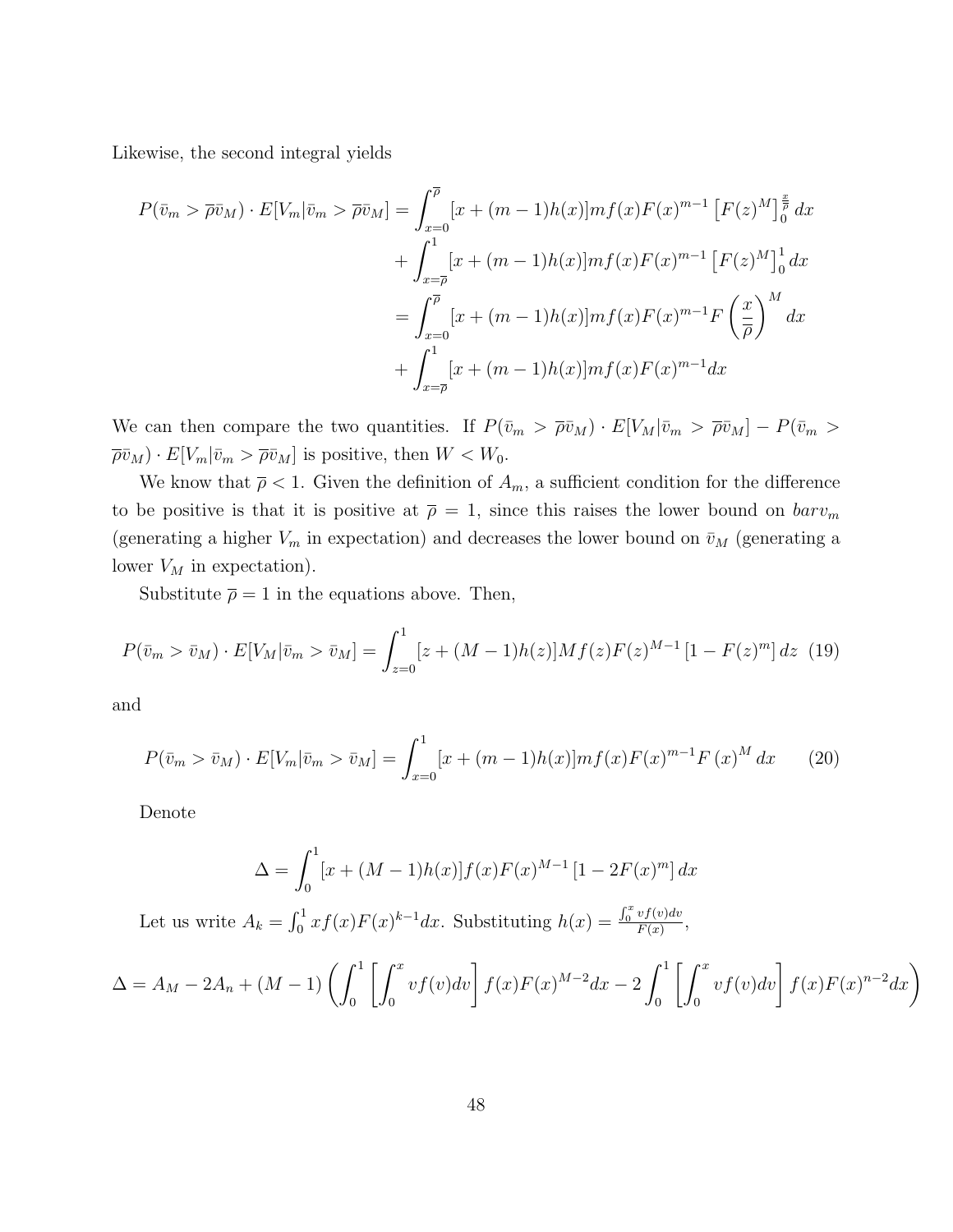Likewise, the second integral yields

$$
\begin{aligned}
P(\bar{v}_m > \overline{\rho}\bar{v}_M) \cdot E[V_m|\bar{v}_m > \overline{\rho}\bar{v}_M] &= \int_{x=0}^{\overline{\rho}} [x + (m-1)h(x)] m f(x) F(x)^{m-1} \left[F(z)^M\right]_0^{\frac{x}{\overline{\rho}}} dx \\
&+ \int_{x=\overline{\rho}}^{1} [x + (m-1)h(x)] m f(x) F(x)^{m-1} \left[F(z)^M\right]_0^{1} dx \\
&= \int_{x=0}^{\overline{\rho}} [x + (m-1)h(x)] m f(x) F(x)^{m-1} F\left(\frac{x}{\overline{\rho}}\right)^M dx \\
&+ \int_{x=\overline{\rho}}^{1} [x + (m-1)h(x)] m f(x) F(x)^{m-1} dx
\end{aligned}
$$

We can then compare the two quantities. If $P(\bar{v}_m > \overline{\rho}\bar{v}_M) \cdot E[V_M|\bar{v}_m > \overline{\rho}\bar{v}_M] - P(\bar{v}_m > \overline{\rho}\bar{v}_M) \cdot E[V_m|\bar{v}_m > \overline{\rho}\bar{v}_M]$ is positive, then $W < W_0$.

We know that $\overline{\rho} < 1$. Given the definition of $A_m$, a sufficient condition for the difference to be positive is that it is positive at $\overline{\rho} = 1$, since this raises the lower bound on $barv_m$ (generating a higher $V_m$ in expectation) and decreases the lower bound on $\bar{v}_M$ (generating a lower $V_M$ in expectation).

Substitute $\overline{\rho} = 1$ in the equations above. Then,

$$
P(\bar{v}_m > \bar{v}_M) \cdot E[V_M|\bar{v}_m > \bar{v}_M] = \int_{z=0}^{1} [z + (M-1)h(z)] M f(z) F(z)^{M-1} \left[1 - F(z)^m\right] dz \quad (19)
$$

and

$$
P(\bar{v}_m > \bar{v}_M) \cdot E[V_m|\bar{v}_m > \bar{v}_M] = \int_{x=0}^{1} [x + (m-1)h(x)] m f(x) F(x)^{m-1} F(x)^M dx \quad (20)
$$

Denote

$$
\Delta = \int_0^1 [x + (M-1)h(x)] f(x) F(x)^{M-1} \left[1 - 2F(x)^m\right] dx
$$

Let us write $A_k = \int_0^1 x f(x) F(x)^{k-1} dx$. Substituting $h(x) = \frac{\int_0^x v f(v) dv}{F(x)}$,

$$
\Delta = A_M - 2A_n + (M-1)\left(\int_0^1 \left[\int_0^x v f(v) dv\right] f(x) F(x)^{M-2} dx - 2\int_0^1 \left[\int_0^x v f(v) dv\right] f(x) F(x)^{n-2} dx\right)
$$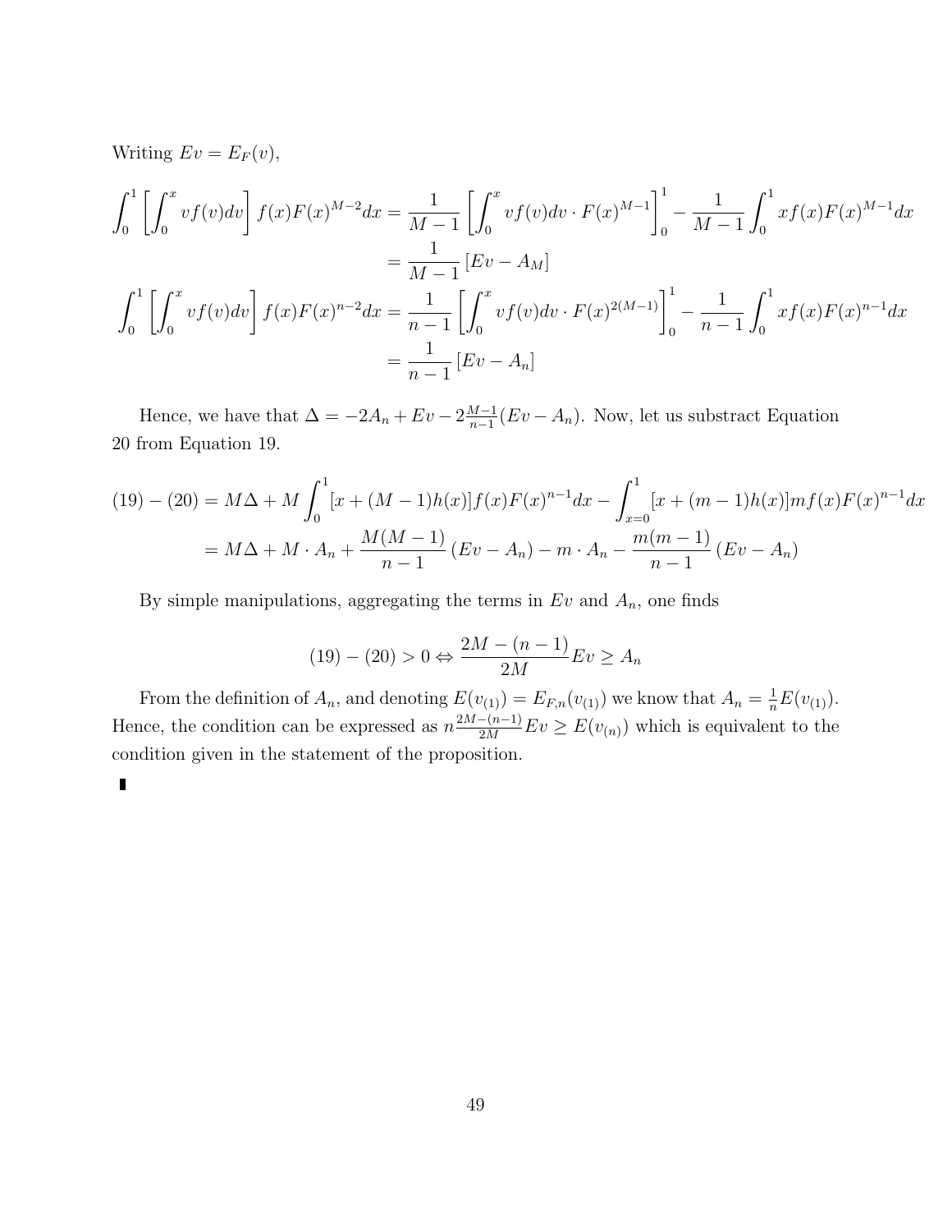Writing $Ev = E_F(v)$,

$$
\begin{aligned}
\int_0^1 \left[\int_0^x v f(v) dv\right] f(x) F(x)^{M-2} dx &= \frac{1}{M-1}\left[\int_0^x v f(v) dv \cdot F(x)^{M-1}\right]_0^1 - \frac{1}{M-1}\int_0^1 x f(x) F(x)^{M-1} dx \\
&= \frac{1}{M-1}\left[Ev - A_M\right] \\
\int_0^1 \left[\int_0^x v f(v) dv\right] f(x) F(x)^{n-2} dx &= \frac{1}{n-1}\left[\int_0^x v f(v) dv \cdot F(x)^{2(M-1)}\right]_0^1 - \frac{1}{n-1}\int_0^1 x f(x) F(x)^{n-1} dx \\
&= \frac{1}{n-1}\left[Ev - A_n\right]
\end{aligned}
$$

Hence, we have that $\Delta = -2A_n + Ev - 2\frac{M-1}{n-1}(Ev - A_n)$. Now, let us substract Equation 20 from Equation 19.

$$
\begin{aligned}
(19) - (20) &= M\Delta + M\int_0^1 [x + (M-1)h(x)] f(x) F(x)^{n-1} dx - \int_{x=0}^1 [x + (m-1)h(x)] m f(x) F(x)^{n-1} dx \\
&= M\Delta + M \cdot A_n + \frac{M(M-1)}{n-1}(Ev - A_n) - m \cdot A_n - \frac{m(m-1)}{n-1}(Ev - A_n)
\end{aligned}
$$

By simple manipulations, aggregating the terms in $Ev$ and $A_n$, one finds

$$
(19) - (20) > 0 \Leftrightarrow \frac{2M - (n-1)}{2M} Ev \geq A_n
$$

From the definition of $A_n$, and denoting $E(v_{(1)}) = E_{F,n}(v_{(1)})$ we know that $A_n = \frac{1}{n}E(v_{(1)})$. Hence, the condition can be expressed as $n\frac{2M-(n-1)}{2M}Ev \geq E(v_{(n)})$ which is equivalent to the condition given in the statement of the proposition.

∎